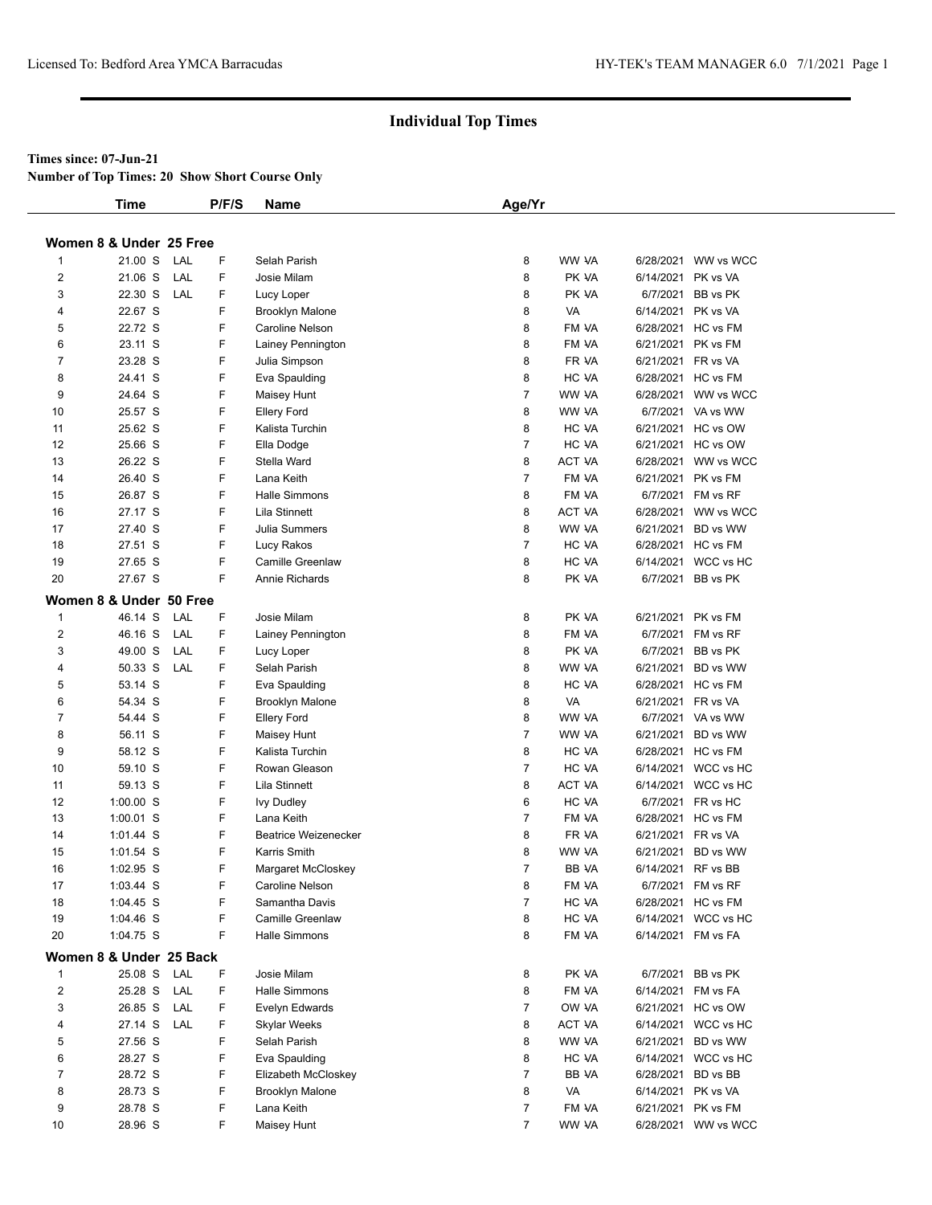# Individual Top Times

**Times since: 07-Jun-21**

**Number of Top Times: 20 Show Short Course Only**

| | Time | | P/F/S | Name | Age/Yr | | | Date | Meet |
|---|---|---|---|---|---|---|---|---|---|
| **Women 8 & Under 25 Free** | | | | | | | | | |
| 1 | 21.00 S | LAL | F | Selah Parish | 8 | WW | VA | 6/28/2021 | WW vs WCC |
| 2 | 21.06 S | LAL | F | Josie Milam | 8 | PK | VA | 6/14/2021 | PK vs VA |
| 3 | 22.30 S | LAL | F | Lucy Loper | 8 | PK | VA | 6/7/2021 | BB vs PK |
| 4 | 22.67 S | | F | Brooklyn Malone | 8 | VA | | 6/14/2021 | PK vs VA |
| 5 | 22.72 S | | F | Caroline Nelson | 8 | FM | VA | 6/28/2021 | HC vs FM |
| 6 | 23.11 S | | F | Lainey Pennington | 8 | FM | VA | 6/21/2021 | PK vs FM |
| 7 | 23.28 S | | F | Julia Simpson | 8 | FR | VA | 6/21/2021 | FR vs VA |
| 8 | 24.41 S | | F | Eva Spaulding | 8 | HC | VA | 6/28/2021 | HC vs FM |
| 9 | 24.64 S | | F | Maisey Hunt | 7 | WW | VA | 6/28/2021 | WW vs WCC |
| 10 | 25.57 S | | F | Ellery Ford | 8 | WW | VA | 6/7/2021 | VA vs WW |
| 11 | 25.62 S | | F | Kalista Turchin | 8 | HC | VA | 6/21/2021 | HC vs OW |
| 12 | 25.66 S | | F | Ella Dodge | 7 | HC | VA | 6/21/2021 | HC vs OW |
| 13 | 26.22 S | | F | Stella Ward | 8 | ACT | VA | 6/28/2021 | WW vs WCC |
| 14 | 26.40 S | | F | Lana Keith | 7 | FM | VA | 6/21/2021 | PK vs FM |
| 15 | 26.87 S | | F | Halle Simmons | 8 | FM | VA | 6/7/2021 | FM vs RF |
| 16 | 27.17 S | | F | Lila Stinnett | 8 | ACT | VA | 6/28/2021 | WW vs WCC |
| 17 | 27.40 S | | F | Julia Summers | 8 | WW | VA | 6/21/2021 | BD vs WW |
| 18 | 27.51 S | | F | Lucy Rakos | 7 | HC | VA | 6/28/2021 | HC vs FM |
| 19 | 27.65 S | | F | Camille Greenlaw | 8 | HC | VA | 6/14/2021 | WCC vs HC |
| 20 | 27.67 S | | F | Annie Richards | 8 | PK | VA | 6/7/2021 | BB vs PK |
| **Women 8 & Under 50 Free** | | | | | | | | | |
| 1 | 46.14 S | LAL | F | Josie Milam | 8 | PK | VA | 6/21/2021 | PK vs FM |
| 2 | 46.16 S | LAL | F | Lainey Pennington | 8 | FM | VA | 6/7/2021 | FM vs RF |
| 3 | 49.00 S | LAL | F | Lucy Loper | 8 | PK | VA | 6/7/2021 | BB vs PK |
| 4 | 50.33 S | LAL | F | Selah Parish | 8 | WW | VA | 6/21/2021 | BD vs WW |
| 5 | 53.14 S | | F | Eva Spaulding | 8 | HC | VA | 6/28/2021 | HC vs FM |
| 6 | 54.34 S | | F | Brooklyn Malone | 8 | VA | | 6/21/2021 | FR vs VA |
| 7 | 54.44 S | | F | Ellery Ford | 8 | WW | VA | 6/7/2021 | VA vs WW |
| 8 | 56.11 S | | F | Maisey Hunt | 7 | WW | VA | 6/21/2021 | BD vs WW |
| 9 | 58.12 S | | F | Kalista Turchin | 8 | HC | VA | 6/28/2021 | HC vs FM |
| 10 | 59.10 S | | F | Rowan Gleason | 7 | HC | VA | 6/14/2021 | WCC vs HC |
| 11 | 59.13 S | | F | Lila Stinnett | 8 | ACT | VA | 6/14/2021 | WCC vs HC |
| 12 | 1:00.00 S | | F | Ivy Dudley | 6 | HC | VA | 6/7/2021 | FR vs HC |
| 13 | 1:00.01 S | | F | Lana Keith | 7 | FM | VA | 6/28/2021 | HC vs FM |
| 14 | 1:01.44 S | | F | Beatrice Weizenecker | 8 | FR | VA | 6/21/2021 | FR vs VA |
| 15 | 1:01.54 S | | F | Karris Smith | 8 | WW | VA | 6/21/2021 | BD vs WW |
| 16 | 1:02.95 S | | F | Margaret McCloskey | 7 | BB | VA | 6/14/2021 | RF vs BB |
| 17 | 1:03.44 S | | F | Caroline Nelson | 8 | FM | VA | 6/7/2021 | FM vs RF |
| 18 | 1:04.45 S | | F | Samantha Davis | 7 | HC | VA | 6/28/2021 | HC vs FM |
| 19 | 1:04.46 S | | F | Camille Greenlaw | 8 | HC | VA | 6/14/2021 | WCC vs HC |
| 20 | 1:04.75 S | | F | Halle Simmons | 8 | FM | VA | 6/14/2021 | FM vs FA |
| **Women 8 & Under 25 Back** | | | | | | | | | |
| 1 | 25.08 S | LAL | F | Josie Milam | 8 | PK | VA | 6/7/2021 | BB vs PK |
| 2 | 25.28 S | LAL | F | Halle Simmons | 8 | FM | VA | 6/14/2021 | FM vs FA |
| 3 | 26.85 S | LAL | F | Evelyn Edwards | 7 | OW | VA | 6/21/2021 | HC vs OW |
| 4 | 27.14 S | LAL | F | Skylar Weeks | 8 | ACT | VA | 6/14/2021 | WCC vs HC |
| 5 | 27.56 S | | F | Selah Parish | 8 | WW | VA | 6/21/2021 | BD vs WW |
| 6 | 28.27 S | | F | Eva Spaulding | 8 | HC | VA | 6/14/2021 | WCC vs HC |
| 7 | 28.72 S | | F | Elizabeth McCloskey | 7 | BB | VA | 6/28/2021 | BD vs BB |
| 8 | 28.73 S | | F | Brooklyn Malone | 8 | VA | | 6/14/2021 | PK vs VA |
| 9 | 28.78 S | | F | Lana Keith | 7 | FM | VA | 6/21/2021 | PK vs FM |
| 10 | 28.96 S | | F | Maisey Hunt | 7 | WW | VA | 6/28/2021 | WW vs WCC |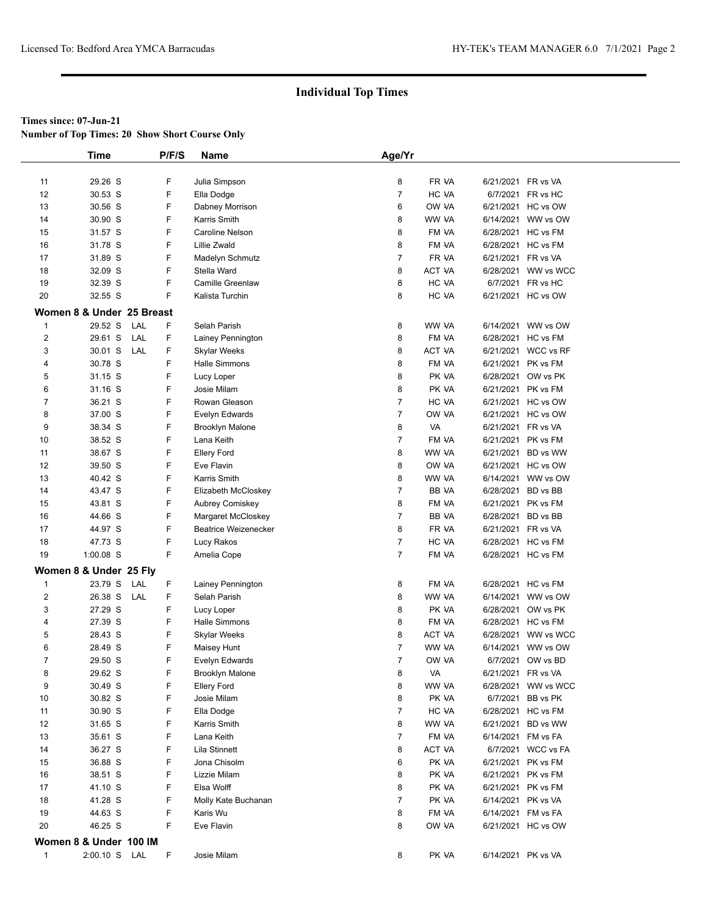## Individual Top Times

**Times since: 07-Jun-21**

**Number of Top Times: 20 Show Short Course Only**

| | Time | | P/F/S | Name | Age/Yr | | | |
|---|---|---|---|---|---|---|---|---|
| 11 | 29.26 S | | F | Julia Simpson | 8 | FR VA | 6/21/2021 | FR vs VA |
| 12 | 30.53 S | | F | Ella Dodge | 7 | HC VA | 6/7/2021 | FR vs HC |
| 13 | 30.56 S | | F | Dabney Morrison | 6 | OW VA | 6/21/2021 | HC vs OW |
| 14 | 30.90 S | | F | Karris Smith | 8 | WW VA | 6/14/2021 | WW vs OW |
| 15 | 31.57 S | | F | Caroline Nelson | 8 | FM VA | 6/28/2021 | HC vs FM |
| 16 | 31.78 S | | F | Lillie Zwald | 8 | FM VA | 6/28/2021 | HC vs FM |
| 17 | 31.89 S | | F | Madelyn Schmutz | 7 | FR VA | 6/21/2021 | FR vs VA |
| 18 | 32.09 S | | F | Stella Ward | 8 | ACT VA | 6/28/2021 | WW vs WCC |
| 19 | 32.39 S | | F | Camille Greenlaw | 8 | HC VA | 6/7/2021 | FR vs HC |
| 20 | 32.55 S | | F | Kalista Turchin | 8 | HC VA | 6/21/2021 | HC vs OW |

### Women 8 & Under 25 Breast

| | Time | | P/F/S | Name | Age/Yr | | | |
|---|---|---|---|---|---|---|---|---|
| 1 | 29.52 S | LAL | F | Selah Parish | 8 | WW VA | 6/14/2021 | WW vs OW |
| 2 | 29.61 S | LAL | F | Lainey Pennington | 8 | FM VA | 6/28/2021 | HC vs FM |
| 3 | 30.01 S | LAL | F | Skylar Weeks | 8 | ACT VA | 6/21/2021 | WCC vs RF |
| 4 | 30.78 S | | F | Halle Simmons | 8 | FM VA | 6/21/2021 | PK vs FM |
| 5 | 31.15 S | | F | Lucy Loper | 8 | PK VA | 6/28/2021 | OW vs PK |
| 6 | 31.16 S | | F | Josie Milam | 8 | PK VA | 6/21/2021 | PK vs FM |
| 7 | 36.21 S | | F | Rowan Gleason | 7 | HC VA | 6/21/2021 | HC vs OW |
| 8 | 37.00 S | | F | Evelyn Edwards | 7 | OW VA | 6/21/2021 | HC vs OW |
| 9 | 38.34 S | | F | Brooklyn Malone | 8 | VA | 6/21/2021 | FR vs VA |
| 10 | 38.52 S | | F | Lana Keith | 7 | FM VA | 6/21/2021 | PK vs FM |
| 11 | 38.67 S | | F | Ellery Ford | 8 | WW VA | 6/21/2021 | BD vs WW |
| 12 | 39.50 S | | F | Eve Flavin | 8 | OW VA | 6/21/2021 | HC vs OW |
| 13 | 40.42 S | | F | Karris Smith | 8 | WW VA | 6/14/2021 | WW vs OW |
| 14 | 43.47 S | | F | Elizabeth McCloskey | 7 | BB VA | 6/28/2021 | BD vs BB |
| 15 | 43.81 S | | F | Aubrey Comiskey | 8 | FM VA | 6/21/2021 | PK vs FM |
| 16 | 44.66 S | | F | Margaret McCloskey | 7 | BB VA | 6/28/2021 | BD vs BB |
| 17 | 44.97 S | | F | Beatrice Weizenecker | 8 | FR VA | 6/21/2021 | FR vs VA |
| 18 | 47.73 S | | F | Lucy Rakos | 7 | HC VA | 6/28/2021 | HC vs FM |
| 19 | 1:00.08 S | | F | Amelia Cope | 7 | FM VA | 6/28/2021 | HC vs FM |

### Women 8 & Under 25 Fly

| | Time | | P/F/S | Name | Age/Yr | | | |
|---|---|---|---|---|---|---|---|---|
| 1 | 23.79 S | LAL | F | Lainey Pennington | 8 | FM VA | 6/28/2021 | HC vs FM |
| 2 | 26.38 S | LAL | F | Selah Parish | 8 | WW VA | 6/14/2021 | WW vs OW |
| 3 | 27.29 S | | F | Lucy Loper | 8 | PK VA | 6/28/2021 | OW vs PK |
| 4 | 27.39 S | | F | Halle Simmons | 8 | FM VA | 6/28/2021 | HC vs FM |
| 5 | 28.43 S | | F | Skylar Weeks | 8 | ACT VA | 6/28/2021 | WW vs WCC |
| 6 | 28.49 S | | F | Maisey Hunt | 7 | WW VA | 6/14/2021 | WW vs OW |
| 7 | 29.50 S | | F | Evelyn Edwards | 7 | OW VA | 6/7/2021 | OW vs BD |
| 8 | 29.62 S | | F | Brooklyn Malone | 8 | VA | 6/21/2021 | FR vs VA |
| 9 | 30.49 S | | F | Ellery Ford | 8 | WW VA | 6/28/2021 | WW vs WCC |
| 10 | 30.82 S | | F | Josie Milam | 8 | PK VA | 6/7/2021 | BB vs PK |
| 11 | 30.90 S | | F | Ella Dodge | 7 | HC VA | 6/28/2021 | HC vs FM |
| 12 | 31.65 S | | F | Karris Smith | 8 | WW VA | 6/21/2021 | BD vs WW |
| 13 | 35.61 S | | F | Lana Keith | 7 | FM VA | 6/14/2021 | FM vs FA |
| 14 | 36.27 S | | F | Lila Stinnett | 8 | ACT VA | 6/7/2021 | WCC vs FA |
| 15 | 36.88 S | | F | Jona Chisolm | 6 | PK VA | 6/21/2021 | PK vs FM |
| 16 | 38.51 S | | F | Lizzie Milam | 8 | PK VA | 6/21/2021 | PK vs FM |
| 17 | 41.10 S | | F | Elsa Wolff | 8 | PK VA | 6/21/2021 | PK vs FM |
| 18 | 41.28 S | | F | Molly Kate Buchanan | 7 | PK VA | 6/14/2021 | PK vs VA |
| 19 | 44.63 S | | F | Karis Wu | 8 | FM VA | 6/14/2021 | FM vs FA |
| 20 | 46.25 S | | F | Eve Flavin | 8 | OW VA | 6/21/2021 | HC vs OW |

### Women 8 & Under 100 IM

| | Time | | P/F/S | Name | Age/Yr | | | |
|---|---|---|---|---|---|---|---|---|
| 1 | 2:00.10 S | LAL | F | Josie Milam | 8 | PK VA | 6/14/2021 | PK vs VA |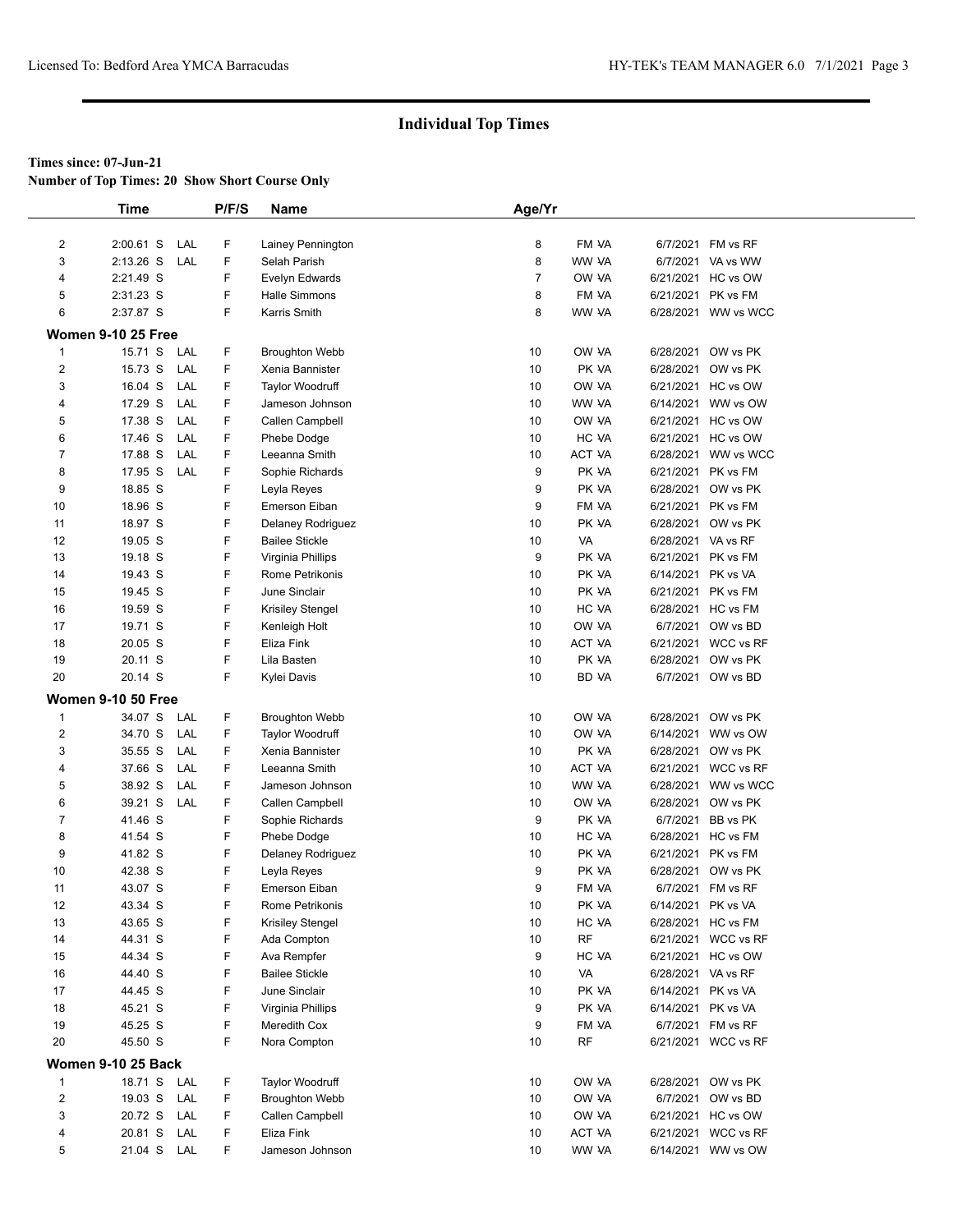# Individual Top Times

**Times since: 07-Jun-21**

**Number of Top Times: 20 Show Short Course Only**

| | Time | | P/F/S | Name | Age/Yr | | | |
|---|---|---|---|---|---|---|---|---|
| 2 | 2:00.61 S | LAL | F | Lainey Pennington | 8 | FM VA | 6/7/2021 | FM vs RF |
| 3 | 2:13.26 S | LAL | F | Selah Parish | 8 | WW VA | 6/7/2021 | VA vs WW |
| 4 | 2:21.49 S | | F | Evelyn Edwards | 7 | OW VA | 6/21/2021 | HC vs OW |
| 5 | 2:31.23 S | | F | Halle Simmons | 8 | FM VA | 6/21/2021 | PK vs FM |
| 6 | 2:37.87 S | | F | Karris Smith | 8 | WW VA | 6/28/2021 | WW vs WCC |

**Women 9-10 25 Free**

| | Time | | P/F/S | Name | Age/Yr | | | |
|---|---|---|---|---|---|---|---|---|
| 1 | 15.71 S | LAL | F | Broughton Webb | 10 | OW VA | 6/28/2021 | OW vs PK |
| 2 | 15.73 S | LAL | F | Xenia Bannister | 10 | PK VA | 6/28/2021 | OW vs PK |
| 3 | 16.04 S | LAL | F | Taylor Woodruff | 10 | OW VA | 6/21/2021 | HC vs OW |
| 4 | 17.29 S | LAL | F | Jameson Johnson | 10 | WW VA | 6/14/2021 | WW vs OW |
| 5 | 17.38 S | LAL | F | Callen Campbell | 10 | OW VA | 6/21/2021 | HC vs OW |
| 6 | 17.46 S | LAL | F | Phebe Dodge | 10 | HC VA | 6/21/2021 | HC vs OW |
| 7 | 17.88 S | LAL | F | Leeanna Smith | 10 | ACT VA | 6/28/2021 | WW vs WCC |
| 8 | 17.95 S | LAL | F | Sophie Richards | 9 | PK VA | 6/21/2021 | PK vs FM |
| 9 | 18.85 S | | F | Leyla Reyes | 9 | PK VA | 6/28/2021 | OW vs PK |
| 10 | 18.96 S | | F | Emerson Eiban | 9 | FM VA | 6/21/2021 | PK vs FM |
| 11 | 18.97 S | | F | Delaney Rodriguez | 10 | PK VA | 6/28/2021 | OW vs PK |
| 12 | 19.05 S | | F | Bailee Stickle | 10 | VA | 6/28/2021 | VA vs RF |
| 13 | 19.18 S | | F | Virginia Phillips | 9 | PK VA | 6/21/2021 | PK vs FM |
| 14 | 19.43 S | | F | Rome Petrikonis | 10 | PK VA | 6/14/2021 | PK vs VA |
| 15 | 19.45 S | | F | June Sinclair | 10 | PK VA | 6/21/2021 | PK vs FM |
| 16 | 19.59 S | | F | Krisiley Stengel | 10 | HC VA | 6/28/2021 | HC vs FM |
| 17 | 19.71 S | | F | Kenleigh Holt | 10 | OW VA | 6/7/2021 | OW vs BD |
| 18 | 20.05 S | | F | Eliza Fink | 10 | ACT VA | 6/21/2021 | WCC vs RF |
| 19 | 20.11 S | | F | Lila Basten | 10 | PK VA | 6/28/2021 | OW vs PK |
| 20 | 20.14 S | | F | Kylei Davis | 10 | BD VA | 6/7/2021 | OW vs BD |

**Women 9-10 50 Free**

| | Time | | P/F/S | Name | Age/Yr | | | |
|---|---|---|---|---|---|---|---|---|
| 1 | 34.07 S | LAL | F | Broughton Webb | 10 | OW VA | 6/28/2021 | OW vs PK |
| 2 | 34.70 S | LAL | F | Taylor Woodruff | 10 | OW VA | 6/14/2021 | WW vs OW |
| 3 | 35.55 S | LAL | F | Xenia Bannister | 10 | PK VA | 6/28/2021 | OW vs PK |
| 4 | 37.66 S | LAL | F | Leeanna Smith | 10 | ACT VA | 6/21/2021 | WCC vs RF |
| 5 | 38.92 S | LAL | F | Jameson Johnson | 10 | WW VA | 6/28/2021 | WW vs WCC |
| 6 | 39.21 S | LAL | F | Callen Campbell | 10 | OW VA | 6/28/2021 | OW vs PK |
| 7 | 41.46 S | | F | Sophie Richards | 9 | PK VA | 6/7/2021 | BB vs PK |
| 8 | 41.54 S | | F | Phebe Dodge | 10 | HC VA | 6/28/2021 | HC vs FM |
| 9 | 41.82 S | | F | Delaney Rodriguez | 10 | PK VA | 6/21/2021 | PK vs FM |
| 10 | 42.38 S | | F | Leyla Reyes | 9 | PK VA | 6/28/2021 | OW vs PK |
| 11 | 43.07 S | | F | Emerson Eiban | 9 | FM VA | 6/7/2021 | FM vs RF |
| 12 | 43.34 S | | F | Rome Petrikonis | 10 | PK VA | 6/14/2021 | PK vs VA |
| 13 | 43.65 S | | F | Krisiley Stengel | 10 | HC VA | 6/28/2021 | HC vs FM |
| 14 | 44.31 S | | F | Ada Compton | 10 | RF | 6/21/2021 | WCC vs RF |
| 15 | 44.34 S | | F | Ava Rempfer | 9 | HC VA | 6/21/2021 | HC vs OW |
| 16 | 44.40 S | | F | Bailee Stickle | 10 | VA | 6/28/2021 | VA vs RF |
| 17 | 44.45 S | | F | June Sinclair | 10 | PK VA | 6/14/2021 | PK vs VA |
| 18 | 45.21 S | | F | Virginia Phillips | 9 | PK VA | 6/14/2021 | PK vs VA |
| 19 | 45.25 S | | F | Meredith Cox | 9 | FM VA | 6/7/2021 | FM vs RF |
| 20 | 45.50 S | | F | Nora Compton | 10 | RF | 6/21/2021 | WCC vs RF |

**Women 9-10 25 Back**

| | Time | | P/F/S | Name | Age/Yr | | | |
|---|---|---|---|---|---|---|---|---|
| 1 | 18.71 S | LAL | F | Taylor Woodruff | 10 | OW VA | 6/28/2021 | OW vs PK |
| 2 | 19.03 S | LAL | F | Broughton Webb | 10 | OW VA | 6/7/2021 | OW vs BD |
| 3 | 20.72 S | LAL | F | Callen Campbell | 10 | OW VA | 6/21/2021 | HC vs OW |
| 4 | 20.81 S | LAL | F | Eliza Fink | 10 | ACT VA | 6/21/2021 | WCC vs RF |
| 5 | 21.04 S | LAL | F | Jameson Johnson | 10 | WW VA | 6/14/2021 | WW vs OW |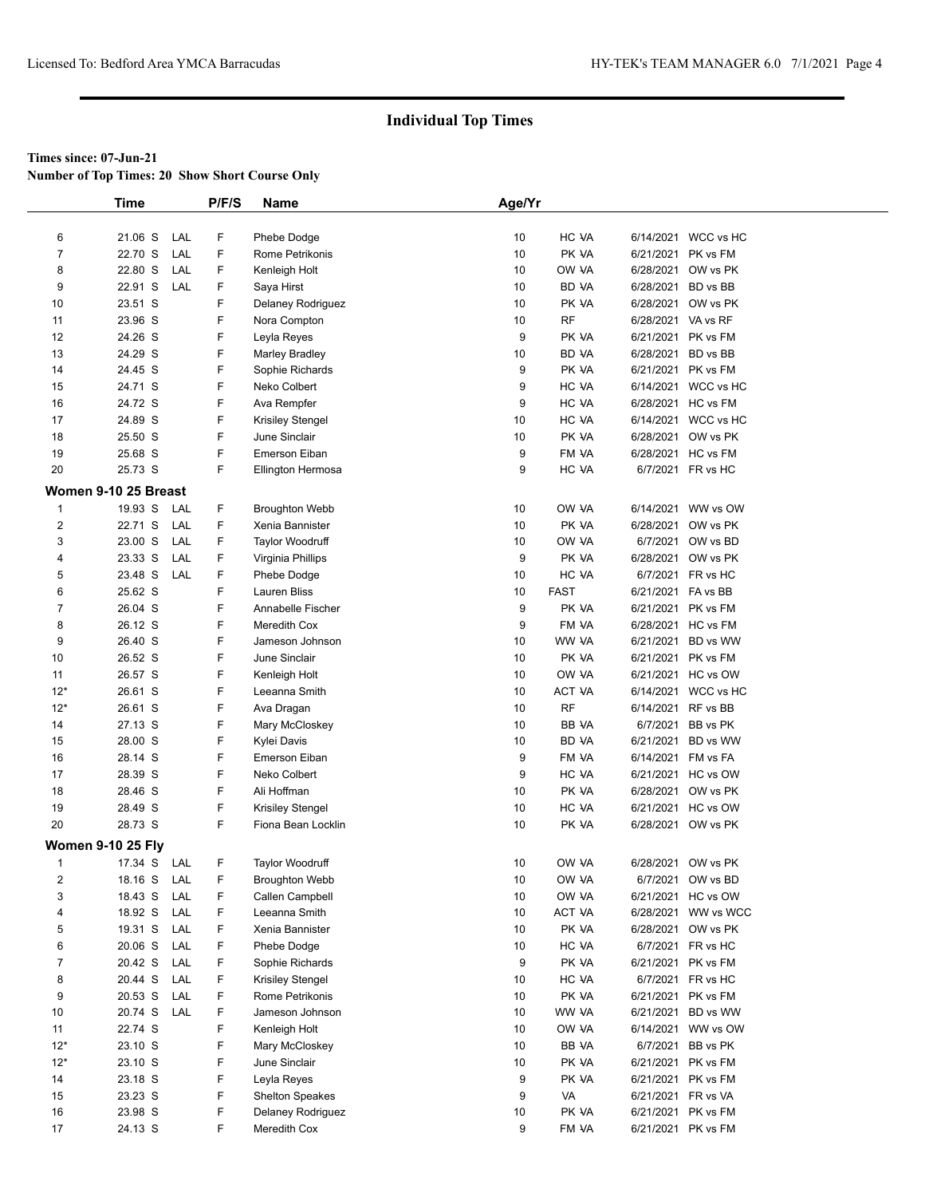## Individual Top Times

**Times since: 07-Jun-21**
**Number of Top Times: 20 Show Short Course Only**

| | Time | | P/F/S | Name | Age/Yr | | | |
|---|---|---|---|---|---|---|---|---|
| 6 | 21.06 S | LAL | F | Phebe Dodge | 10 | HC VA | 6/14/2021 | WCC vs HC |
| 7 | 22.70 S | LAL | F | Rome Petrikonis | 10 | PK VA | 6/21/2021 | PK vs FM |
| 8 | 22.80 S | LAL | F | Kenleigh Holt | 10 | OW VA | 6/28/2021 | OW vs PK |
| 9 | 22.91 S | LAL | F | Saya Hirst | 10 | BD VA | 6/28/2021 | BD vs BB |
| 10 | 23.51 S | | F | Delaney Rodriguez | 10 | PK VA | 6/28/2021 | OW vs PK |
| 11 | 23.96 S | | F | Nora Compton | 10 | RF | 6/28/2021 | VA vs RF |
| 12 | 24.26 S | | F | Leyla Reyes | 9 | PK VA | 6/21/2021 | PK vs FM |
| 13 | 24.29 S | | F | Marley Bradley | 10 | BD VA | 6/28/2021 | BD vs BB |
| 14 | 24.45 S | | F | Sophie Richards | 9 | PK VA | 6/21/2021 | PK vs FM |
| 15 | 24.71 S | | F | Neko Colbert | 9 | HC VA | 6/14/2021 | WCC vs HC |
| 16 | 24.72 S | | F | Ava Rempfer | 9 | HC VA | 6/28/2021 | HC vs FM |
| 17 | 24.89 S | | F | Krisiley Stengel | 10 | HC VA | 6/14/2021 | WCC vs HC |
| 18 | 25.50 S | | F | June Sinclair | 10 | PK VA | 6/28/2021 | OW vs PK |
| 19 | 25.68 S | | F | Emerson Eiban | 9 | FM VA | 6/28/2021 | HC vs FM |
| 20 | 25.73 S | | F | Ellington Hermosa | 9 | HC VA | 6/7/2021 | FR vs HC |

### Women 9-10 25 Breast

| | Time | | P/F/S | Name | Age/Yr | | | |
|---|---|---|---|---|---|---|---|---|
| 1 | 19.93 S | LAL | F | Broughton Webb | 10 | OW VA | 6/14/2021 | WW vs OW |
| 2 | 22.71 S | LAL | F | Xenia Bannister | 10 | PK VA | 6/28/2021 | OW vs PK |
| 3 | 23.00 S | LAL | F | Taylor Woodruff | 10 | OW VA | 6/7/2021 | OW vs BD |
| 4 | 23.33 S | LAL | F | Virginia Phillips | 9 | PK VA | 6/28/2021 | OW vs PK |
| 5 | 23.48 S | LAL | F | Phebe Dodge | 10 | HC VA | 6/7/2021 | FR vs HC |
| 6 | 25.62 S | | F | Lauren Bliss | 10 | FAST | 6/21/2021 | FA vs BB |
| 7 | 26.04 S | | F | Annabelle Fischer | 9 | PK VA | 6/21/2021 | PK vs FM |
| 8 | 26.12 S | | F | Meredith Cox | 9 | FM VA | 6/28/2021 | HC vs FM |
| 9 | 26.40 S | | F | Jameson Johnson | 10 | WW VA | 6/21/2021 | BD vs WW |
| 10 | 26.52 S | | F | June Sinclair | 10 | PK VA | 6/21/2021 | PK vs FM |
| 11 | 26.57 S | | F | Kenleigh Holt | 10 | OW VA | 6/21/2021 | HC vs OW |
| 12* | 26.61 S | | F | Leeanna Smith | 10 | ACT VA | 6/14/2021 | WCC vs HC |
| 12* | 26.61 S | | F | Ava Dragan | 10 | RF | 6/14/2021 | RF vs BB |
| 14 | 27.13 S | | F | Mary McCloskey | 10 | BB VA | 6/7/2021 | BB vs PK |
| 15 | 28.00 S | | F | Kylei Davis | 10 | BD VA | 6/21/2021 | BD vs WW |
| 16 | 28.14 S | | F | Emerson Eiban | 9 | FM VA | 6/14/2021 | FM vs FA |
| 17 | 28.39 S | | F | Neko Colbert | 9 | HC VA | 6/21/2021 | HC vs OW |
| 18 | 28.46 S | | F | Ali Hoffman | 10 | PK VA | 6/28/2021 | OW vs PK |
| 19 | 28.49 S | | F | Krisiley Stengel | 10 | HC VA | 6/21/2021 | HC vs OW |
| 20 | 28.73 S | | F | Fiona Bean Locklin | 10 | PK VA | 6/28/2021 | OW vs PK |

### Women 9-10 25 Fly

| | Time | | P/F/S | Name | Age/Yr | | | |
|---|---|---|---|---|---|---|---|---|
| 1 | 17.34 S | LAL | F | Taylor Woodruff | 10 | OW VA | 6/28/2021 | OW vs PK |
| 2 | 18.16 S | LAL | F | Broughton Webb | 10 | OW VA | 6/7/2021 | OW vs BD |
| 3 | 18.43 S | LAL | F | Callen Campbell | 10 | OW VA | 6/21/2021 | HC vs OW |
| 4 | 18.92 S | LAL | F | Leeanna Smith | 10 | ACT VA | 6/28/2021 | WW vs WCC |
| 5 | 19.31 S | LAL | F | Xenia Bannister | 10 | PK VA | 6/28/2021 | OW vs PK |
| 6 | 20.06 S | LAL | F | Phebe Dodge | 10 | HC VA | 6/7/2021 | FR vs HC |
| 7 | 20.42 S | LAL | F | Sophie Richards | 9 | PK VA | 6/21/2021 | PK vs FM |
| 8 | 20.44 S | LAL | F | Krisiley Stengel | 10 | HC VA | 6/7/2021 | FR vs HC |
| 9 | 20.53 S | LAL | F | Rome Petrikonis | 10 | PK VA | 6/21/2021 | PK vs FM |
| 10 | 20.74 S | LAL | F | Jameson Johnson | 10 | WW VA | 6/21/2021 | BD vs WW |
| 11 | 22.74 S | | F | Kenleigh Holt | 10 | OW VA | 6/14/2021 | WW vs OW |
| 12* | 23.10 S | | F | Mary McCloskey | 10 | BB VA | 6/7/2021 | BB vs PK |
| 12* | 23.10 S | | F | June Sinclair | 10 | PK VA | 6/21/2021 | PK vs FM |
| 14 | 23.18 S | | F | Leyla Reyes | 9 | PK VA | 6/21/2021 | PK vs FM |
| 15 | 23.23 S | | F | Shelton Speakes | 9 | VA | 6/21/2021 | FR vs VA |
| 16 | 23.98 S | | F | Delaney Rodriguez | 10 | PK VA | 6/21/2021 | PK vs FM |
| 17 | 24.13 S | | F | Meredith Cox | 9 | FM VA | 6/21/2021 | PK vs FM |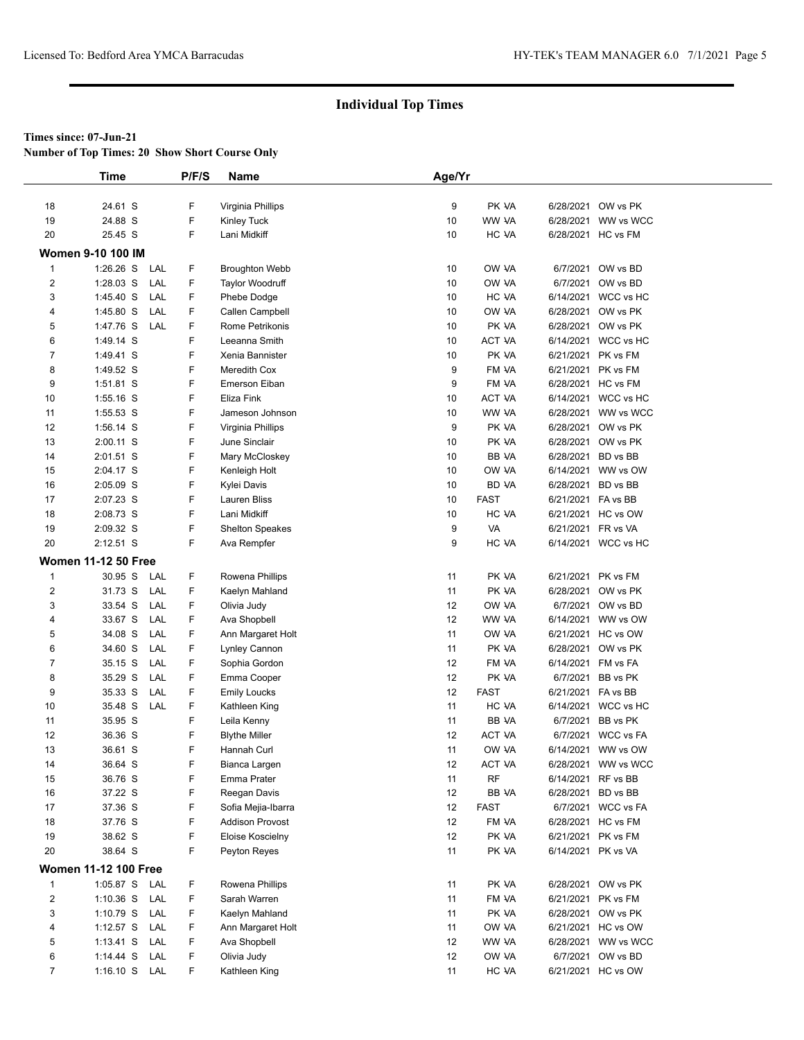## Individual Top Times

**Times since: 07-Jun-21**

**Number of Top Times: 20 Show Short Course Only**

| | Time | | P/F/S | Name | Age/Yr | | | |
|---|---|---|---|---|---|---|---|---|
| 18 | 24.61 S | | F | Virginia Phillips | 9 | PK VA | 6/28/2021 | OW vs PK |
| 19 | 24.88 S | | F | Kinley Tuck | 10 | WW VA | 6/28/2021 | WW vs WCC |
| 20 | 25.45 S | | F | Lani Midkiff | 10 | HC VA | 6/28/2021 | HC vs FM |
| **Women 9-10 100 IM** | | | | | | | | |
| 1 | 1:26.26 S | LAL | F | Broughton Webb | 10 | OW VA | 6/7/2021 | OW vs BD |
| 2 | 1:28.03 S | LAL | F | Taylor Woodruff | 10 | OW VA | 6/7/2021 | OW vs BD |
| 3 | 1:45.40 S | LAL | F | Phebe Dodge | 10 | HC VA | 6/14/2021 | WCC vs HC |
| 4 | 1:45.80 S | LAL | F | Callen Campbell | 10 | OW VA | 6/28/2021 | OW vs PK |
| 5 | 1:47.76 S | LAL | F | Rome Petrikonis | 10 | PK VA | 6/28/2021 | OW vs PK |
| 6 | 1:49.14 S | | F | Leeanna Smith | 10 | ACT VA | 6/14/2021 | WCC vs HC |
| 7 | 1:49.41 S | | F | Xenia Bannister | 10 | PK VA | 6/21/2021 | PK vs FM |
| 8 | 1:49.52 S | | F | Meredith Cox | 9 | FM VA | 6/21/2021 | PK vs FM |
| 9 | 1:51.81 S | | F | Emerson Eiban | 9 | FM VA | 6/28/2021 | HC vs FM |
| 10 | 1:55.16 S | | F | Eliza Fink | 10 | ACT VA | 6/14/2021 | WCC vs HC |
| 11 | 1:55.53 S | | F | Jameson Johnson | 10 | WW VA | 6/28/2021 | WW vs WCC |
| 12 | 1:56.14 S | | F | Virginia Phillips | 9 | PK VA | 6/28/2021 | OW vs PK |
| 13 | 2:00.11 S | | F | June Sinclair | 10 | PK VA | 6/28/2021 | OW vs PK |
| 14 | 2:01.51 S | | F | Mary McCloskey | 10 | BB VA | 6/28/2021 | BD vs BB |
| 15 | 2:04.17 S | | F | Kenleigh Holt | 10 | OW VA | 6/14/2021 | WW vs OW |
| 16 | 2:05.09 S | | F | Kylei Davis | 10 | BD VA | 6/28/2021 | BD vs BB |
| 17 | 2:07.23 S | | F | Lauren Bliss | 10 | FAST | 6/21/2021 | FA vs BB |
| 18 | 2:08.73 S | | F | Lani Midkiff | 10 | HC VA | 6/21/2021 | HC vs OW |
| 19 | 2:09.32 S | | F | Shelton Speakes | 9 | VA | 6/21/2021 | FR vs VA |
| 20 | 2:12.51 S | | F | Ava Rempfer | 9 | HC VA | 6/14/2021 | WCC vs HC |
| **Women 11-12 50 Free** | | | | | | | | |
| 1 | 30.95 S | LAL | F | Rowena Phillips | 11 | PK VA | 6/21/2021 | PK vs FM |
| 2 | 31.73 S | LAL | F | Kaelyn Mahland | 11 | PK VA | 6/28/2021 | OW vs PK |
| 3 | 33.54 S | LAL | F | Olivia Judy | 12 | OW VA | 6/7/2021 | OW vs BD |
| 4 | 33.67 S | LAL | F | Ava Shopbell | 12 | WW VA | 6/14/2021 | WW vs OW |
| 5 | 34.08 S | LAL | F | Ann Margaret Holt | 11 | OW VA | 6/21/2021 | HC vs OW |
| 6 | 34.60 S | LAL | F | Lynley Cannon | 11 | PK VA | 6/28/2021 | OW vs PK |
| 7 | 35.15 S | LAL | F | Sophia Gordon | 12 | FM VA | 6/14/2021 | FM vs FA |
| 8 | 35.29 S | LAL | F | Emma Cooper | 12 | PK VA | 6/7/2021 | BB vs PK |
| 9 | 35.33 S | LAL | F | Emily Loucks | 12 | FAST | 6/21/2021 | FA vs BB |
| 10 | 35.48 S | LAL | F | Kathleen King | 11 | HC VA | 6/14/2021 | WCC vs HC |
| 11 | 35.95 S | | F | Leila Kenny | 11 | BB VA | 6/7/2021 | BB vs PK |
| 12 | 36.36 S | | F | Blythe Miller | 12 | ACT VA | 6/7/2021 | WCC vs FA |
| 13 | 36.61 S | | F | Hannah Curl | 11 | OW VA | 6/14/2021 | WW vs OW |
| 14 | 36.64 S | | F | Bianca Largen | 12 | ACT VA | 6/28/2021 | WW vs WCC |
| 15 | 36.76 S | | F | Emma Prater | 11 | RF | 6/14/2021 | RF vs BB |
| 16 | 37.22 S | | F | Reegan Davis | 12 | BB VA | 6/28/2021 | BD vs BB |
| 17 | 37.36 S | | F | Sofia Mejia-Ibarra | 12 | FAST | 6/7/2021 | WCC vs FA |
| 18 | 37.76 S | | F | Addison Provost | 12 | FM VA | 6/28/2021 | HC vs FM |
| 19 | 38.62 S | | F | Eloise Koscielny | 12 | PK VA | 6/21/2021 | PK vs FM |
| 20 | 38.64 S | | F | Peyton Reyes | 11 | PK VA | 6/14/2021 | PK vs VA |
| **Women 11-12 100 Free** | | | | | | | | |
| 1 | 1:05.87 S | LAL | F | Rowena Phillips | 11 | PK VA | 6/28/2021 | OW vs PK |
| 2 | 1:10.36 S | LAL | F | Sarah Warren | 11 | FM VA | 6/21/2021 | PK vs FM |
| 3 | 1:10.79 S | LAL | F | Kaelyn Mahland | 11 | PK VA | 6/28/2021 | OW vs PK |
| 4 | 1:12.57 S | LAL | F | Ann Margaret Holt | 11 | OW VA | 6/21/2021 | HC vs OW |
| 5 | 1:13.41 S | LAL | F | Ava Shopbell | 12 | WW VA | 6/28/2021 | WW vs WCC |
| 6 | 1:14.44 S | LAL | F | Olivia Judy | 12 | OW VA | 6/7/2021 | OW vs BD |
| 7 | 1:16.10 S | LAL | F | Kathleen King | 11 | HC VA | 6/21/2021 | HC vs OW |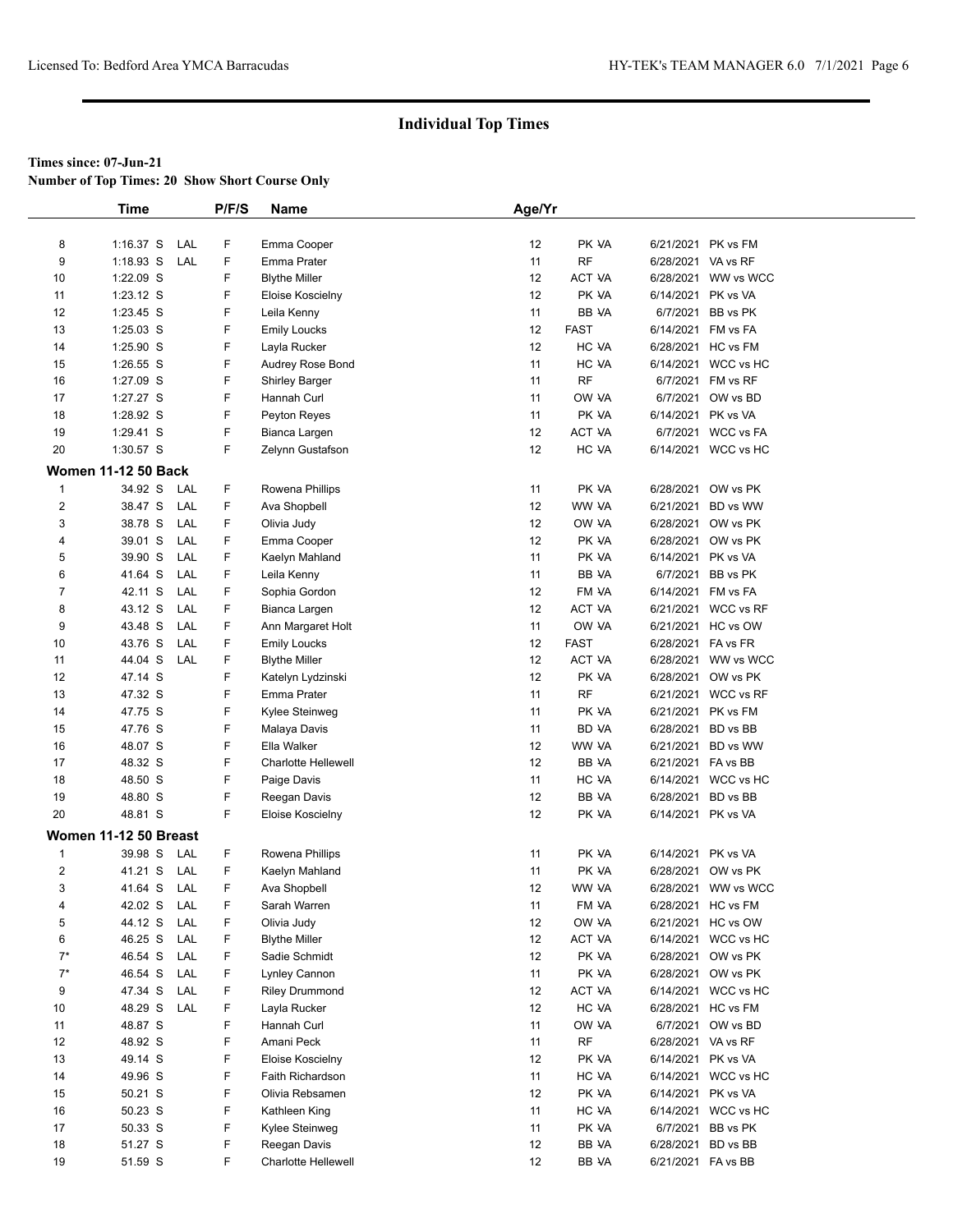## Individual Top Times

**Times since: 07-Jun-21**
**Number of Top Times: 20 Show Short Course Only**

| | Time | | P/F/S | Name | Age/Yr | | | |
|---|---|---|---|---|---|---|---|---|
| 8 | 1:16.37 S | LAL | F | Emma Cooper | 12 | PK VA | 6/21/2021 | PK vs FM |
| 9 | 1:18.93 S | LAL | F | Emma Prater | 11 | RF | 6/28/2021 | VA vs RF |
| 10 | 1:22.09 S | | F | Blythe Miller | 12 | ACT VA | 6/28/2021 | WW vs WCC |
| 11 | 1:23.12 S | | F | Eloise Koscielny | 12 | PK VA | 6/14/2021 | PK vs VA |
| 12 | 1:23.45 S | | F | Leila Kenny | 11 | BB VA | 6/7/2021 | BB vs PK |
| 13 | 1:25.03 S | | F | Emily Loucks | 12 | FAST | 6/14/2021 | FM vs FA |
| 14 | 1:25.90 S | | F | Layla Rucker | 12 | HC VA | 6/28/2021 | HC vs FM |
| 15 | 1:26.55 S | | F | Audrey Rose Bond | 11 | HC VA | 6/14/2021 | WCC vs HC |
| 16 | 1:27.09 S | | F | Shirley Barger | 11 | RF | 6/7/2021 | FM vs RF |
| 17 | 1:27.27 S | | F | Hannah Curl | 11 | OW VA | 6/7/2021 | OW vs BD |
| 18 | 1:28.92 S | | F | Peyton Reyes | 11 | PK VA | 6/14/2021 | PK vs VA |
| 19 | 1:29.41 S | | F | Bianca Largen | 12 | ACT VA | 6/7/2021 | WCC vs FA |
| 20 | 1:30.57 S | | F | Zelynn Gustafson | 12 | HC VA | 6/14/2021 | WCC vs HC |
| **Women 11-12 50 Back** | | | | | | | | |
| 1 | 34.92 S | LAL | F | Rowena Phillips | 11 | PK VA | 6/28/2021 | OW vs PK |
| 2 | 38.47 S | LAL | F | Ava Shopbell | 12 | WW VA | 6/21/2021 | BD vs WW |
| 3 | 38.78 S | LAL | F | Olivia Judy | 12 | OW VA | 6/28/2021 | OW vs PK |
| 4 | 39.01 S | LAL | F | Emma Cooper | 12 | PK VA | 6/28/2021 | OW vs PK |
| 5 | 39.90 S | LAL | F | Kaelyn Mahland | 11 | PK VA | 6/14/2021 | PK vs VA |
| 6 | 41.64 S | LAL | F | Leila Kenny | 11 | BB VA | 6/7/2021 | BB vs PK |
| 7 | 42.11 S | LAL | F | Sophia Gordon | 12 | FM VA | 6/14/2021 | FM vs FA |
| 8 | 43.12 S | LAL | F | Bianca Largen | 12 | ACT VA | 6/21/2021 | WCC vs RF |
| 9 | 43.48 S | LAL | F | Ann Margaret Holt | 11 | OW VA | 6/21/2021 | HC vs OW |
| 10 | 43.76 S | LAL | F | Emily Loucks | 12 | FAST | 6/28/2021 | FA vs FR |
| 11 | 44.04 S | LAL | F | Blythe Miller | 12 | ACT VA | 6/28/2021 | WW vs WCC |
| 12 | 47.14 S | | F | Katelyn Lydzinski | 12 | PK VA | 6/28/2021 | OW vs PK |
| 13 | 47.32 S | | F | Emma Prater | 11 | RF | 6/21/2021 | WCC vs RF |
| 14 | 47.75 S | | F | Kylee Steinweg | 11 | PK VA | 6/21/2021 | PK vs FM |
| 15 | 47.76 S | | F | Malaya Davis | 11 | BD VA | 6/28/2021 | BD vs BB |
| 16 | 48.07 S | | F | Ella Walker | 12 | WW VA | 6/21/2021 | BD vs WW |
| 17 | 48.32 S | | F | Charlotte Hellewell | 12 | BB VA | 6/21/2021 | FA vs BB |
| 18 | 48.50 S | | F | Paige Davis | 11 | HC VA | 6/14/2021 | WCC vs HC |
| 19 | 48.80 S | | F | Reegan Davis | 12 | BB VA | 6/28/2021 | BD vs BB |
| 20 | 48.81 S | | F | Eloise Koscielny | 12 | PK VA | 6/14/2021 | PK vs VA |
| **Women 11-12 50 Breast** | | | | | | | | |
| 1 | 39.98 S | LAL | F | Rowena Phillips | 11 | PK VA | 6/14/2021 | PK vs VA |
| 2 | 41.21 S | LAL | F | Kaelyn Mahland | 11 | PK VA | 6/28/2021 | OW vs PK |
| 3 | 41.64 S | LAL | F | Ava Shopbell | 12 | WW VA | 6/28/2021 | WW vs WCC |
| 4 | 42.02 S | LAL | F | Sarah Warren | 11 | FM VA | 6/28/2021 | HC vs FM |
| 5 | 44.12 S | LAL | F | Olivia Judy | 12 | OW VA | 6/21/2021 | HC vs OW |
| 6 | 46.25 S | LAL | F | Blythe Miller | 12 | ACT VA | 6/14/2021 | WCC vs HC |
| 7* | 46.54 S | LAL | F | Sadie Schmidt | 12 | PK VA | 6/28/2021 | OW vs PK |
| 7* | 46.54 S | LAL | F | Lynley Cannon | 11 | PK VA | 6/28/2021 | OW vs PK |
| 9 | 47.34 S | LAL | F | Riley Drummond | 12 | ACT VA | 6/14/2021 | WCC vs HC |
| 10 | 48.29 S | LAL | F | Layla Rucker | 12 | HC VA | 6/28/2021 | HC vs FM |
| 11 | 48.87 S | | F | Hannah Curl | 11 | OW VA | 6/7/2021 | OW vs BD |
| 12 | 48.92 S | | F | Amani Peck | 11 | RF | 6/28/2021 | VA vs RF |
| 13 | 49.14 S | | F | Eloise Koscielny | 12 | PK VA | 6/14/2021 | PK vs VA |
| 14 | 49.96 S | | F | Faith Richardson | 11 | HC VA | 6/14/2021 | WCC vs HC |
| 15 | 50.21 S | | F | Olivia Rebsamen | 12 | PK VA | 6/14/2021 | PK vs VA |
| 16 | 50.23 S | | F | Kathleen King | 11 | HC VA | 6/14/2021 | WCC vs HC |
| 17 | 50.33 S | | F | Kylee Steinweg | 11 | PK VA | 6/7/2021 | BB vs PK |
| 18 | 51.27 S | | F | Reegan Davis | 12 | BB VA | 6/28/2021 | BD vs BB |
| 19 | 51.59 S | | F | Charlotte Hellewell | 12 | BB VA | 6/21/2021 | FA vs BB |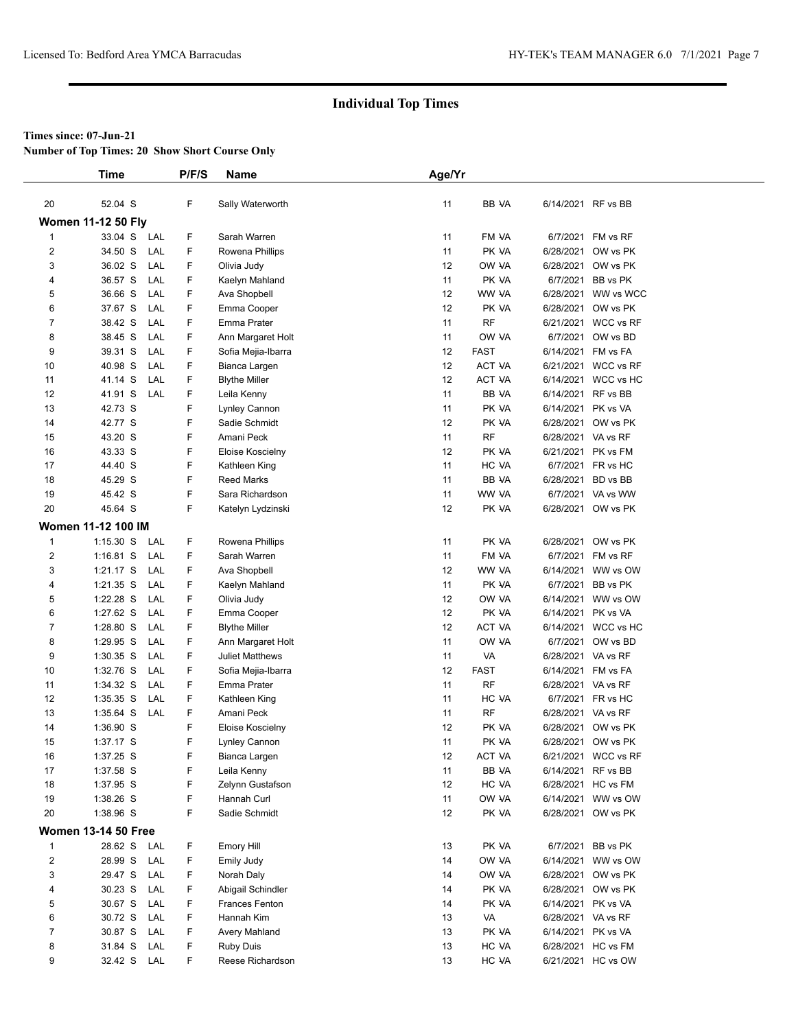## Individual Top Times

**Times since: 07-Jun-21**

**Number of Top Times: 20 Show Short Course Only**

| | Time | | P/F/S | Name | Age/Yr | | | |
|---|---|---|---|---|---|---|---|---|
| 20 | 52.04 S | | F | Sally Waterworth | 11 | BB VA | 6/14/2021 | RF vs BB |
| **Women 11-12 50 Fly** | | | | | | | | |
| 1 | 33.04 S | LAL | F | Sarah Warren | 11 | FM VA | 6/7/2021 | FM vs RF |
| 2 | 34.50 S | LAL | F | Rowena Phillips | 11 | PK VA | 6/28/2021 | OW vs PK |
| 3 | 36.02 S | LAL | F | Olivia Judy | 12 | OW VA | 6/28/2021 | OW vs PK |
| 4 | 36.57 S | LAL | F | Kaelyn Mahland | 11 | PK VA | 6/7/2021 | BB vs PK |
| 5 | 36.66 S | LAL | F | Ava Shopbell | 12 | WW VA | 6/28/2021 | WW vs WCC |
| 6 | 37.67 S | LAL | F | Emma Cooper | 12 | PK VA | 6/28/2021 | OW vs PK |
| 7 | 38.42 S | LAL | F | Emma Prater | 11 | RF | 6/21/2021 | WCC vs RF |
| 8 | 38.45 S | LAL | F | Ann Margaret Holt | 11 | OW VA | 6/7/2021 | OW vs BD |
| 9 | 39.31 S | LAL | F | Sofia Mejia-Ibarra | 12 | FAST | 6/14/2021 | FM vs FA |
| 10 | 40.98 S | LAL | F | Bianca Largen | 12 | ACT VA | 6/21/2021 | WCC vs RF |
| 11 | 41.14 S | LAL | F | Blythe Miller | 12 | ACT VA | 6/14/2021 | WCC vs HC |
| 12 | 41.91 S | LAL | F | Leila Kenny | 11 | BB VA | 6/14/2021 | RF vs BB |
| 13 | 42.73 S | | F | Lynley Cannon | 11 | PK VA | 6/14/2021 | PK vs VA |
| 14 | 42.77 S | | F | Sadie Schmidt | 12 | PK VA | 6/28/2021 | OW vs PK |
| 15 | 43.20 S | | F | Amani Peck | 11 | RF | 6/28/2021 | VA vs RF |
| 16 | 43.33 S | | F | Eloise Koscielny | 12 | PK VA | 6/21/2021 | PK vs FM |
| 17 | 44.40 S | | F | Kathleen King | 11 | HC VA | 6/7/2021 | FR vs HC |
| 18 | 45.29 S | | F | Reed Marks | 11 | BB VA | 6/28/2021 | BD vs BB |
| 19 | 45.42 S | | F | Sara Richardson | 11 | WW VA | 6/7/2021 | VA vs WW |
| 20 | 45.64 S | | F | Katelyn Lydzinski | 12 | PK VA | 6/28/2021 | OW vs PK |
| **Women 11-12 100 IM** | | | | | | | | |
| 1 | 1:15.30 S | LAL | F | Rowena Phillips | 11 | PK VA | 6/28/2021 | OW vs PK |
| 2 | 1:16.81 S | LAL | F | Sarah Warren | 11 | FM VA | 6/7/2021 | FM vs RF |
| 3 | 1:21.17 S | LAL | F | Ava Shopbell | 12 | WW VA | 6/14/2021 | WW vs OW |
| 4 | 1:21.35 S | LAL | F | Kaelyn Mahland | 11 | PK VA | 6/7/2021 | BB vs PK |
| 5 | 1:22.28 S | LAL | F | Olivia Judy | 12 | OW VA | 6/14/2021 | WW vs OW |
| 6 | 1:27.62 S | LAL | F | Emma Cooper | 12 | PK VA | 6/14/2021 | PK vs VA |
| 7 | 1:28.80 S | LAL | F | Blythe Miller | 12 | ACT VA | 6/14/2021 | WCC vs HC |
| 8 | 1:29.95 S | LAL | F | Ann Margaret Holt | 11 | OW VA | 6/7/2021 | OW vs BD |
| 9 | 1:30.35 S | LAL | F | Juliet Matthews | 11 | VA | 6/28/2021 | VA vs RF |
| 10 | 1:32.76 S | LAL | F | Sofia Mejia-Ibarra | 12 | FAST | 6/14/2021 | FM vs FA |
| 11 | 1:34.32 S | LAL | F | Emma Prater | 11 | RF | 6/28/2021 | VA vs RF |
| 12 | 1:35.35 S | LAL | F | Kathleen King | 11 | HC VA | 6/7/2021 | FR vs HC |
| 13 | 1:35.64 S | LAL | F | Amani Peck | 11 | RF | 6/28/2021 | VA vs RF |
| 14 | 1:36.90 S | | F | Eloise Koscielny | 12 | PK VA | 6/28/2021 | OW vs PK |
| 15 | 1:37.17 S | | F | Lynley Cannon | 11 | PK VA | 6/28/2021 | OW vs PK |
| 16 | 1:37.25 S | | F | Bianca Largen | 12 | ACT VA | 6/21/2021 | WCC vs RF |
| 17 | 1:37.58 S | | F | Leila Kenny | 11 | BB VA | 6/14/2021 | RF vs BB |
| 18 | 1:37.95 S | | F | Zelynn Gustafson | 12 | HC VA | 6/28/2021 | HC vs FM |
| 19 | 1:38.26 S | | F | Hannah Curl | 11 | OW VA | 6/14/2021 | WW vs OW |
| 20 | 1:38.96 S | | F | Sadie Schmidt | 12 | PK VA | 6/28/2021 | OW vs PK |
| **Women 13-14 50 Free** | | | | | | | | |
| 1 | 28.62 S | LAL | F | Emory Hill | 13 | PK VA | 6/7/2021 | BB vs PK |
| 2 | 28.99 S | LAL | F | Emily Judy | 14 | OW VA | 6/14/2021 | WW vs OW |
| 3 | 29.47 S | LAL | F | Norah Daly | 14 | OW VA | 6/28/2021 | OW vs PK |
| 4 | 30.23 S | LAL | F | Abigail Schindler | 14 | PK VA | 6/28/2021 | OW vs PK |
| 5 | 30.67 S | LAL | F | Frances Fenton | 14 | PK VA | 6/14/2021 | PK vs VA |
| 6 | 30.72 S | LAL | F | Hannah Kim | 13 | VA | 6/28/2021 | VA vs RF |
| 7 | 30.87 S | LAL | F | Avery Mahland | 13 | PK VA | 6/14/2021 | PK vs VA |
| 8 | 31.84 S | LAL | F | Ruby Duis | 13 | HC VA | 6/28/2021 | HC vs FM |
| 9 | 32.42 S | LAL | F | Reese Richardson | 13 | HC VA | 6/21/2021 | HC vs OW |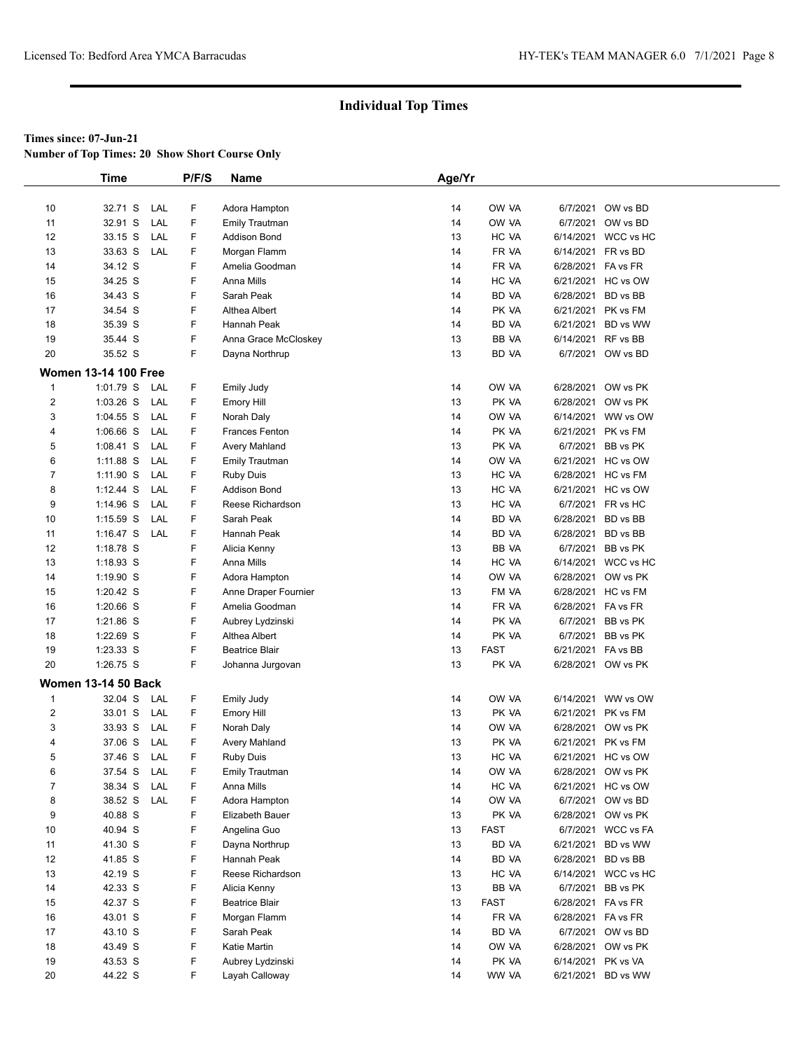## Individual Top Times

**Times since: 07-Jun-21**

**Number of Top Times: 20 Show Short Course Only**

| | Time | | P/F/S | Name | Age/Yr | | | |
|---|---|---|---|---|---|---|---|---|
| 10 | 32.71 S | LAL | F | Adora Hampton | 14 | OW VA | 6/7/2021 | OW vs BD |
| 11 | 32.91 S | LAL | F | Emily Trautman | 14 | OW VA | 6/7/2021 | OW vs BD |
| 12 | 33.15 S | LAL | F | Addison Bond | 13 | HC VA | 6/14/2021 | WCC vs HC |
| 13 | 33.63 S | LAL | F | Morgan Flamm | 14 | FR VA | 6/14/2021 | FR vs BD |
| 14 | 34.12 S | | F | Amelia Goodman | 14 | FR VA | 6/28/2021 | FA vs FR |
| 15 | 34.25 S | | F | Anna Mills | 14 | HC VA | 6/21/2021 | HC vs OW |
| 16 | 34.43 S | | F | Sarah Peak | 14 | BD VA | 6/28/2021 | BD vs BB |
| 17 | 34.54 S | | F | Althea Albert | 14 | PK VA | 6/21/2021 | PK vs FM |
| 18 | 35.39 S | | F | Hannah Peak | 14 | BD VA | 6/21/2021 | BD vs WW |
| 19 | 35.44 S | | F | Anna Grace McCloskey | 13 | BB VA | 6/14/2021 | RF vs BB |
| 20 | 35.52 S | | F | Dayna Northrup | 13 | BD VA | 6/7/2021 | OW vs BD |

**Women 13-14 100 Free**

| | Time | | P/F/S | Name | Age/Yr | | | |
|---|---|---|---|---|---|---|---|---|
| 1 | 1:01.79 S | LAL | F | Emily Judy | 14 | OW VA | 6/28/2021 | OW vs PK |
| 2 | 1:03.26 S | LAL | F | Emory Hill | 13 | PK VA | 6/28/2021 | OW vs PK |
| 3 | 1:04.55 S | LAL | F | Norah Daly | 14 | OW VA | 6/14/2021 | WW vs OW |
| 4 | 1:06.66 S | LAL | F | Frances Fenton | 14 | PK VA | 6/21/2021 | PK vs FM |
| 5 | 1:08.41 S | LAL | F | Avery Mahland | 13 | PK VA | 6/7/2021 | BB vs PK |
| 6 | 1:11.88 S | LAL | F | Emily Trautman | 14 | OW VA | 6/21/2021 | HC vs OW |
| 7 | 1:11.90 S | LAL | F | Ruby Duis | 13 | HC VA | 6/28/2021 | HC vs FM |
| 8 | 1:12.44 S | LAL | F | Addison Bond | 13 | HC VA | 6/21/2021 | HC vs OW |
| 9 | 1:14.96 S | LAL | F | Reese Richardson | 13 | HC VA | 6/7/2021 | FR vs HC |
| 10 | 1:15.59 S | LAL | F | Sarah Peak | 14 | BD VA | 6/28/2021 | BD vs BB |
| 11 | 1:16.47 S | LAL | F | Hannah Peak | 14 | BD VA | 6/28/2021 | BD vs BB |
| 12 | 1:18.78 S | | F | Alicia Kenny | 13 | BB VA | 6/7/2021 | BB vs PK |
| 13 | 1:18.93 S | | F | Anna Mills | 14 | HC VA | 6/14/2021 | WCC vs HC |
| 14 | 1:19.90 S | | F | Adora Hampton | 14 | OW VA | 6/28/2021 | OW vs PK |
| 15 | 1:20.42 S | | F | Anne Draper Fournier | 13 | FM VA | 6/28/2021 | HC vs FM |
| 16 | 1:20.66 S | | F | Amelia Goodman | 14 | FR VA | 6/28/2021 | FA vs FR |
| 17 | 1:21.86 S | | F | Aubrey Lydzinski | 14 | PK VA | 6/7/2021 | BB vs PK |
| 18 | 1:22.69 S | | F | Althea Albert | 14 | PK VA | 6/7/2021 | BB vs PK |
| 19 | 1:23.33 S | | F | Beatrice Blair | 13 | FAST | 6/21/2021 | FA vs BB |
| 20 | 1:26.75 S | | F | Johanna Jurgovan | 13 | PK VA | 6/28/2021 | OW vs PK |

**Women 13-14 50 Back**

| | Time | | P/F/S | Name | Age/Yr | | | |
|---|---|---|---|---|---|---|---|---|
| 1 | 32.04 S | LAL | F | Emily Judy | 14 | OW VA | 6/14/2021 | WW vs OW |
| 2 | 33.01 S | LAL | F | Emory Hill | 13 | PK VA | 6/21/2021 | PK vs FM |
| 3 | 33.93 S | LAL | F | Norah Daly | 14 | OW VA | 6/28/2021 | OW vs PK |
| 4 | 37.06 S | LAL | F | Avery Mahland | 13 | PK VA | 6/21/2021 | PK vs FM |
| 5 | 37.46 S | LAL | F | Ruby Duis | 13 | HC VA | 6/21/2021 | HC vs OW |
| 6 | 37.54 S | LAL | F | Emily Trautman | 14 | OW VA | 6/28/2021 | OW vs PK |
| 7 | 38.34 S | LAL | F | Anna Mills | 14 | HC VA | 6/21/2021 | HC vs OW |
| 8 | 38.52 S | LAL | F | Adora Hampton | 14 | OW VA | 6/7/2021 | OW vs BD |
| 9 | 40.88 S | | F | Elizabeth Bauer | 13 | PK VA | 6/28/2021 | OW vs PK |
| 10 | 40.94 S | | F | Angelina Guo | 13 | FAST | 6/7/2021 | WCC vs FA |
| 11 | 41.30 S | | F | Dayna Northrup | 13 | BD VA | 6/21/2021 | BD vs WW |
| 12 | 41.85 S | | F | Hannah Peak | 14 | BD VA | 6/28/2021 | BD vs BB |
| 13 | 42.19 S | | F | Reese Richardson | 13 | HC VA | 6/14/2021 | WCC vs HC |
| 14 | 42.33 S | | F | Alicia Kenny | 13 | BB VA | 6/7/2021 | BB vs PK |
| 15 | 42.37 S | | F | Beatrice Blair | 13 | FAST | 6/28/2021 | FA vs FR |
| 16 | 43.01 S | | F | Morgan Flamm | 14 | FR VA | 6/28/2021 | FA vs FR |
| 17 | 43.10 S | | F | Sarah Peak | 14 | BD VA | 6/7/2021 | OW vs BD |
| 18 | 43.49 S | | F | Katie Martin | 14 | OW VA | 6/28/2021 | OW vs PK |
| 19 | 43.53 S | | F | Aubrey Lydzinski | 14 | PK VA | 6/14/2021 | PK vs VA |
| 20 | 44.22 S | | F | Layah Calloway | 14 | WW VA | 6/21/2021 | BD vs WW |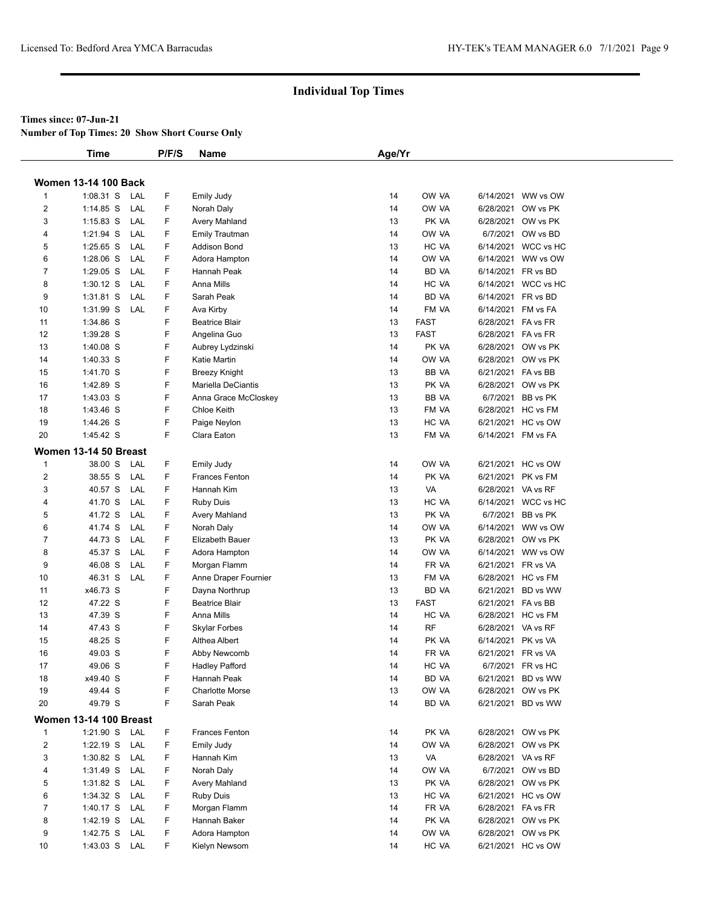## Individual Top Times

**Times since: 07-Jun-21**

**Number of Top Times: 20 Show Short Course Only**

| | Time | | P/F/S | Name | Age/Yr | | | |
|---|---|---|---|---|---|---|---|---|
| **Women 13-14 100 Back** | | | | | | | | |
| 1 | 1:08.31 S | LAL | F | Emily Judy | 14 | OW VA | 6/14/2021 | WW vs OW |
| 2 | 1:14.85 S | LAL | F | Norah Daly | 14 | OW VA | 6/28/2021 | OW vs PK |
| 3 | 1:15.83 S | LAL | F | Avery Mahland | 13 | PK VA | 6/28/2021 | OW vs PK |
| 4 | 1:21.94 S | LAL | F | Emily Trautman | 14 | OW VA | 6/7/2021 | OW vs BD |
| 5 | 1:25.65 S | LAL | F | Addison Bond | 13 | HC VA | 6/14/2021 | WCC vs HC |
| 6 | 1:28.06 S | LAL | F | Adora Hampton | 14 | OW VA | 6/14/2021 | WW vs OW |
| 7 | 1:29.05 S | LAL | F | Hannah Peak | 14 | BD VA | 6/14/2021 | FR vs BD |
| 8 | 1:30.12 S | LAL | F | Anna Mills | 14 | HC VA | 6/14/2021 | WCC vs HC |
| 9 | 1:31.81 S | LAL | F | Sarah Peak | 14 | BD VA | 6/14/2021 | FR vs BD |
| 10 | 1:31.99 S | LAL | F | Ava Kirby | 14 | FM VA | 6/14/2021 | FM vs FA |
| 11 | 1:34.86 S | | F | Beatrice Blair | 13 | FAST | 6/28/2021 | FA vs FR |
| 12 | 1:39.28 S | | F | Angelina Guo | 13 | FAST | 6/28/2021 | FA vs FR |
| 13 | 1:40.08 S | | F | Aubrey Lydzinski | 14 | PK VA | 6/28/2021 | OW vs PK |
| 14 | 1:40.33 S | | F | Katie Martin | 14 | OW VA | 6/28/2021 | OW vs PK |
| 15 | 1:41.70 S | | F | Breezy Knight | 13 | BB VA | 6/21/2021 | FA vs BB |
| 16 | 1:42.89 S | | F | Mariella DeCiantis | 13 | PK VA | 6/28/2021 | OW vs PK |
| 17 | 1:43.03 S | | F | Anna Grace McCloskey | 13 | BB VA | 6/7/2021 | BB vs PK |
| 18 | 1:43.46 S | | F | Chloe Keith | 13 | FM VA | 6/28/2021 | HC vs FM |
| 19 | 1:44.26 S | | F | Paige Neylon | 13 | HC VA | 6/21/2021 | HC vs OW |
| 20 | 1:45.42 S | | F | Clara Eaton | 13 | FM VA | 6/14/2021 | FM vs FA |
| **Women 13-14 50 Breast** | | | | | | | | |
| 1 | 38.00 S | LAL | F | Emily Judy | 14 | OW VA | 6/21/2021 | HC vs OW |
| 2 | 38.55 S | LAL | F | Frances Fenton | 14 | PK VA | 6/21/2021 | PK vs FM |
| 3 | 40.57 S | LAL | F | Hannah Kim | 13 | VA | 6/28/2021 | VA vs RF |
| 4 | 41.70 S | LAL | F | Ruby Duis | 13 | HC VA | 6/14/2021 | WCC vs HC |
| 5 | 41.72 S | LAL | F | Avery Mahland | 13 | PK VA | 6/7/2021 | BB vs PK |
| 6 | 41.74 S | LAL | F | Norah Daly | 14 | OW VA | 6/14/2021 | WW vs OW |
| 7 | 44.73 S | LAL | F | Elizabeth Bauer | 13 | PK VA | 6/28/2021 | OW vs PK |
| 8 | 45.37 S | LAL | F | Adora Hampton | 14 | OW VA | 6/14/2021 | WW vs OW |
| 9 | 46.08 S | LAL | F | Morgan Flamm | 14 | FR VA | 6/21/2021 | FR vs VA |
| 10 | 46.31 S | LAL | F | Anne Draper Fournier | 13 | FM VA | 6/28/2021 | HC vs FM |
| 11 | x46.73 S | | F | Dayna Northrup | 13 | BD VA | 6/21/2021 | BD vs WW |
| 12 | 47.22 S | | F | Beatrice Blair | 13 | FAST | 6/21/2021 | FA vs BB |
| 13 | 47.39 S | | F | Anna Mills | 14 | HC VA | 6/28/2021 | HC vs FM |
| 14 | 47.43 S | | F | Skylar Forbes | 14 | RF | 6/28/2021 | VA vs RF |
| 15 | 48.25 S | | F | Althea Albert | 14 | PK VA | 6/14/2021 | PK vs VA |
| 16 | 49.03 S | | F | Abby Newcomb | 14 | FR VA | 6/21/2021 | FR vs VA |
| 17 | 49.06 S | | F | Hadley Pafford | 14 | HC VA | 6/7/2021 | FR vs HC |
| 18 | x49.40 S | | F | Hannah Peak | 14 | BD VA | 6/21/2021 | BD vs WW |
| 19 | 49.44 S | | F | Charlotte Morse | 13 | OW VA | 6/28/2021 | OW vs PK |
| 20 | 49.79 S | | F | Sarah Peak | 14 | BD VA | 6/21/2021 | BD vs WW |
| **Women 13-14 100 Breast** | | | | | | | | |
| 1 | 1:21.90 S | LAL | F | Frances Fenton | 14 | PK VA | 6/28/2021 | OW vs PK |
| 2 | 1:22.19 S | LAL | F | Emily Judy | 14 | OW VA | 6/28/2021 | OW vs PK |
| 3 | 1:30.82 S | LAL | F | Hannah Kim | 13 | VA | 6/28/2021 | VA vs RF |
| 4 | 1:31.49 S | LAL | F | Norah Daly | 14 | OW VA | 6/7/2021 | OW vs BD |
| 5 | 1:31.82 S | LAL | F | Avery Mahland | 13 | PK VA | 6/28/2021 | OW vs PK |
| 6 | 1:34.32 S | LAL | F | Ruby Duis | 13 | HC VA | 6/21/2021 | HC vs OW |
| 7 | 1:40.17 S | LAL | F | Morgan Flamm | 14 | FR VA | 6/28/2021 | FA vs FR |
| 8 | 1:42.19 S | LAL | F | Hannah Baker | 14 | PK VA | 6/28/2021 | OW vs PK |
| 9 | 1:42.75 S | LAL | F | Adora Hampton | 14 | OW VA | 6/28/2021 | OW vs PK |
| 10 | 1:43.03 S | LAL | F | Kielyn Newsom | 14 | HC VA | 6/21/2021 | HC vs OW |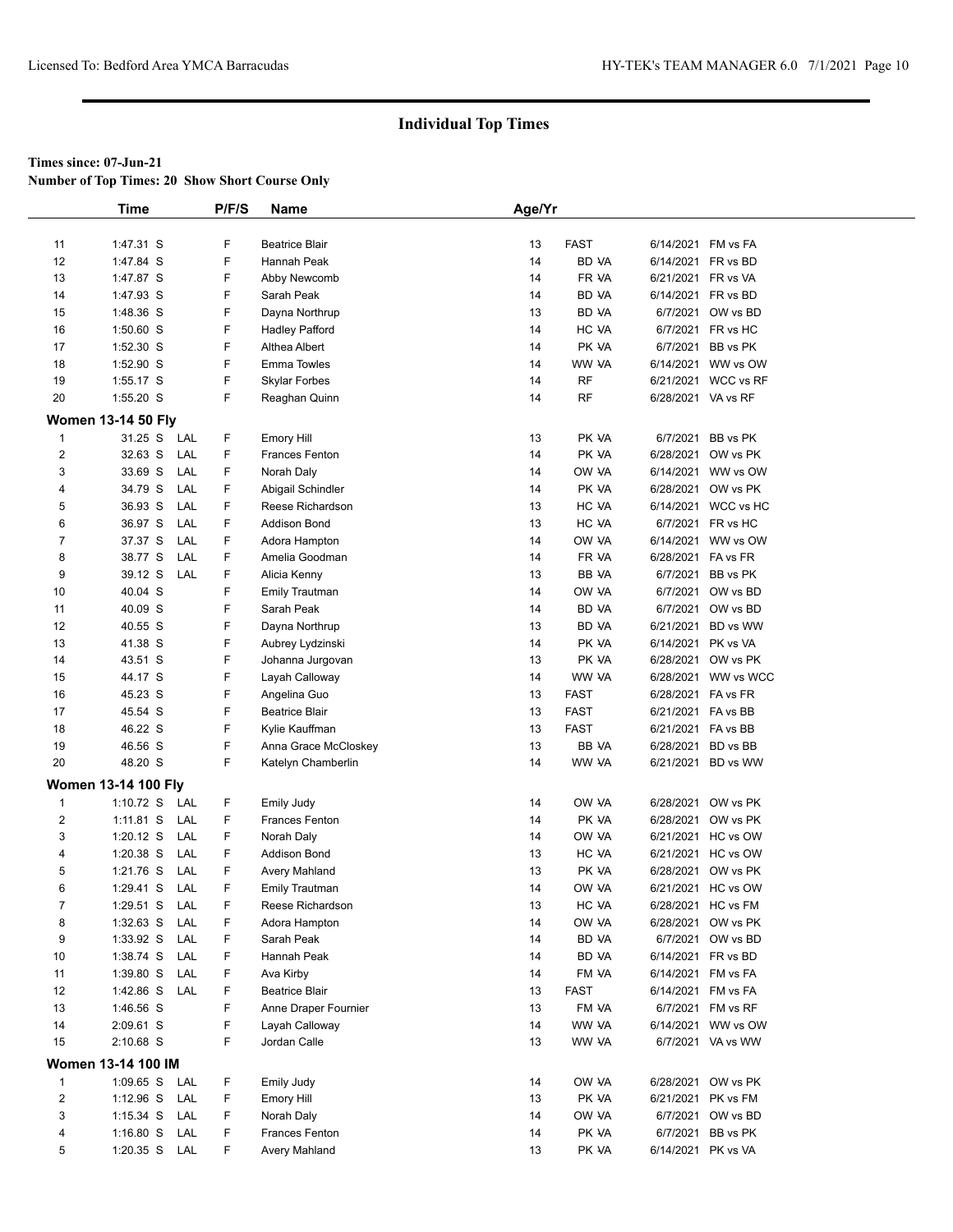## Individual Top Times

**Times since: 07-Jun-21**
**Number of Top Times: 20 Show Short Course Only**

| | Time | | P/F/S | Name | Age/Yr | | | |
|---|---|---|---|---|---|---|---|---|
| 11 | 1:47.31 S | | F | Beatrice Blair | 13 | FAST | 6/14/2021 | FM vs FA |
| 12 | 1:47.84 S | | F | Hannah Peak | 14 | BD VA | 6/14/2021 | FR vs BD |
| 13 | 1:47.87 S | | F | Abby Newcomb | 14 | FR VA | 6/21/2021 | FR vs VA |
| 14 | 1:47.93 S | | F | Sarah Peak | 14 | BD VA | 6/14/2021 | FR vs BD |
| 15 | 1:48.36 S | | F | Dayna Northrup | 13 | BD VA | 6/7/2021 | OW vs BD |
| 16 | 1:50.60 S | | F | Hadley Pafford | 14 | HC VA | 6/7/2021 | FR vs HC |
| 17 | 1:52.30 S | | F | Althea Albert | 14 | PK VA | 6/7/2021 | BB vs PK |
| 18 | 1:52.90 S | | F | Emma Towles | 14 | WW VA | 6/14/2021 | WW vs OW |
| 19 | 1:55.17 S | | F | Skylar Forbes | 14 | RF | 6/21/2021 | WCC vs RF |
| 20 | 1:55.20 S | | F | Reaghan Quinn | 14 | RF | 6/28/2021 | VA vs RF |
| **Women 13-14 50 Fly** | | | | | | | | |
| 1 | 31.25 S | LAL | F | Emory Hill | 13 | PK VA | 6/7/2021 | BB vs PK |
| 2 | 32.63 S | LAL | F | Frances Fenton | 14 | PK VA | 6/28/2021 | OW vs PK |
| 3 | 33.69 S | LAL | F | Norah Daly | 14 | OW VA | 6/14/2021 | WW vs OW |
| 4 | 34.79 S | LAL | F | Abigail Schindler | 14 | PK VA | 6/28/2021 | OW vs PK |
| 5 | 36.93 S | LAL | F | Reese Richardson | 13 | HC VA | 6/14/2021 | WCC vs HC |
| 6 | 36.97 S | LAL | F | Addison Bond | 13 | HC VA | 6/7/2021 | FR vs HC |
| 7 | 37.37 S | LAL | F | Adora Hampton | 14 | OW VA | 6/14/2021 | WW vs OW |
| 8 | 38.77 S | LAL | F | Amelia Goodman | 14 | FR VA | 6/28/2021 | FA vs FR |
| 9 | 39.12 S | LAL | F | Alicia Kenny | 13 | BB VA | 6/7/2021 | BB vs PK |
| 10 | 40.04 S | | F | Emily Trautman | 14 | OW VA | 6/7/2021 | OW vs BD |
| 11 | 40.09 S | | F | Sarah Peak | 14 | BD VA | 6/7/2021 | OW vs BD |
| 12 | 40.55 S | | F | Dayna Northrup | 13 | BD VA | 6/21/2021 | BD vs WW |
| 13 | 41.38 S | | F | Aubrey Lydzinski | 14 | PK VA | 6/14/2021 | PK vs VA |
| 14 | 43.51 S | | F | Johanna Jurgovan | 13 | PK VA | 6/28/2021 | OW vs PK |
| 15 | 44.17 S | | F | Layah Calloway | 14 | WW VA | 6/28/2021 | WW vs WCC |
| 16 | 45.23 S | | F | Angelina Guo | 13 | FAST | 6/28/2021 | FA vs FR |
| 17 | 45.54 S | | F | Beatrice Blair | 13 | FAST | 6/21/2021 | FA vs BB |
| 18 | 46.22 S | | F | Kylie Kauffman | 13 | FAST | 6/21/2021 | FA vs BB |
| 19 | 46.56 S | | F | Anna Grace McCloskey | 13 | BB VA | 6/28/2021 | BD vs BB |
| 20 | 48.20 S | | F | Katelyn Chamberlin | 14 | WW VA | 6/21/2021 | BD vs WW |
| **Women 13-14 100 Fly** | | | | | | | | |
| 1 | 1:10.72 S | LAL | F | Emily Judy | 14 | OW VA | 6/28/2021 | OW vs PK |
| 2 | 1:11.81 S | LAL | F | Frances Fenton | 14 | PK VA | 6/28/2021 | OW vs PK |
| 3 | 1:20.12 S | LAL | F | Norah Daly | 14 | OW VA | 6/21/2021 | HC vs OW |
| 4 | 1:20.38 S | LAL | F | Addison Bond | 13 | HC VA | 6/21/2021 | HC vs OW |
| 5 | 1:21.76 S | LAL | F | Avery Mahland | 13 | PK VA | 6/28/2021 | OW vs PK |
| 6 | 1:29.41 S | LAL | F | Emily Trautman | 14 | OW VA | 6/21/2021 | HC vs OW |
| 7 | 1:29.51 S | LAL | F | Reese Richardson | 13 | HC VA | 6/28/2021 | HC vs FM |
| 8 | 1:32.63 S | LAL | F | Adora Hampton | 14 | OW VA | 6/28/2021 | OW vs PK |
| 9 | 1:33.92 S | LAL | F | Sarah Peak | 14 | BD VA | 6/7/2021 | OW vs BD |
| 10 | 1:38.74 S | LAL | F | Hannah Peak | 14 | BD VA | 6/14/2021 | FR vs BD |
| 11 | 1:39.80 S | LAL | F | Ava Kirby | 14 | FM VA | 6/14/2021 | FM vs FA |
| 12 | 1:42.86 S | LAL | F | Beatrice Blair | 13 | FAST | 6/14/2021 | FM vs FA |
| 13 | 1:46.56 S | | F | Anne Draper Fournier | 13 | FM VA | 6/7/2021 | FM vs RF |
| 14 | 2:09.61 S | | F | Layah Calloway | 14 | WW VA | 6/14/2021 | WW vs OW |
| 15 | 2:10.68 S | | F | Jordan Calle | 13 | WW VA | 6/7/2021 | VA vs WW |
| **Women 13-14 100 IM** | | | | | | | | |
| 1 | 1:09.65 S | LAL | F | Emily Judy | 14 | OW VA | 6/28/2021 | OW vs PK |
| 2 | 1:12.96 S | LAL | F | Emory Hill | 13 | PK VA | 6/21/2021 | PK vs FM |
| 3 | 1:15.34 S | LAL | F | Norah Daly | 14 | OW VA | 6/7/2021 | OW vs BD |
| 4 | 1:16.80 S | LAL | F | Frances Fenton | 14 | PK VA | 6/7/2021 | BB vs PK |
| 5 | 1:20.35 S | LAL | F | Avery Mahland | 13 | PK VA | 6/14/2021 | PK vs VA |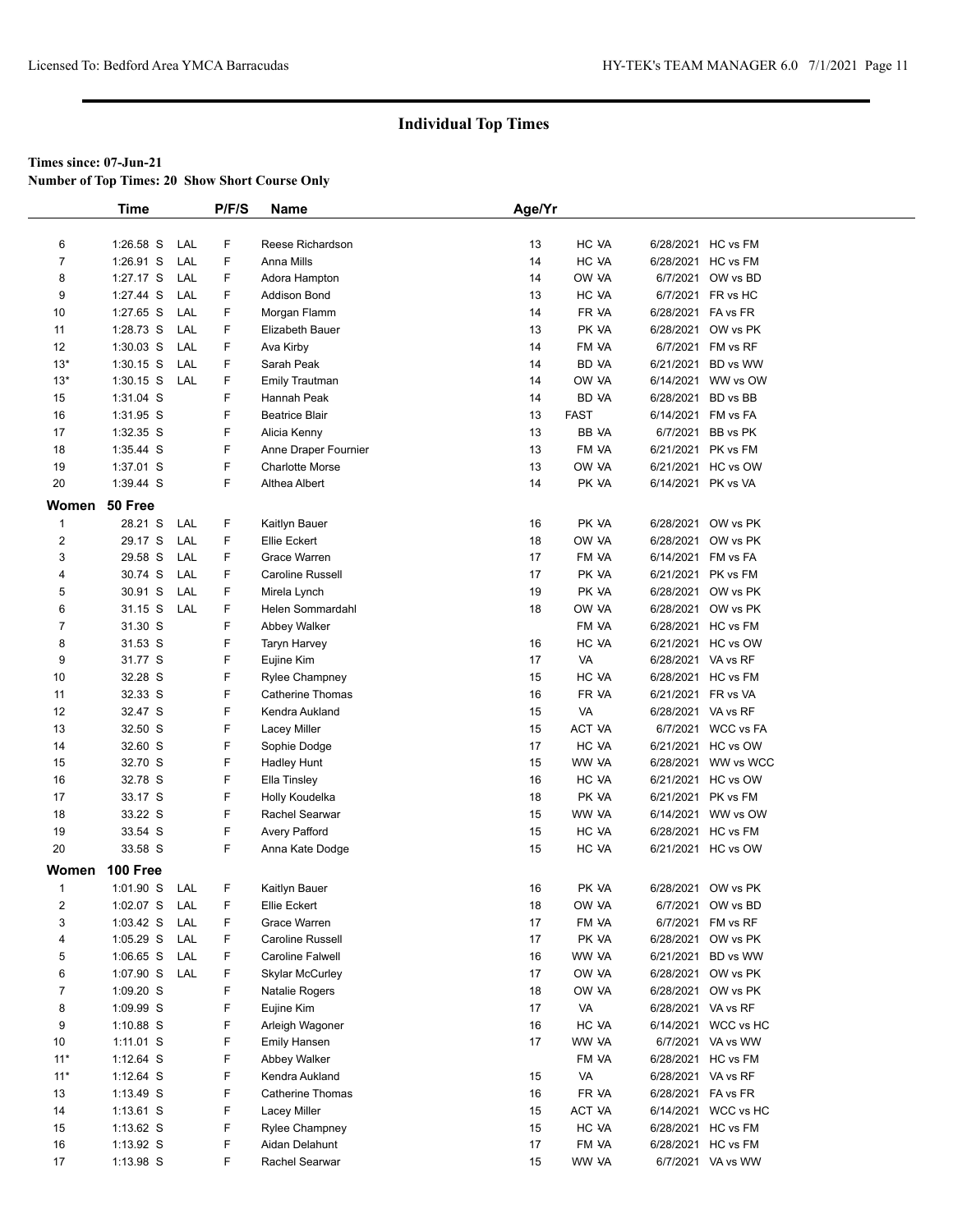## Individual Top Times

**Times since: 07-Jun-21**

**Number of Top Times: 20 Show Short Course Only**

| | Time | | P/F/S | Name | Age/Yr | | |
|---|---|---|---|---|---|---|---|
| 6 | 1:26.58 S | LAL | F | Reese Richardson | 13 | HC VA | 6/28/2021 HC vs FM |
| 7 | 1:26.91 S | LAL | F | Anna Mills | 14 | HC VA | 6/28/2021 HC vs FM |
| 8 | 1:27.17 S | LAL | F | Adora Hampton | 14 | OW VA | 6/7/2021 OW vs BD |
| 9 | 1:27.44 S | LAL | F | Addison Bond | 13 | HC VA | 6/7/2021 FR vs HC |
| 10 | 1:27.65 S | LAL | F | Morgan Flamm | 14 | FR VA | 6/28/2021 FA vs FR |
| 11 | 1:28.73 S | LAL | F | Elizabeth Bauer | 13 | PK VA | 6/28/2021 OW vs PK |
| 12 | 1:30.03 S | LAL | F | Ava Kirby | 14 | FM VA | 6/7/2021 FM vs RF |
| 13* | 1:30.15 S | LAL | F | Sarah Peak | 14 | BD VA | 6/21/2021 BD vs WW |
| 13* | 1:30.15 S | LAL | F | Emily Trautman | 14 | OW VA | 6/14/2021 WW vs OW |
| 15 | 1:31.04 S | | F | Hannah Peak | 14 | BD VA | 6/28/2021 BD vs BB |
| 16 | 1:31.95 S | | F | Beatrice Blair | 13 | FAST | 6/14/2021 FM vs FA |
| 17 | 1:32.35 S | | F | Alicia Kenny | 13 | BB VA | 6/7/2021 BB vs PK |
| 18 | 1:35.44 S | | F | Anne Draper Fournier | 13 | FM VA | 6/21/2021 PK vs FM |
| 19 | 1:37.01 S | | F | Charlotte Morse | 13 | OW VA | 6/21/2021 HC vs OW |
| 20 | 1:39.44 S | | F | Althea Albert | 14 | PK VA | 6/14/2021 PK vs VA |
| **Women 50 Free** | | | | | | | |
| 1 | 28.21 S | LAL | F | Kaitlyn Bauer | 16 | PK VA | 6/28/2021 OW vs PK |
| 2 | 29.17 S | LAL | F | Ellie Eckert | 18 | OW VA | 6/28/2021 OW vs PK |
| 3 | 29.58 S | LAL | F | Grace Warren | 17 | FM VA | 6/14/2021 FM vs FA |
| 4 | 30.74 S | LAL | F | Caroline Russell | 17 | PK VA | 6/21/2021 PK vs FM |
| 5 | 30.91 S | LAL | F | Mirela Lynch | 19 | PK VA | 6/28/2021 OW vs PK |
| 6 | 31.15 S | LAL | F | Helen Sommardahl | 18 | OW VA | 6/28/2021 OW vs PK |
| 7 | 31.30 S | | F | Abbey Walker | | FM VA | 6/28/2021 HC vs FM |
| 8 | 31.53 S | | F | Taryn Harvey | 16 | HC VA | 6/21/2021 HC vs OW |
| 9 | 31.77 S | | F | Eujine Kim | 17 | VA | 6/28/2021 VA vs RF |
| 10 | 32.28 S | | F | Rylee Champney | 15 | HC VA | 6/28/2021 HC vs FM |
| 11 | 32.33 S | | F | Catherine Thomas | 16 | FR VA | 6/21/2021 FR vs VA |
| 12 | 32.47 S | | F | Kendra Aukland | 15 | VA | 6/28/2021 VA vs RF |
| 13 | 32.50 S | | F | Lacey Miller | 15 | ACT VA | 6/7/2021 WCC vs FA |
| 14 | 32.60 S | | F | Sophie Dodge | 17 | HC VA | 6/21/2021 HC vs OW |
| 15 | 32.70 S | | F | Hadley Hunt | 15 | WW VA | 6/28/2021 WW vs WCC |
| 16 | 32.78 S | | F | Ella Tinsley | 16 | HC VA | 6/21/2021 HC vs OW |
| 17 | 33.17 S | | F | Holly Koudelka | 18 | PK VA | 6/21/2021 PK vs FM |
| 18 | 33.22 S | | F | Rachel Searwar | 15 | WW VA | 6/14/2021 WW vs OW |
| 19 | 33.54 S | | F | Avery Pafford | 15 | HC VA | 6/28/2021 HC vs FM |
| 20 | 33.58 S | | F | Anna Kate Dodge | 15 | HC VA | 6/21/2021 HC vs OW |
| **Women 100 Free** | | | | | | | |
| 1 | 1:01.90 S | LAL | F | Kaitlyn Bauer | 16 | PK VA | 6/28/2021 OW vs PK |
| 2 | 1:02.07 S | LAL | F | Ellie Eckert | 18 | OW VA | 6/7/2021 OW vs BD |
| 3 | 1:03.42 S | LAL | F | Grace Warren | 17 | FM VA | 6/7/2021 FM vs RF |
| 4 | 1:05.29 S | LAL | F | Caroline Russell | 17 | PK VA | 6/28/2021 OW vs PK |
| 5 | 1:06.65 S | LAL | F | Caroline Falwell | 16 | WW VA | 6/21/2021 BD vs WW |
| 6 | 1:07.90 S | LAL | F | Skylar McCurley | 17 | OW VA | 6/28/2021 OW vs PK |
| 7 | 1:09.20 S | | F | Natalie Rogers | 18 | OW VA | 6/28/2021 OW vs PK |
| 8 | 1:09.99 S | | F | Eujine Kim | 17 | VA | 6/28/2021 VA vs RF |
| 9 | 1:10.88 S | | F | Arleigh Wagoner | 16 | HC VA | 6/14/2021 WCC vs HC |
| 10 | 1:11.01 S | | F | Emily Hansen | 17 | WW VA | 6/7/2021 VA vs WW |
| 11* | 1:12.64 S | | F | Abbey Walker | | FM VA | 6/28/2021 HC vs FM |
| 11* | 1:12.64 S | | F | Kendra Aukland | 15 | VA | 6/28/2021 VA vs RF |
| 13 | 1:13.49 S | | F | Catherine Thomas | 16 | FR VA | 6/28/2021 FA vs FR |
| 14 | 1:13.61 S | | F | Lacey Miller | 15 | ACT VA | 6/14/2021 WCC vs HC |
| 15 | 1:13.62 S | | F | Rylee Champney | 15 | HC VA | 6/28/2021 HC vs FM |
| 16 | 1:13.92 S | | F | Aidan Delahunt | 17 | FM VA | 6/28/2021 HC vs FM |
| 17 | 1:13.98 S | | F | Rachel Searwar | 15 | WW VA | 6/7/2021 VA vs WW |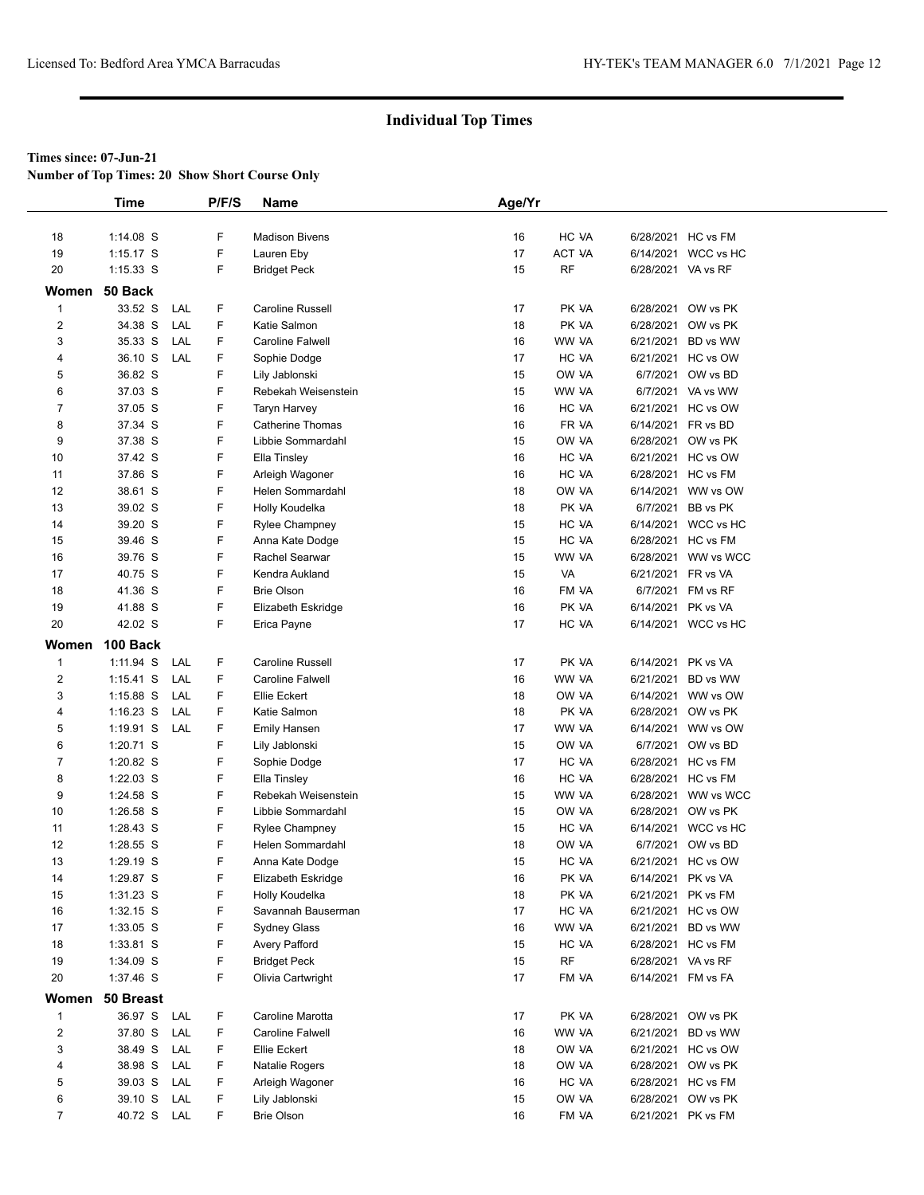## Individual Top Times

**Times since: 07-Jun-21**

**Number of Top Times: 20 Show Short Course Only**

| | Time | | P/F/S | Name | Age/Yr | | | |
|---|---|---|---|---|---|---|---|---|
| 18 | 1:14.08 S | | F | Madison Bivens | 16 | HC VA | 6/28/2021 | HC vs FM |
| 19 | 1:15.17 S | | F | Lauren Eby | 17 | ACT VA | 6/14/2021 | WCC vs HC |
| 20 | 1:15.33 S | | F | Bridget Peck | 15 | RF | 6/28/2021 | VA vs RF |
| **Women** | **50 Back** | | | | | | | |
| 1 | 33.52 S | LAL | F | Caroline Russell | 17 | PK VA | 6/28/2021 | OW vs PK |
| 2 | 34.38 S | LAL | F | Katie Salmon | 18 | PK VA | 6/28/2021 | OW vs PK |
| 3 | 35.33 S | LAL | F | Caroline Falwell | 16 | WW VA | 6/21/2021 | BD vs WW |
| 4 | 36.10 S | LAL | F | Sophie Dodge | 17 | HC VA | 6/21/2021 | HC vs OW |
| 5 | 36.82 S | | F | Lily Jablonski | 15 | OW VA | 6/7/2021 | OW vs BD |
| 6 | 37.03 S | | F | Rebekah Weisenstein | 15 | WW VA | 6/7/2021 | VA vs WW |
| 7 | 37.05 S | | F | Taryn Harvey | 16 | HC VA | 6/21/2021 | HC vs OW |
| 8 | 37.34 S | | F | Catherine Thomas | 16 | FR VA | 6/14/2021 | FR vs BD |
| 9 | 37.38 S | | F | Libbie Sommardahl | 15 | OW VA | 6/28/2021 | OW vs PK |
| 10 | 37.42 S | | F | Ella Tinsley | 16 | HC VA | 6/21/2021 | HC vs OW |
| 11 | 37.86 S | | F | Arleigh Wagoner | 16 | HC VA | 6/28/2021 | HC vs FM |
| 12 | 38.61 S | | F | Helen Sommardahl | 18 | OW VA | 6/14/2021 | WW vs OW |
| 13 | 39.02 S | | F | Holly Koudelka | 18 | PK VA | 6/7/2021 | BB vs PK |
| 14 | 39.20 S | | F | Rylee Champney | 15 | HC VA | 6/14/2021 | WCC vs HC |
| 15 | 39.46 S | | F | Anna Kate Dodge | 15 | HC VA | 6/28/2021 | HC vs FM |
| 16 | 39.76 S | | F | Rachel Searwar | 15 | WW VA | 6/28/2021 | WW vs WCC |
| 17 | 40.75 S | | F | Kendra Aukland | 15 | VA | 6/21/2021 | FR vs VA |
| 18 | 41.36 S | | F | Brie Olson | 16 | FM VA | 6/7/2021 | FM vs RF |
| 19 | 41.88 S | | F | Elizabeth Eskridge | 16 | PK VA | 6/14/2021 | PK vs VA |
| 20 | 42.02 S | | F | Erica Payne | 17 | HC VA | 6/14/2021 | WCC vs HC |
| **Women** | **100 Back** | | | | | | | |
| 1 | 1:11.94 S | LAL | F | Caroline Russell | 17 | PK VA | 6/14/2021 | PK vs VA |
| 2 | 1:15.41 S | LAL | F | Caroline Falwell | 16 | WW VA | 6/21/2021 | BD vs WW |
| 3 | 1:15.88 S | LAL | F | Ellie Eckert | 18 | OW VA | 6/14/2021 | WW vs OW |
| 4 | 1:16.23 S | LAL | F | Katie Salmon | 18 | PK VA | 6/28/2021 | OW vs PK |
| 5 | 1:19.91 S | LAL | F | Emily Hansen | 17 | WW VA | 6/14/2021 | WW vs OW |
| 6 | 1:20.71 S | | F | Lily Jablonski | 15 | OW VA | 6/7/2021 | OW vs BD |
| 7 | 1:20.82 S | | F | Sophie Dodge | 17 | HC VA | 6/28/2021 | HC vs FM |
| 8 | 1:22.03 S | | F | Ella Tinsley | 16 | HC VA | 6/28/2021 | HC vs FM |
| 9 | 1:24.58 S | | F | Rebekah Weisenstein | 15 | WW VA | 6/28/2021 | WW vs WCC |
| 10 | 1:26.58 S | | F | Libbie Sommardahl | 15 | OW VA | 6/28/2021 | OW vs PK |
| 11 | 1:28.43 S | | F | Rylee Champney | 15 | HC VA | 6/14/2021 | WCC vs HC |
| 12 | 1:28.55 S | | F | Helen Sommardahl | 18 | OW VA | 6/7/2021 | OW vs BD |
| 13 | 1:29.19 S | | F | Anna Kate Dodge | 15 | HC VA | 6/21/2021 | HC vs OW |
| 14 | 1:29.87 S | | F | Elizabeth Eskridge | 16 | PK VA | 6/14/2021 | PK vs VA |
| 15 | 1:31.23 S | | F | Holly Koudelka | 18 | PK VA | 6/21/2021 | PK vs FM |
| 16 | 1:32.15 S | | F | Savannah Bauserman | 17 | HC VA | 6/21/2021 | HC vs OW |
| 17 | 1:33.05 S | | F | Sydney Glass | 16 | WW VA | 6/21/2021 | BD vs WW |
| 18 | 1:33.81 S | | F | Avery Pafford | 15 | HC VA | 6/28/2021 | HC vs FM |
| 19 | 1:34.09 S | | F | Bridget Peck | 15 | RF | 6/28/2021 | VA vs RF |
| 20 | 1:37.46 S | | F | Olivia Cartwright | 17 | FM VA | 6/14/2021 | FM vs FA |
| **Women** | **50 Breast** | | | | | | | |
| 1 | 36.97 S | LAL | F | Caroline Marotta | 17 | PK VA | 6/28/2021 | OW vs PK |
| 2 | 37.80 S | LAL | F | Caroline Falwell | 16 | WW VA | 6/21/2021 | BD vs WW |
| 3 | 38.49 S | LAL | F | Ellie Eckert | 18 | OW VA | 6/21/2021 | HC vs OW |
| 4 | 38.98 S | LAL | F | Natalie Rogers | 18 | OW VA | 6/28/2021 | OW vs PK |
| 5 | 39.03 S | LAL | F | Arleigh Wagoner | 16 | HC VA | 6/28/2021 | HC vs FM |
| 6 | 39.10 S | LAL | F | Lily Jablonski | 15 | OW VA | 6/28/2021 | OW vs PK |
| 7 | 40.72 S | LAL | F | Brie Olson | 16 | FM VA | 6/21/2021 | PK vs FM |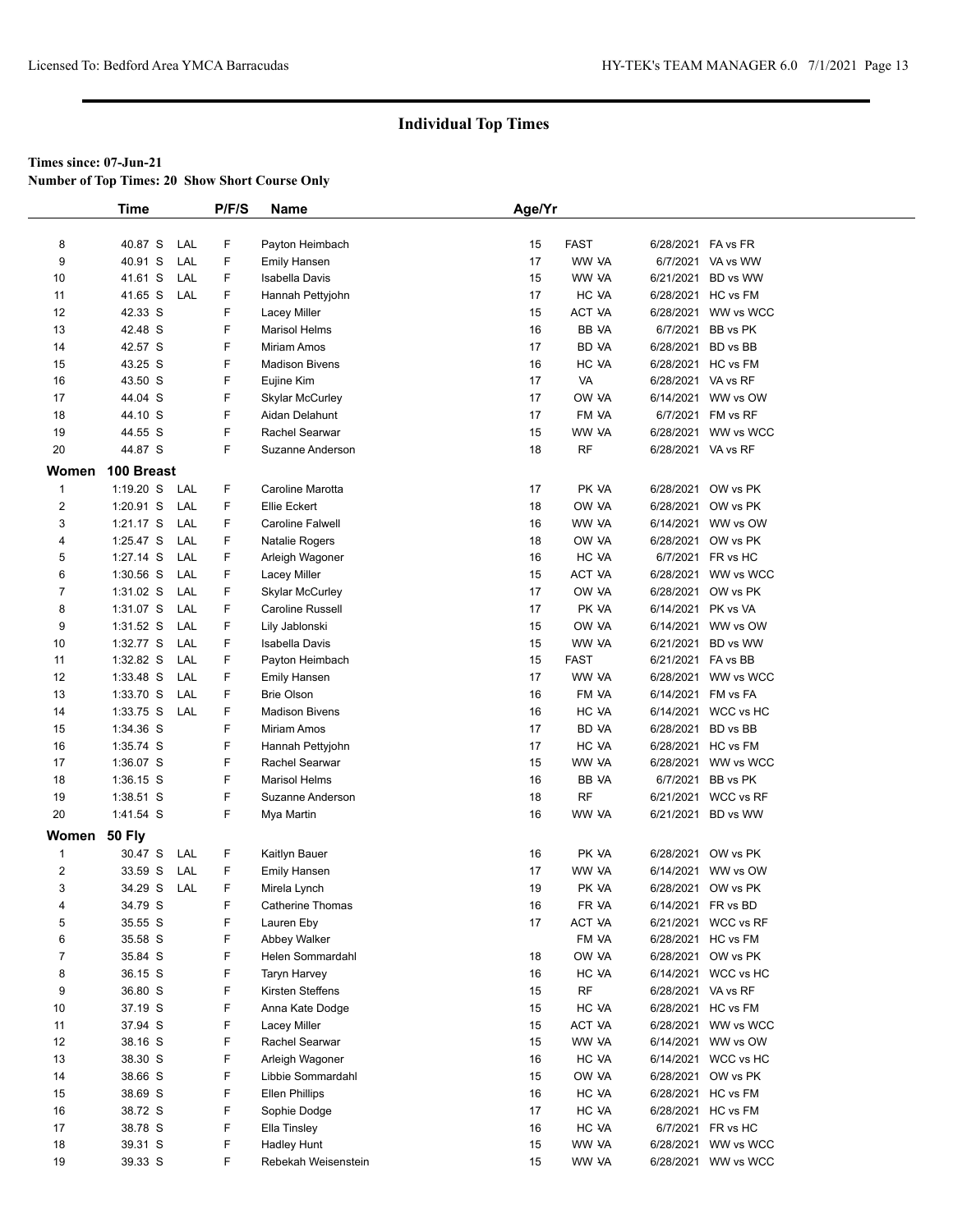## Individual Top Times

**Times since: 07-Jun-21**

**Number of Top Times: 20 Show Short Course Only**

| | Time | | P/F/S | Name | Age/Yr | | | |
|---|---|---|---|---|---|---|---|---|
| 8 | 40.87 S | LAL | F | Payton Heimbach | 15 | FAST | 6/28/2021 | FA vs FR |
| 9 | 40.91 S | LAL | F | Emily Hansen | 17 | WW VA | 6/7/2021 | VA vs WW |
| 10 | 41.61 S | LAL | F | Isabella Davis | 15 | WW VA | 6/21/2021 | BD vs WW |
| 11 | 41.65 S | LAL | F | Hannah Pettyjohn | 17 | HC VA | 6/28/2021 | HC vs FM |
| 12 | 42.33 S | | F | Lacey Miller | 15 | ACT VA | 6/28/2021 | WW vs WCC |
| 13 | 42.48 S | | F | Marisol Helms | 16 | BB VA | 6/7/2021 | BB vs PK |
| 14 | 42.57 S | | F | Miriam Amos | 17 | BD VA | 6/28/2021 | BD vs BB |
| 15 | 43.25 S | | F | Madison Bivens | 16 | HC VA | 6/28/2021 | HC vs FM |
| 16 | 43.50 S | | F | Eujine Kim | 17 | VA | 6/28/2021 | VA vs RF |
| 17 | 44.04 S | | F | Skylar McCurley | 17 | OW VA | 6/14/2021 | WW vs OW |
| 18 | 44.10 S | | F | Aidan Delahunt | 17 | FM VA | 6/7/2021 | FM vs RF |
| 19 | 44.55 S | | F | Rachel Searwar | 15 | WW VA | 6/28/2021 | WW vs WCC |
| 20 | 44.87 S | | F | Suzanne Anderson | 18 | RF | 6/28/2021 | VA vs RF |
| **Women** | **100 Breast** | | | | | | | |
| 1 | 1:19.20 S | LAL | F | Caroline Marotta | 17 | PK VA | 6/28/2021 | OW vs PK |
| 2 | 1:20.91 S | LAL | F | Ellie Eckert | 18 | OW VA | 6/28/2021 | OW vs PK |
| 3 | 1:21.17 S | LAL | F | Caroline Falwell | 16 | WW VA | 6/14/2021 | WW vs OW |
| 4 | 1:25.47 S | LAL | F | Natalie Rogers | 18 | OW VA | 6/28/2021 | OW vs PK |
| 5 | 1:27.14 S | LAL | F | Arleigh Wagoner | 16 | HC VA | 6/7/2021 | FR vs HC |
| 6 | 1:30.56 S | LAL | F | Lacey Miller | 15 | ACT VA | 6/28/2021 | WW vs WCC |
| 7 | 1:31.02 S | LAL | F | Skylar McCurley | 17 | OW VA | 6/28/2021 | OW vs PK |
| 8 | 1:31.07 S | LAL | F | Caroline Russell | 17 | PK VA | 6/14/2021 | PK vs VA |
| 9 | 1:31.52 S | LAL | F | Lily Jablonski | 15 | OW VA | 6/14/2021 | WW vs OW |
| 10 | 1:32.77 S | LAL | F | Isabella Davis | 15 | WW VA | 6/21/2021 | BD vs WW |
| 11 | 1:32.82 S | LAL | F | Payton Heimbach | 15 | FAST | 6/21/2021 | FA vs BB |
| 12 | 1:33.48 S | LAL | F | Emily Hansen | 17 | WW VA | 6/28/2021 | WW vs WCC |
| 13 | 1:33.70 S | LAL | F | Brie Olson | 16 | FM VA | 6/14/2021 | FM vs FA |
| 14 | 1:33.75 S | LAL | F | Madison Bivens | 16 | HC VA | 6/14/2021 | WCC vs HC |
| 15 | 1:34.36 S | | F | Miriam Amos | 17 | BD VA | 6/28/2021 | BD vs BB |
| 16 | 1:35.74 S | | F | Hannah Pettyjohn | 17 | HC VA | 6/28/2021 | HC vs FM |
| 17 | 1:36.07 S | | F | Rachel Searwar | 15 | WW VA | 6/28/2021 | WW vs WCC |
| 18 | 1:36.15 S | | F | Marisol Helms | 16 | BB VA | 6/7/2021 | BB vs PK |
| 19 | 1:38.51 S | | F | Suzanne Anderson | 18 | RF | 6/21/2021 | WCC vs RF |
| 20 | 1:41.54 S | | F | Mya Martin | 16 | WW VA | 6/21/2021 | BD vs WW |
| **Women** | **50 Fly** | | | | | | | |
| 1 | 30.47 S | LAL | F | Kaitlyn Bauer | 16 | PK VA | 6/28/2021 | OW vs PK |
| 2 | 33.59 S | LAL | F | Emily Hansen | 17 | WW VA | 6/14/2021 | WW vs OW |
| 3 | 34.29 S | LAL | F | Mirela Lynch | 19 | PK VA | 6/28/2021 | OW vs PK |
| 4 | 34.79 S | | F | Catherine Thomas | 16 | FR VA | 6/14/2021 | FR vs BD |
| 5 | 35.55 S | | F | Lauren Eby | 17 | ACT VA | 6/21/2021 | WCC vs RF |
| 6 | 35.58 S | | F | Abbey Walker | | FM VA | 6/28/2021 | HC vs FM |
| 7 | 35.84 S | | F | Helen Sommardahl | 18 | OW VA | 6/28/2021 | OW vs PK |
| 8 | 36.15 S | | F | Taryn Harvey | 16 | HC VA | 6/14/2021 | WCC vs HC |
| 9 | 36.80 S | | F | Kirsten Steffens | 15 | RF | 6/28/2021 | VA vs RF |
| 10 | 37.19 S | | F | Anna Kate Dodge | 15 | HC VA | 6/28/2021 | HC vs FM |
| 11 | 37.94 S | | F | Lacey Miller | 15 | ACT VA | 6/28/2021 | WW vs WCC |
| 12 | 38.16 S | | F | Rachel Searwar | 15 | WW VA | 6/14/2021 | WW vs OW |
| 13 | 38.30 S | | F | Arleigh Wagoner | 16 | HC VA | 6/14/2021 | WCC vs HC |
| 14 | 38.66 S | | F | Libbie Sommardahl | 15 | OW VA | 6/28/2021 | OW vs PK |
| 15 | 38.69 S | | F | Ellen Phillips | 16 | HC VA | 6/28/2021 | HC vs FM |
| 16 | 38.72 S | | F | Sophie Dodge | 17 | HC VA | 6/28/2021 | HC vs FM |
| 17 | 38.78 S | | F | Ella Tinsley | 16 | HC VA | 6/7/2021 | FR vs HC |
| 18 | 39.31 S | | F | Hadley Hunt | 15 | WW VA | 6/28/2021 | WW vs WCC |
| 19 | 39.33 S | | F | Rebekah Weisenstein | 15 | WW VA | 6/28/2021 | WW vs WCC |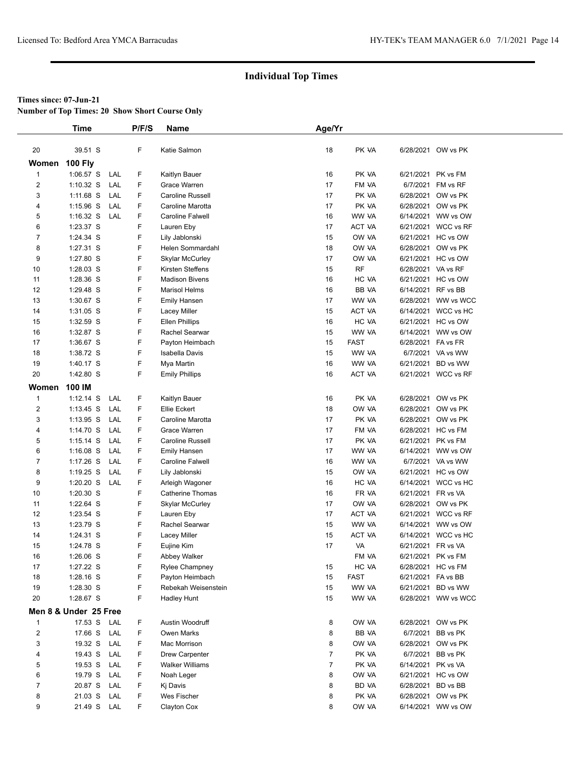## Individual Top Times

**Times since: 07-Jun-21**
**Number of Top Times: 20 Show Short Course Only**

| | Time | | P/F/S | Name | Age/Yr | | | |
|---|---|---|---|---|---|---|---|---|
| 20 | 39.51 S | | F | Katie Salmon | 18 | PK VA | 6/28/2021 | OW vs PK |

**Women 100 Fly**

| | Time | | P/F/S | Name | Age/Yr | | | |
|---|---|---|---|---|---|---|---|---|
| 1 | 1:06.57 S | LAL | F | Kaitlyn Bauer | 16 | PK VA | 6/21/2021 | PK vs FM |
| 2 | 1:10.32 S | LAL | F | Grace Warren | 17 | FM VA | 6/7/2021 | FM vs RF |
| 3 | 1:11.68 S | LAL | F | Caroline Russell | 17 | PK VA | 6/28/2021 | OW vs PK |
| 4 | 1:15.96 S | LAL | F | Caroline Marotta | 17 | PK VA | 6/28/2021 | OW vs PK |
| 5 | 1:16.32 S | LAL | F | Caroline Falwell | 16 | WW VA | 6/14/2021 | WW vs OW |
| 6 | 1:23.37 S | | F | Lauren Eby | 17 | ACT VA | 6/21/2021 | WCC vs RF |
| 7 | 1:24.34 S | | F | Lily Jablonski | 15 | OW VA | 6/21/2021 | HC vs OW |
| 8 | 1:27.31 S | | F | Helen Sommardahl | 18 | OW VA | 6/28/2021 | OW vs PK |
| 9 | 1:27.80 S | | F | Skylar McCurley | 17 | OW VA | 6/21/2021 | HC vs OW |
| 10 | 1:28.03 S | | F | Kirsten Steffens | 15 | RF | 6/28/2021 | VA vs RF |
| 11 | 1:28.36 S | | F | Madison Bivens | 16 | HC VA | 6/21/2021 | HC vs OW |
| 12 | 1:29.48 S | | F | Marisol Helms | 16 | BB VA | 6/14/2021 | RF vs BB |
| 13 | 1:30.67 S | | F | Emily Hansen | 17 | WW VA | 6/28/2021 | WW vs WCC |
| 14 | 1:31.05 S | | F | Lacey Miller | 15 | ACT VA | 6/14/2021 | WCC vs HC |
| 15 | 1:32.59 S | | F | Ellen Phillips | 16 | HC VA | 6/21/2021 | HC vs OW |
| 16 | 1:32.87 S | | F | Rachel Searwar | 15 | WW VA | 6/14/2021 | WW vs OW |
| 17 | 1:36.67 S | | F | Payton Heimbach | 15 | FAST | 6/28/2021 | FA vs FR |
| 18 | 1:38.72 S | | F | Isabella Davis | 15 | WW VA | 6/7/2021 | VA vs WW |
| 19 | 1:40.17 S | | F | Mya Martin | 16 | WW VA | 6/21/2021 | BD vs WW |
| 20 | 1:42.80 S | | F | Emily Phillips | 16 | ACT VA | 6/21/2021 | WCC vs RF |

**Women 100 IM**

| | Time | | P/F/S | Name | Age/Yr | | | |
|---|---|---|---|---|---|---|---|---|
| 1 | 1:12.14 S | LAL | F | Kaitlyn Bauer | 16 | PK VA | 6/28/2021 | OW vs PK |
| 2 | 1:13.45 S | LAL | F | Ellie Eckert | 18 | OW VA | 6/28/2021 | OW vs PK |
| 3 | 1:13.95 S | LAL | F | Caroline Marotta | 17 | PK VA | 6/28/2021 | OW vs PK |
| 4 | 1:14.70 S | LAL | F | Grace Warren | 17 | FM VA | 6/28/2021 | HC vs FM |
| 5 | 1:15.14 S | LAL | F | Caroline Russell | 17 | PK VA | 6/21/2021 | PK vs FM |
| 6 | 1:16.08 S | LAL | F | Emily Hansen | 17 | WW VA | 6/14/2021 | WW vs OW |
| 7 | 1:17.26 S | LAL | F | Caroline Falwell | 16 | WW VA | 6/7/2021 | VA vs WW |
| 8 | 1:19.25 S | LAL | F | Lily Jablonski | 15 | OW VA | 6/21/2021 | HC vs OW |
| 9 | 1:20.20 S | LAL | F | Arleigh Wagoner | 16 | HC VA | 6/14/2021 | WCC vs HC |
| 10 | 1:20.30 S | | F | Catherine Thomas | 16 | FR VA | 6/21/2021 | FR vs VA |
| 11 | 1:22.64 S | | F | Skylar McCurley | 17 | OW VA | 6/28/2021 | OW vs PK |
| 12 | 1:23.54 S | | F | Lauren Eby | 17 | ACT VA | 6/21/2021 | WCC vs RF |
| 13 | 1:23.79 S | | F | Rachel Searwar | 15 | WW VA | 6/14/2021 | WW vs OW |
| 14 | 1:24.31 S | | F | Lacey Miller | 15 | ACT VA | 6/14/2021 | WCC vs HC |
| 15 | 1:24.78 S | | F | Eujine Kim | 17 | VA | 6/21/2021 | FR vs VA |
| 16 | 1:26.06 S | | F | Abbey Walker | | FM VA | 6/21/2021 | PK vs FM |
| 17 | 1:27.22 S | | F | Rylee Champney | 15 | HC VA | 6/28/2021 | HC vs FM |
| 18 | 1:28.16 S | | F | Payton Heimbach | 15 | FAST | 6/21/2021 | FA vs BB |
| 19 | 1:28.30 S | | F | Rebekah Weisenstein | 15 | WW VA | 6/21/2021 | BD vs WW |
| 20 | 1:28.67 S | | F | Hadley Hunt | 15 | WW VA | 6/28/2021 | WW vs WCC |

**Men 8 & Under 25 Free**

| | Time | | P/F/S | Name | Age/Yr | | | |
|---|---|---|---|---|---|---|---|---|
| 1 | 17.53 S | LAL | F | Austin Woodruff | 8 | OW VA | 6/28/2021 | OW vs PK |
| 2 | 17.66 S | LAL | F | Owen Marks | 8 | BB VA | 6/7/2021 | BB vs PK |
| 3 | 19.32 S | LAL | F | Mac Morrison | 8 | OW VA | 6/28/2021 | OW vs PK |
| 4 | 19.43 S | LAL | F | Drew Carpenter | 7 | PK VA | 6/7/2021 | BB vs PK |
| 5 | 19.53 S | LAL | F | Walker Williams | 7 | PK VA | 6/14/2021 | PK vs VA |
| 6 | 19.79 S | LAL | F | Noah Leger | 8 | OW VA | 6/21/2021 | HC vs OW |
| 7 | 20.87 S | LAL | F | Kj Davis | 8 | BD VA | 6/28/2021 | BD vs BB |
| 8 | 21.03 S | LAL | F | Wes Fischer | 8 | PK VA | 6/28/2021 | OW vs PK |
| 9 | 21.49 S | LAL | F | Clayton Cox | 8 | OW VA | 6/14/2021 | WW vs OW |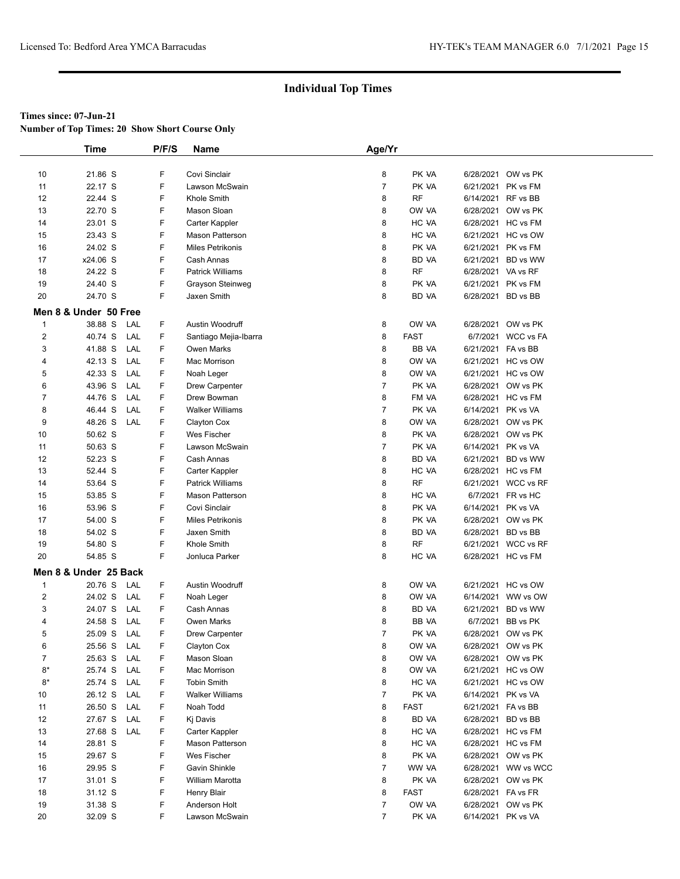# Individual Top Times

**Times since: 07-Jun-21**

**Number of Top Times: 20 Show Short Course Only**

| | Time | | P/F/S | Name | Age/Yr | | | |
|---|---|---|---|---|---|---|---|---|
| 10 | 21.86 S | | F | Covi Sinclair | 8 | PK VA | 6/28/2021 | OW vs PK |
| 11 | 22.17 S | | F | Lawson McSwain | 7 | PK VA | 6/21/2021 | PK vs FM |
| 12 | 22.44 S | | F | Khole Smith | 8 | RF | 6/14/2021 | RF vs BB |
| 13 | 22.70 S | | F | Mason Sloan | 8 | OW VA | 6/28/2021 | OW vs PK |
| 14 | 23.01 S | | F | Carter Kappler | 8 | HC VA | 6/28/2021 | HC vs FM |
| 15 | 23.43 S | | F | Mason Patterson | 8 | HC VA | 6/21/2021 | HC vs OW |
| 16 | 24.02 S | | F | Miles Petrikonis | 8 | PK VA | 6/21/2021 | PK vs FM |
| 17 | x24.06 S | | F | Cash Annas | 8 | BD VA | 6/21/2021 | BD vs WW |
| 18 | 24.22 S | | F | Patrick Williams | 8 | RF | 6/28/2021 | VA vs RF |
| 19 | 24.40 S | | F | Grayson Steinweg | 8 | PK VA | 6/21/2021 | PK vs FM |
| 20 | 24.70 S | | F | Jaxen Smith | 8 | BD VA | 6/28/2021 | BD vs BB |
| **Men 8 & Under 50 Free** | | | | | | | | |
| 1 | 38.88 S | LAL | F | Austin Woodruff | 8 | OW VA | 6/28/2021 | OW vs PK |
| 2 | 40.74 S | LAL | F | Santiago Mejia-Ibarra | 8 | FAST | 6/7/2021 | WCC vs FA |
| 3 | 41.88 S | LAL | F | Owen Marks | 8 | BB VA | 6/21/2021 | FA vs BB |
| 4 | 42.13 S | LAL | F | Mac Morrison | 8 | OW VA | 6/21/2021 | HC vs OW |
| 5 | 42.33 S | LAL | F | Noah Leger | 8 | OW VA | 6/21/2021 | HC vs OW |
| 6 | 43.96 S | LAL | F | Drew Carpenter | 7 | PK VA | 6/28/2021 | OW vs PK |
| 7 | 44.76 S | LAL | F | Drew Bowman | 8 | FM VA | 6/28/2021 | HC vs FM |
| 8 | 46.44 S | LAL | F | Walker Williams | 7 | PK VA | 6/14/2021 | PK vs VA |
| 9 | 48.26 S | LAL | F | Clayton Cox | 8 | OW VA | 6/28/2021 | OW vs PK |
| 10 | 50.62 S | | F | Wes Fischer | 8 | PK VA | 6/28/2021 | OW vs PK |
| 11 | 50.63 S | | F | Lawson McSwain | 7 | PK VA | 6/14/2021 | PK vs VA |
| 12 | 52.23 S | | F | Cash Annas | 8 | BD VA | 6/21/2021 | BD vs WW |
| 13 | 52.44 S | | F | Carter Kappler | 8 | HC VA | 6/28/2021 | HC vs FM |
| 14 | 53.64 S | | F | Patrick Williams | 8 | RF | 6/21/2021 | WCC vs RF |
| 15 | 53.85 S | | F | Mason Patterson | 8 | HC VA | 6/7/2021 | FR vs HC |
| 16 | 53.96 S | | F | Covi Sinclair | 8 | PK VA | 6/14/2021 | PK vs VA |
| 17 | 54.00 S | | F | Miles Petrikonis | 8 | PK VA | 6/28/2021 | OW vs PK |
| 18 | 54.02 S | | F | Jaxen Smith | 8 | BD VA | 6/28/2021 | BD vs BB |
| 19 | 54.80 S | | F | Khole Smith | 8 | RF | 6/21/2021 | WCC vs RF |
| 20 | 54.85 S | | F | Jonluca Parker | 8 | HC VA | 6/28/2021 | HC vs FM |
| **Men 8 & Under 25 Back** | | | | | | | | |
| 1 | 20.76 S | LAL | F | Austin Woodruff | 8 | OW VA | 6/21/2021 | HC vs OW |
| 2 | 24.02 S | LAL | F | Noah Leger | 8 | OW VA | 6/14/2021 | WW vs OW |
| 3 | 24.07 S | LAL | F | Cash Annas | 8 | BD VA | 6/21/2021 | BD vs WW |
| 4 | 24.58 S | LAL | F | Owen Marks | 8 | BB VA | 6/7/2021 | BB vs PK |
| 5 | 25.09 S | LAL | F | Drew Carpenter | 7 | PK VA | 6/28/2021 | OW vs PK |
| 6 | 25.56 S | LAL | F | Clayton Cox | 8 | OW VA | 6/28/2021 | OW vs PK |
| 7 | 25.63 S | LAL | F | Mason Sloan | 8 | OW VA | 6/28/2021 | OW vs PK |
| 8* | 25.74 S | LAL | F | Mac Morrison | 8 | OW VA | 6/21/2021 | HC vs OW |
| 8* | 25.74 S | LAL | F | Tobin Smith | 8 | HC VA | 6/21/2021 | HC vs OW |
| 10 | 26.12 S | LAL | F | Walker Williams | 7 | PK VA | 6/14/2021 | PK vs VA |
| 11 | 26.50 S | LAL | F | Noah Todd | 8 | FAST | 6/21/2021 | FA vs BB |
| 12 | 27.67 S | LAL | F | Kj Davis | 8 | BD VA | 6/28/2021 | BD vs BB |
| 13 | 27.68 S | LAL | F | Carter Kappler | 8 | HC VA | 6/28/2021 | HC vs FM |
| 14 | 28.81 S | | F | Mason Patterson | 8 | HC VA | 6/28/2021 | HC vs FM |
| 15 | 29.67 S | | F | Wes Fischer | 8 | PK VA | 6/28/2021 | OW vs PK |
| 16 | 29.95 S | | F | Gavin Shinkle | 7 | WW VA | 6/28/2021 | WW vs WCC |
| 17 | 31.01 S | | F | William Marotta | 8 | PK VA | 6/28/2021 | OW vs PK |
| 18 | 31.12 S | | F | Henry Blair | 8 | FAST | 6/28/2021 | FA vs FR |
| 19 | 31.38 S | | F | Anderson Holt | 7 | OW VA | 6/28/2021 | OW vs PK |
| 20 | 32.09 S | | F | Lawson McSwain | 7 | PK VA | 6/14/2021 | PK vs VA |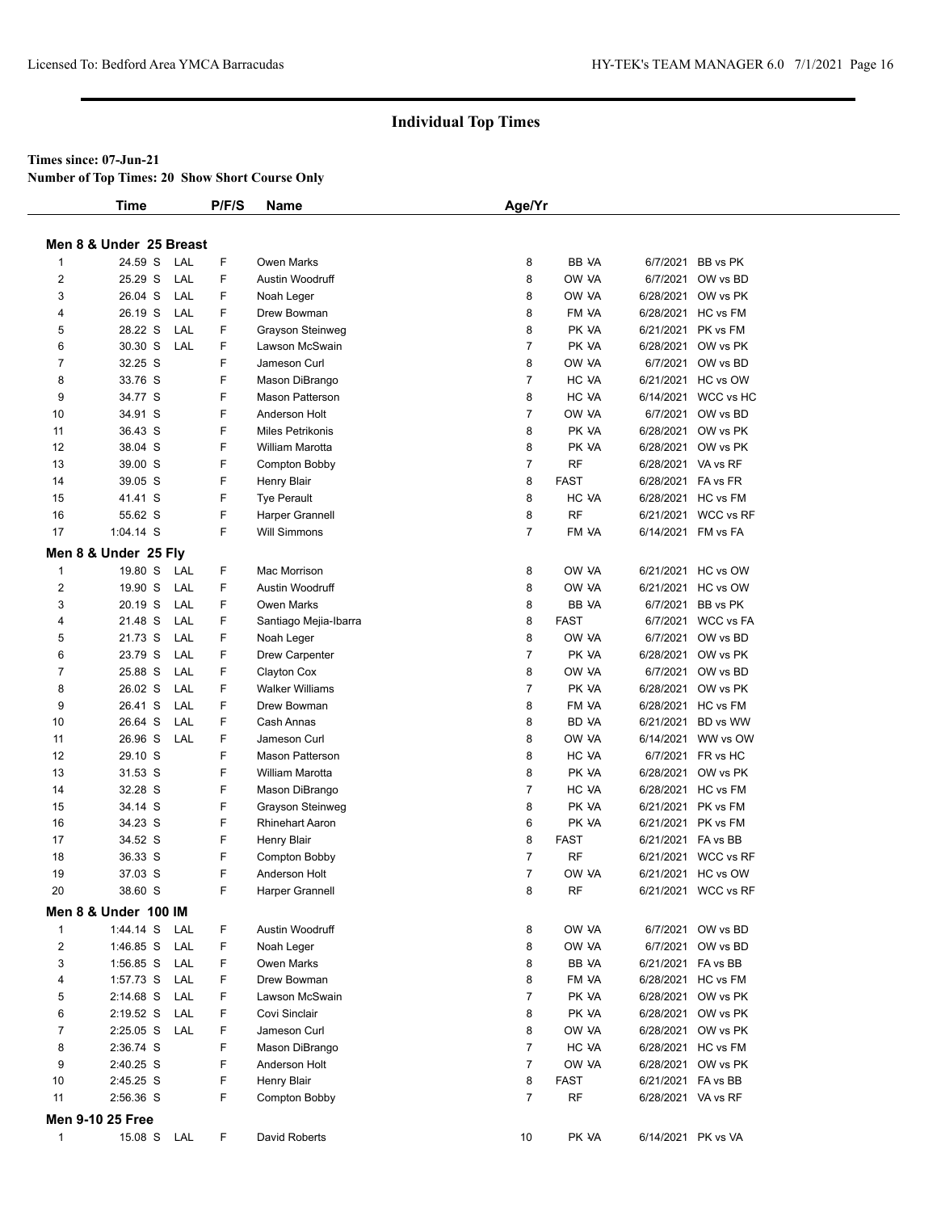# Individual Top Times

**Times since: 07-Jun-21**

**Number of Top Times: 20 Show Short Course Only**

| | Time | | P/F/S | Name | Age/Yr | | | |
|---|---|---|---|---|---|---|---|---|
| **Men 8 & Under 25 Breast** | | | | | | | | |
| 1 | 24.59 S | LAL | F | Owen Marks | 8 | BB VA | 6/7/2021 | BB vs PK |
| 2 | 25.29 S | LAL | F | Austin Woodruff | 8 | OW VA | 6/7/2021 | OW vs BD |
| 3 | 26.04 S | LAL | F | Noah Leger | 8 | OW VA | 6/28/2021 | OW vs PK |
| 4 | 26.19 S | LAL | F | Drew Bowman | 8 | FM VA | 6/28/2021 | HC vs FM |
| 5 | 28.22 S | LAL | F | Grayson Steinweg | 8 | PK VA | 6/21/2021 | PK vs FM |
| 6 | 30.30 S | LAL | F | Lawson McSwain | 7 | PK VA | 6/28/2021 | OW vs PK |
| 7 | 32.25 S | | F | Jameson Curl | 8 | OW VA | 6/7/2021 | OW vs BD |
| 8 | 33.76 S | | F | Mason DiBrango | 7 | HC VA | 6/21/2021 | HC vs OW |
| 9 | 34.77 S | | F | Mason Patterson | 8 | HC VA | 6/14/2021 | WCC vs HC |
| 10 | 34.91 S | | F | Anderson Holt | 7 | OW VA | 6/7/2021 | OW vs BD |
| 11 | 36.43 S | | F | Miles Petrikonis | 8 | PK VA | 6/28/2021 | OW vs PK |
| 12 | 38.04 S | | F | William Marotta | 8 | PK VA | 6/28/2021 | OW vs PK |
| 13 | 39.00 S | | F | Compton Bobby | 7 | RF | 6/28/2021 | VA vs RF |
| 14 | 39.05 S | | F | Henry Blair | 8 | FAST | 6/28/2021 | FA vs FR |
| 15 | 41.41 S | | F | Tye Perault | 8 | HC VA | 6/28/2021 | HC vs FM |
| 16 | 55.62 S | | F | Harper Grannell | 8 | RF | 6/21/2021 | WCC vs RF |
| 17 | 1:04.14 S | | F | Will Simmons | 7 | FM VA | 6/14/2021 | FM vs FA |
| **Men 8 & Under 25 Fly** | | | | | | | | |
| 1 | 19.80 S | LAL | F | Mac Morrison | 8 | OW VA | 6/21/2021 | HC vs OW |
| 2 | 19.90 S | LAL | F | Austin Woodruff | 8 | OW VA | 6/21/2021 | HC vs OW |
| 3 | 20.19 S | LAL | F | Owen Marks | 8 | BB VA | 6/7/2021 | BB vs PK |
| 4 | 21.48 S | LAL | F | Santiago Mejia-Ibarra | 8 | FAST | 6/7/2021 | WCC vs FA |
| 5 | 21.73 S | LAL | F | Noah Leger | 8 | OW VA | 6/7/2021 | OW vs BD |
| 6 | 23.79 S | LAL | F | Drew Carpenter | 7 | PK VA | 6/28/2021 | OW vs PK |
| 7 | 25.88 S | LAL | F | Clayton Cox | 8 | OW VA | 6/7/2021 | OW vs BD |
| 8 | 26.02 S | LAL | F | Walker Williams | 7 | PK VA | 6/28/2021 | OW vs PK |
| 9 | 26.41 S | LAL | F | Drew Bowman | 8 | FM VA | 6/28/2021 | HC vs FM |
| 10 | 26.64 S | LAL | F | Cash Annas | 8 | BD VA | 6/21/2021 | BD vs WW |
| 11 | 26.96 S | LAL | F | Jameson Curl | 8 | OW VA | 6/14/2021 | WW vs OW |
| 12 | 29.10 S | | F | Mason Patterson | 8 | HC VA | 6/7/2021 | FR vs HC |
| 13 | 31.53 S | | F | William Marotta | 8 | PK VA | 6/28/2021 | OW vs PK |
| 14 | 32.28 S | | F | Mason DiBrango | 7 | HC VA | 6/28/2021 | HC vs FM |
| 15 | 34.14 S | | F | Grayson Steinweg | 8 | PK VA | 6/21/2021 | PK vs FM |
| 16 | 34.23 S | | F | Rhinehart Aaron | 6 | PK VA | 6/21/2021 | PK vs FM |
| 17 | 34.52 S | | F | Henry Blair | 8 | FAST | 6/21/2021 | FA vs BB |
| 18 | 36.33 S | | F | Compton Bobby | 7 | RF | 6/21/2021 | WCC vs RF |
| 19 | 37.03 S | | F | Anderson Holt | 7 | OW VA | 6/21/2021 | HC vs OW |
| 20 | 38.60 S | | F | Harper Grannell | 8 | RF | 6/21/2021 | WCC vs RF |
| **Men 8 & Under 100 IM** | | | | | | | | |
| 1 | 1:44.14 S | LAL | F | Austin Woodruff | 8 | OW VA | 6/7/2021 | OW vs BD |
| 2 | 1:46.85 S | LAL | F | Noah Leger | 8 | OW VA | 6/7/2021 | OW vs BD |
| 3 | 1:56.85 S | LAL | F | Owen Marks | 8 | BB VA | 6/21/2021 | FA vs BB |
| 4 | 1:57.73 S | LAL | F | Drew Bowman | 8 | FM VA | 6/28/2021 | HC vs FM |
| 5 | 2:14.68 S | LAL | F | Lawson McSwain | 7 | PK VA | 6/28/2021 | OW vs PK |
| 6 | 2:19.52 S | LAL | F | Covi Sinclair | 8 | PK VA | 6/28/2021 | OW vs PK |
| 7 | 2:25.05 S | LAL | F | Jameson Curl | 8 | OW VA | 6/28/2021 | OW vs PK |
| 8 | 2:36.74 S | | F | Mason DiBrango | 7 | HC VA | 6/28/2021 | HC vs FM |
| 9 | 2:40.25 S | | F | Anderson Holt | 7 | OW VA | 6/28/2021 | OW vs PK |
| 10 | 2:45.25 S | | F | Henry Blair | 8 | FAST | 6/21/2021 | FA vs BB |
| 11 | 2:56.36 S | | F | Compton Bobby | 7 | RF | 6/28/2021 | VA vs RF |
| **Men 9-10 25 Free** | | | | | | | | |
| 1 | 15.08 S | LAL | F | David Roberts | 10 | PK VA | 6/14/2021 | PK vs VA |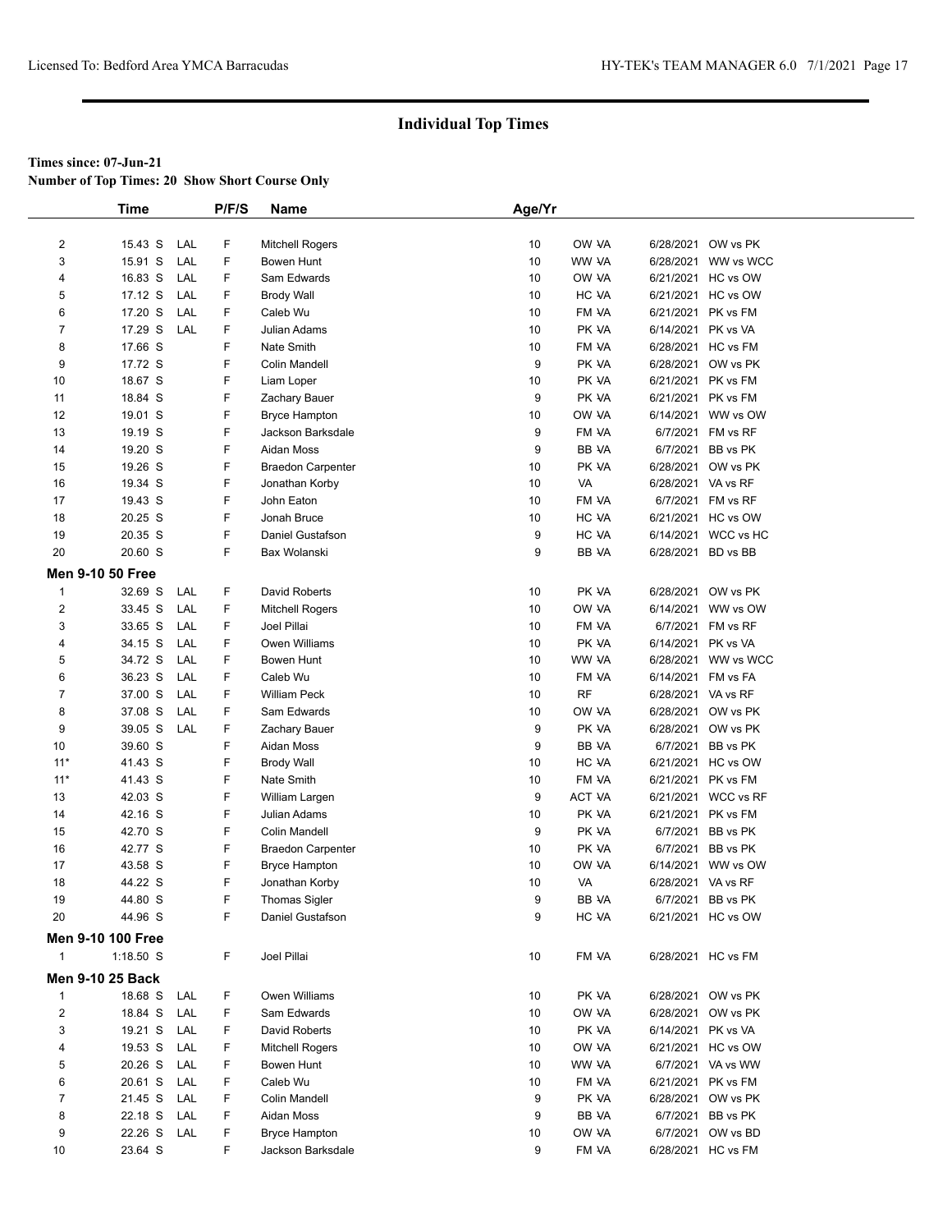## Individual Top Times

**Times since: 07-Jun-21**

**Number of Top Times: 20 Show Short Course Only**

| | Time | | P/F/S | Name | Age/Yr | | | |
|---|---|---|---|---|---|---|---|---|
| 2 | 15.43 S | LAL | F | Mitchell Rogers | 10 | OW VA | 6/28/2021 | OW vs PK |
| 3 | 15.91 S | LAL | F | Bowen Hunt | 10 | WW VA | 6/28/2021 | WW vs WCC |
| 4 | 16.83 S | LAL | F | Sam Edwards | 10 | OW VA | 6/21/2021 | HC vs OW |
| 5 | 17.12 S | LAL | F | Brody Wall | 10 | HC VA | 6/21/2021 | HC vs OW |
| 6 | 17.20 S | LAL | F | Caleb Wu | 10 | FM VA | 6/21/2021 | PK vs FM |
| 7 | 17.29 S | LAL | F | Julian Adams | 10 | PK VA | 6/14/2021 | PK vs VA |
| 8 | 17.66 S | | F | Nate Smith | 10 | FM VA | 6/28/2021 | HC vs FM |
| 9 | 17.72 S | | F | Colin Mandell | 9 | PK VA | 6/28/2021 | OW vs PK |
| 10 | 18.67 S | | F | Liam Loper | 10 | PK VA | 6/21/2021 | PK vs FM |
| 11 | 18.84 S | | F | Zachary Bauer | 9 | PK VA | 6/21/2021 | PK vs FM |
| 12 | 19.01 S | | F | Bryce Hampton | 10 | OW VA | 6/14/2021 | WW vs OW |
| 13 | 19.19 S | | F | Jackson Barksdale | 9 | FM VA | 6/7/2021 | FM vs RF |
| 14 | 19.20 S | | F | Aidan Moss | 9 | BB VA | 6/7/2021 | BB vs PK |
| 15 | 19.26 S | | F | Braedon Carpenter | 10 | PK VA | 6/28/2021 | OW vs PK |
| 16 | 19.34 S | | F | Jonathan Korby | 10 | VA | 6/28/2021 | VA vs RF |
| 17 | 19.43 S | | F | John Eaton | 10 | FM VA | 6/7/2021 | FM vs RF |
| 18 | 20.25 S | | F | Jonah Bruce | 10 | HC VA | 6/21/2021 | HC vs OW |
| 19 | 20.35 S | | F | Daniel Gustafson | 9 | HC VA | 6/14/2021 | WCC vs HC |
| 20 | 20.60 S | | F | Bax Wolanski | 9 | BB VA | 6/28/2021 | BD vs BB |

**Men 9-10 50 Free**

| | Time | | P/F/S | Name | Age/Yr | | | |
|---|---|---|---|---|---|---|---|---|
| 1 | 32.69 S | LAL | F | David Roberts | 10 | PK VA | 6/28/2021 | OW vs PK |
| 2 | 33.45 S | LAL | F | Mitchell Rogers | 10 | OW VA | 6/14/2021 | WW vs OW |
| 3 | 33.65 S | LAL | F | Joel Pillai | 10 | FM VA | 6/7/2021 | FM vs RF |
| 4 | 34.15 S | LAL | F | Owen Williams | 10 | PK VA | 6/14/2021 | PK vs VA |
| 5 | 34.72 S | LAL | F | Bowen Hunt | 10 | WW VA | 6/28/2021 | WW vs WCC |
| 6 | 36.23 S | LAL | F | Caleb Wu | 10 | FM VA | 6/14/2021 | FM vs FA |
| 7 | 37.00 S | LAL | F | William Peck | 10 | RF | 6/28/2021 | VA vs RF |
| 8 | 37.08 S | LAL | F | Sam Edwards | 10 | OW VA | 6/28/2021 | OW vs PK |
| 9 | 39.05 S | LAL | F | Zachary Bauer | 9 | PK VA | 6/28/2021 | OW vs PK |
| 10 | 39.60 S | | F | Aidan Moss | 9 | BB VA | 6/7/2021 | BB vs PK |
| 11* | 41.43 S | | F | Brody Wall | 10 | HC VA | 6/21/2021 | HC vs OW |
| 11* | 41.43 S | | F | Nate Smith | 10 | FM VA | 6/21/2021 | PK vs FM |
| 13 | 42.03 S | | F | William Largen | 9 | ACT VA | 6/21/2021 | WCC vs RF |
| 14 | 42.16 S | | F | Julian Adams | 10 | PK VA | 6/21/2021 | PK vs FM |
| 15 | 42.70 S | | F | Colin Mandell | 9 | PK VA | 6/7/2021 | BB vs PK |
| 16 | 42.77 S | | F | Braedon Carpenter | 10 | PK VA | 6/7/2021 | BB vs PK |
| 17 | 43.58 S | | F | Bryce Hampton | 10 | OW VA | 6/14/2021 | WW vs OW |
| 18 | 44.22 S | | F | Jonathan Korby | 10 | VA | 6/28/2021 | VA vs RF |
| 19 | 44.80 S | | F | Thomas Sigler | 9 | BB VA | 6/7/2021 | BB vs PK |
| 20 | 44.96 S | | F | Daniel Gustafson | 9 | HC VA | 6/21/2021 | HC vs OW |

**Men 9-10 100 Free**

| | Time | | P/F/S | Name | Age/Yr | | | |
|---|---|---|---|---|---|---|---|---|
| 1 | 1:18.50 S | | F | Joel Pillai | 10 | FM VA | 6/28/2021 | HC vs FM |

**Men 9-10 25 Back**

| | Time | | P/F/S | Name | Age/Yr | | | |
|---|---|---|---|---|---|---|---|---|
| 1 | 18.68 S | LAL | F | Owen Williams | 10 | PK VA | 6/28/2021 | OW vs PK |
| 2 | 18.84 S | LAL | F | Sam Edwards | 10 | OW VA | 6/28/2021 | OW vs PK |
| 3 | 19.21 S | LAL | F | David Roberts | 10 | PK VA | 6/14/2021 | PK vs VA |
| 4 | 19.53 S | LAL | F | Mitchell Rogers | 10 | OW VA | 6/21/2021 | HC vs OW |
| 5 | 20.26 S | LAL | F | Bowen Hunt | 10 | WW VA | 6/7/2021 | VA vs WW |
| 6 | 20.61 S | LAL | F | Caleb Wu | 10 | FM VA | 6/21/2021 | PK vs FM |
| 7 | 21.45 S | LAL | F | Colin Mandell | 9 | PK VA | 6/28/2021 | OW vs PK |
| 8 | 22.18 S | LAL | F | Aidan Moss | 9 | BB VA | 6/7/2021 | BB vs PK |
| 9 | 22.26 S | LAL | F | Bryce Hampton | 10 | OW VA | 6/7/2021 | OW vs BD |
| 10 | 23.64 S | | F | Jackson Barksdale | 9 | FM VA | 6/28/2021 | HC vs FM |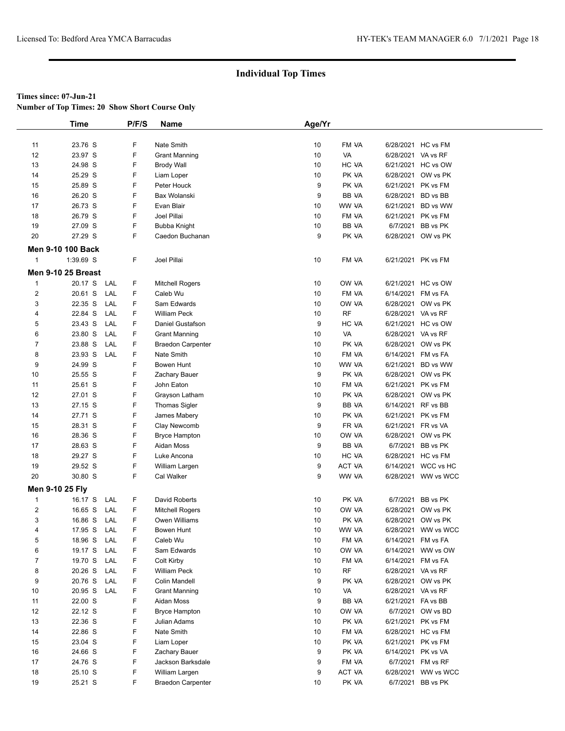# Individual Top Times

**Times since: 07-Jun-21**

**Number of Top Times: 20 Show Short Course Only**

| | Time | | P/F/S | Name | Age/Yr | | | |
|---|---|---|---|---|---|---|---|---|
| 11 | 23.76 S | | F | Nate Smith | 10 | FM VA | 6/28/2021 | HC vs FM |
| 12 | 23.97 S | | F | Grant Manning | 10 | VA | 6/28/2021 | VA vs RF |
| 13 | 24.98 S | | F | Brody Wall | 10 | HC VA | 6/21/2021 | HC vs OW |
| 14 | 25.29 S | | F | Liam Loper | 10 | PK VA | 6/28/2021 | OW vs PK |
| 15 | 25.89 S | | F | Peter Houck | 9 | PK VA | 6/21/2021 | PK vs FM |
| 16 | 26.20 S | | F | Bax Wolanski | 9 | BB VA | 6/28/2021 | BD vs BB |
| 17 | 26.73 S | | F | Evan Blair | 10 | WW VA | 6/21/2021 | BD vs WW |
| 18 | 26.79 S | | F | Joel Pillai | 10 | FM VA | 6/21/2021 | PK vs FM |
| 19 | 27.09 S | | F | Bubba Knight | 10 | BB VA | 6/7/2021 | BB vs PK |
| 20 | 27.29 S | | F | Caedon Buchanan | 9 | PK VA | 6/28/2021 | OW vs PK |
| **Men 9-10 100 Back** | | | | | | | | |
| 1 | 1:39.69 S | | F | Joel Pillai | 10 | FM VA | 6/21/2021 | PK vs FM |
| **Men 9-10 25 Breast** | | | | | | | | |
| 1 | 20.17 S | LAL | F | Mitchell Rogers | 10 | OW VA | 6/21/2021 | HC vs OW |
| 2 | 20.61 S | LAL | F | Caleb Wu | 10 | FM VA | 6/14/2021 | FM vs FA |
| 3 | 22.35 S | LAL | F | Sam Edwards | 10 | OW VA | 6/28/2021 | OW vs PK |
| 4 | 22.84 S | LAL | F | William Peck | 10 | RF | 6/28/2021 | VA vs RF |
| 5 | 23.43 S | LAL | F | Daniel Gustafson | 9 | HC VA | 6/21/2021 | HC vs OW |
| 6 | 23.80 S | LAL | F | Grant Manning | 10 | VA | 6/28/2021 | VA vs RF |
| 7 | 23.88 S | LAL | F | Braedon Carpenter | 10 | PK VA | 6/28/2021 | OW vs PK |
| 8 | 23.93 S | LAL | F | Nate Smith | 10 | FM VA | 6/14/2021 | FM vs FA |
| 9 | 24.99 S | | F | Bowen Hunt | 10 | WW VA | 6/21/2021 | BD vs WW |
| 10 | 25.55 S | | F | Zachary Bauer | 9 | PK VA | 6/28/2021 | OW vs PK |
| 11 | 25.61 S | | F | John Eaton | 10 | FM VA | 6/21/2021 | PK vs FM |
| 12 | 27.01 S | | F | Grayson Latham | 10 | PK VA | 6/28/2021 | OW vs PK |
| 13 | 27.15 S | | F | Thomas Sigler | 9 | BB VA | 6/14/2021 | RF vs BB |
| 14 | 27.71 S | | F | James Mabery | 10 | PK VA | 6/21/2021 | PK vs FM |
| 15 | 28.31 S | | F | Clay Newcomb | 9 | FR VA | 6/21/2021 | FR vs VA |
| 16 | 28.36 S | | F | Bryce Hampton | 10 | OW VA | 6/28/2021 | OW vs PK |
| 17 | 28.63 S | | F | Aidan Moss | 9 | BB VA | 6/7/2021 | BB vs PK |
| 18 | 29.27 S | | F | Luke Ancona | 10 | HC VA | 6/28/2021 | HC vs FM |
| 19 | 29.52 S | | F | William Largen | 9 | ACT VA | 6/14/2021 | WCC vs HC |
| 20 | 30.80 S | | F | Cal Walker | 9 | WW VA | 6/28/2021 | WW vs WCC |
| **Men 9-10 25 Fly** | | | | | | | | |
| 1 | 16.17 S | LAL | F | David Roberts | 10 | PK VA | 6/7/2021 | BB vs PK |
| 2 | 16.65 S | LAL | F | Mitchell Rogers | 10 | OW VA | 6/28/2021 | OW vs PK |
| 3 | 16.86 S | LAL | F | Owen Williams | 10 | PK VA | 6/28/2021 | OW vs PK |
| 4 | 17.95 S | LAL | F | Bowen Hunt | 10 | WW VA | 6/28/2021 | WW vs WCC |
| 5 | 18.96 S | LAL | F | Caleb Wu | 10 | FM VA | 6/14/2021 | FM vs FA |
| 6 | 19.17 S | LAL | F | Sam Edwards | 10 | OW VA | 6/14/2021 | WW vs OW |
| 7 | 19.70 S | LAL | F | Colt Kirby | 10 | FM VA | 6/14/2021 | FM vs FA |
| 8 | 20.26 S | LAL | F | William Peck | 10 | RF | 6/28/2021 | VA vs RF |
| 9 | 20.76 S | LAL | F | Colin Mandell | 9 | PK VA | 6/28/2021 | OW vs PK |
| 10 | 20.95 S | LAL | F | Grant Manning | 10 | VA | 6/28/2021 | VA vs RF |
| 11 | 22.00 S | | F | Aidan Moss | 9 | BB VA | 6/21/2021 | FA vs BB |
| 12 | 22.12 S | | F | Bryce Hampton | 10 | OW VA | 6/7/2021 | OW vs BD |
| 13 | 22.36 S | | F | Julian Adams | 10 | PK VA | 6/21/2021 | PK vs FM |
| 14 | 22.86 S | | F | Nate Smith | 10 | FM VA | 6/28/2021 | HC vs FM |
| 15 | 23.04 S | | F | Liam Loper | 10 | PK VA | 6/21/2021 | PK vs FM |
| 16 | 24.66 S | | F | Zachary Bauer | 9 | PK VA | 6/14/2021 | PK vs VA |
| 17 | 24.76 S | | F | Jackson Barksdale | 9 | FM VA | 6/7/2021 | FM vs RF |
| 18 | 25.10 S | | F | William Largen | 9 | ACT VA | 6/28/2021 | WW vs WCC |
| 19 | 25.21 S | | F | Braedon Carpenter | 10 | PK VA | 6/7/2021 | BB vs PK |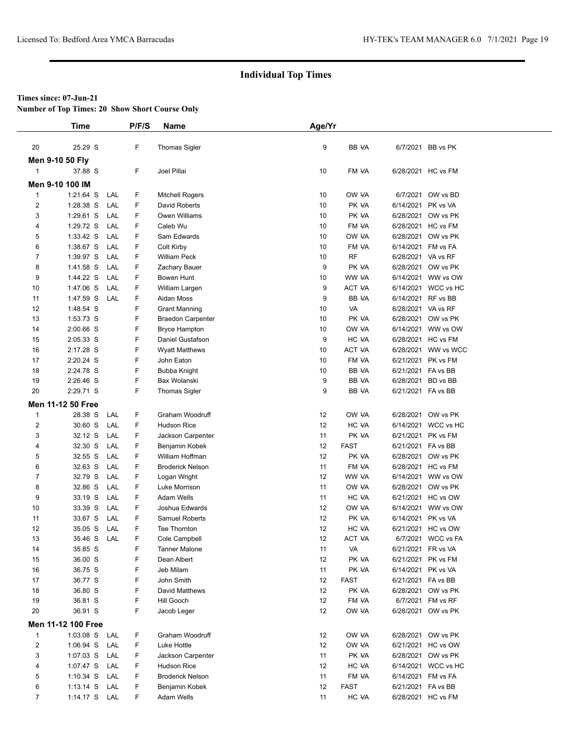## Individual Top Times

**Times since: 07-Jun-21**

**Number of Top Times: 20 Show Short Course Only**

| | Time | | P/F/S | Name | Age/Yr | Team | Date | Meet |
|---|---|---|---|---|---|---|---|---|
| 20 | 25.29 S | | F | Thomas Sigler | 9 | BB VA | 6/7/2021 | BB vs PK |
| **Men 9-10 50 Fly** | | | | | | | | |
| 1 | 37.88 S | | F | Joel Pillai | 10 | FM VA | 6/28/2021 | HC vs FM |
| **Men 9-10 100 IM** | | | | | | | | |
| 1 | 1:21.64 S | LAL | F | Mitchell Rogers | 10 | OW VA | 6/7/2021 | OW vs BD |
| 2 | 1:28.38 S | LAL | F | David Roberts | 10 | PK VA | 6/14/2021 | PK vs VA |
| 3 | 1:29.61 S | LAL | F | Owen Williams | 10 | PK VA | 6/28/2021 | OW vs PK |
| 4 | 1:29.72 S | LAL | F | Caleb Wu | 10 | FM VA | 6/28/2021 | HC vs FM |
| 5 | 1:33.42 S | LAL | F | Sam Edwards | 10 | OW VA | 6/28/2021 | OW vs PK |
| 6 | 1:38.67 S | LAL | F | Colt Kirby | 10 | FM VA | 6/14/2021 | FM vs FA |
| 7 | 1:39.97 S | LAL | F | William Peck | 10 | RF | 6/28/2021 | VA vs RF |
| 8 | 1:41.58 S | LAL | F | Zachary Bauer | 9 | PK VA | 6/28/2021 | OW vs PK |
| 9 | 1:44.22 S | LAL | F | Bowen Hunt | 10 | WW VA | 6/14/2021 | WW vs OW |
| 10 | 1:47.06 S | LAL | F | William Largen | 9 | ACT VA | 6/14/2021 | WCC vs HC |
| 11 | 1:47.59 S | LAL | F | Aidan Moss | 9 | BB VA | 6/14/2021 | RF vs BB |
| 12 | 1:48.54 S | | F | Grant Manning | 10 | VA | 6/28/2021 | VA vs RF |
| 13 | 1:53.73 S | | F | Braedon Carpenter | 10 | PK VA | 6/28/2021 | OW vs PK |
| 14 | 2:00.66 S | | F | Bryce Hampton | 10 | OW VA | 6/14/2021 | WW vs OW |
| 15 | 2:05.33 S | | F | Daniel Gustafson | 9 | HC VA | 6/28/2021 | HC vs FM |
| 16 | 2:17.28 S | | F | Wyatt Matthews | 10 | ACT VA | 6/28/2021 | WW vs WCC |
| 17 | 2:20.24 S | | F | John Eaton | 10 | FM VA | 6/21/2021 | PK vs FM |
| 18 | 2:24.78 S | | F | Bubba Knight | 10 | BB VA | 6/21/2021 | FA vs BB |
| 19 | 2:26.46 S | | F | Bax Wolanski | 9 | BB VA | 6/28/2021 | BD vs BB |
| 20 | 2:29.71 S | | F | Thomas Sigler | 9 | BB VA | 6/21/2021 | FA vs BB |
| **Men 11-12 50 Free** | | | | | | | | |
| 1 | 28.38 S | LAL | F | Graham Woodruff | 12 | OW VA | 6/28/2021 | OW vs PK |
| 2 | 30.60 S | LAL | F | Hudson Rice | 12 | HC VA | 6/14/2021 | WCC vs HC |
| 3 | 32.12 S | LAL | F | Jackson Carpenter | 11 | PK VA | 6/21/2021 | PK vs FM |
| 4 | 32.30 S | LAL | F | Benjamin Kobek | 12 | FAST | 6/21/2021 | FA vs BB |
| 5 | 32.55 S | LAL | F | William Hoffman | 12 | PK VA | 6/28/2021 | OW vs PK |
| 6 | 32.63 S | LAL | F | Broderick Nelson | 11 | FM VA | 6/28/2021 | HC vs FM |
| 7 | 32.79 S | LAL | F | Logan Wright | 12 | WW VA | 6/14/2021 | WW vs OW |
| 8 | 32.86 S | LAL | F | Luke Morrison | 11 | OW VA | 6/28/2021 | OW vs PK |
| 9 | 33.19 S | LAL | F | Adam Wells | 11 | HC VA | 6/21/2021 | HC vs OW |
| 10 | 33.39 S | LAL | F | Joshua Edwards | 12 | OW VA | 6/14/2021 | WW vs OW |
| 11 | 33.67 S | LAL | F | Samuel Roberts | 12 | PK VA | 6/14/2021 | PK vs VA |
| 12 | 35.05 S | LAL | F | Tee Thornton | 12 | HC VA | 6/21/2021 | HC vs OW |
| 13 | 35.46 S | LAL | F | Cole Campbell | 12 | ACT VA | 6/7/2021 | WCC vs FA |
| 14 | 35.85 S | | F | Tanner Malone | 11 | VA | 6/21/2021 | FR vs VA |
| 15 | 36.00 S | | F | Dean Albert | 12 | PK VA | 6/21/2021 | PK vs FM |
| 16 | 36.75 S | | F | Jeb Milam | 11 | PK VA | 6/14/2021 | PK vs VA |
| 17 | 36.77 S | | F | John Smith | 12 | FAST | 6/21/2021 | FA vs BB |
| 18 | 36.80 S | | F | David Matthews | 12 | PK VA | 6/28/2021 | OW vs PK |
| 19 | 36.81 S | | F | Hill Gooch | 12 | FM VA | 6/7/2021 | FM vs RF |
| 20 | 36.91 S | | F | Jacob Leger | 12 | OW VA | 6/28/2021 | OW vs PK |
| **Men 11-12 100 Free** | | | | | | | | |
| 1 | 1:03.08 S | LAL | F | Graham Woodruff | 12 | OW VA | 6/28/2021 | OW vs PK |
| 2 | 1:06.94 S | LAL | F | Luke Hottle | 12 | OW VA | 6/21/2021 | HC vs OW |
| 3 | 1:07.03 S | LAL | F | Jackson Carpenter | 11 | PK VA | 6/28/2021 | OW vs PK |
| 4 | 1:07.47 S | LAL | F | Hudson Rice | 12 | HC VA | 6/14/2021 | WCC vs HC |
| 5 | 1:10.34 S | LAL | F | Broderick Nelson | 11 | FM VA | 6/14/2021 | FM vs FA |
| 6 | 1:13.14 S | LAL | F | Benjamin Kobek | 12 | FAST | 6/21/2021 | FA vs BB |
| 7 | 1:14.17 S | LAL | F | Adam Wells | 11 | HC VA | 6/28/2021 | HC vs FM |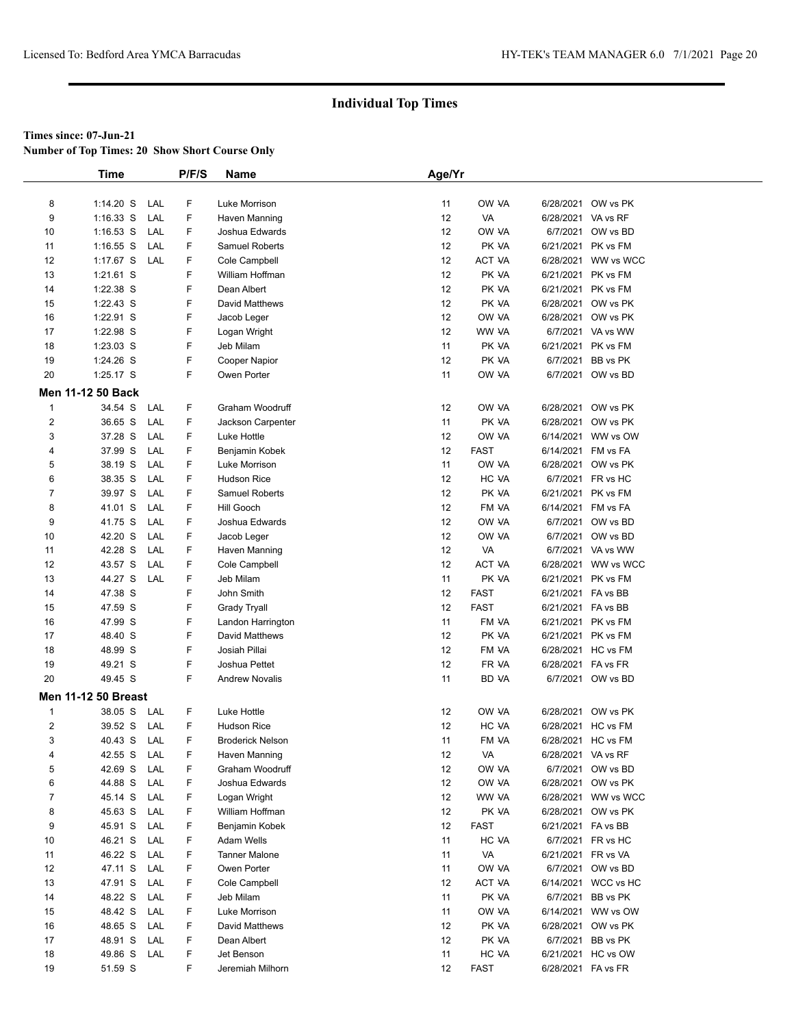## Individual Top Times

**Times since: 07-Jun-21**

**Number of Top Times: 20 Show Short Course Only**

| | Time | | P/F/S | Name | Age/Yr | | | |
|---|---|---|---|---|---|---|---|---|
| 8 | 1:14.20 S | LAL | F | Luke Morrison | 11 | OW VA | 6/28/2021 | OW vs PK |
| 9 | 1:16.33 S | LAL | F | Haven Manning | 12 | VA | 6/28/2021 | VA vs RF |
| 10 | 1:16.53 S | LAL | F | Joshua Edwards | 12 | OW VA | 6/7/2021 | OW vs BD |
| 11 | 1:16.55 S | LAL | F | Samuel Roberts | 12 | PK VA | 6/21/2021 | PK vs FM |
| 12 | 1:17.67 S | LAL | F | Cole Campbell | 12 | ACT VA | 6/28/2021 | WW vs WCC |
| 13 | 1:21.61 S | | F | William Hoffman | 12 | PK VA | 6/21/2021 | PK vs FM |
| 14 | 1:22.38 S | | F | Dean Albert | 12 | PK VA | 6/21/2021 | PK vs FM |
| 15 | 1:22.43 S | | F | David Matthews | 12 | PK VA | 6/28/2021 | OW vs PK |
| 16 | 1:22.91 S | | F | Jacob Leger | 12 | OW VA | 6/28/2021 | OW vs PK |
| 17 | 1:22.98 S | | F | Logan Wright | 12 | WW VA | 6/7/2021 | VA vs WW |
| 18 | 1:23.03 S | | F | Jeb Milam | 11 | PK VA | 6/21/2021 | PK vs FM |
| 19 | 1:24.26 S | | F | Cooper Napior | 12 | PK VA | 6/7/2021 | BB vs PK |
| 20 | 1:25.17 S | | F | Owen Porter | 11 | OW VA | 6/7/2021 | OW vs BD |

**Men 11-12 50 Back**

| | Time | | P/F/S | Name | Age/Yr | | | |
|---|---|---|---|---|---|---|---|---|
| 1 | 34.54 S | LAL | F | Graham Woodruff | 12 | OW VA | 6/28/2021 | OW vs PK |
| 2 | 36.65 S | LAL | F | Jackson Carpenter | 11 | PK VA | 6/28/2021 | OW vs PK |
| 3 | 37.28 S | LAL | F | Luke Hottle | 12 | OW VA | 6/14/2021 | WW vs OW |
| 4 | 37.99 S | LAL | F | Benjamin Kobek | 12 | FAST | 6/14/2021 | FM vs FA |
| 5 | 38.19 S | LAL | F | Luke Morrison | 11 | OW VA | 6/28/2021 | OW vs PK |
| 6 | 38.35 S | LAL | F | Hudson Rice | 12 | HC VA | 6/7/2021 | FR vs HC |
| 7 | 39.97 S | LAL | F | Samuel Roberts | 12 | PK VA | 6/21/2021 | PK vs FM |
| 8 | 41.01 S | LAL | F | Hill Gooch | 12 | FM VA | 6/14/2021 | FM vs FA |
| 9 | 41.75 S | LAL | F | Joshua Edwards | 12 | OW VA | 6/7/2021 | OW vs BD |
| 10 | 42.20 S | LAL | F | Jacob Leger | 12 | OW VA | 6/7/2021 | OW vs BD |
| 11 | 42.28 S | LAL | F | Haven Manning | 12 | VA | 6/7/2021 | VA vs WW |
| 12 | 43.57 S | LAL | F | Cole Campbell | 12 | ACT VA | 6/28/2021 | WW vs WCC |
| 13 | 44.27 S | LAL | F | Jeb Milam | 11 | PK VA | 6/21/2021 | PK vs FM |
| 14 | 47.38 S | | F | John Smith | 12 | FAST | 6/21/2021 | FA vs BB |
| 15 | 47.59 S | | F | Grady Tryall | 12 | FAST | 6/21/2021 | FA vs BB |
| 16 | 47.99 S | | F | Landon Harrington | 11 | FM VA | 6/21/2021 | PK vs FM |
| 17 | 48.40 S | | F | David Matthews | 12 | PK VA | 6/21/2021 | PK vs FM |
| 18 | 48.99 S | | F | Josiah Pillai | 12 | FM VA | 6/28/2021 | HC vs FM |
| 19 | 49.21 S | | F | Joshua Pettet | 12 | FR VA | 6/28/2021 | FA vs FR |
| 20 | 49.45 S | | F | Andrew Novalis | 11 | BD VA | 6/7/2021 | OW vs BD |

**Men 11-12 50 Breast**

| | Time | | P/F/S | Name | Age/Yr | | | |
|---|---|---|---|---|---|---|---|---|
| 1 | 38.05 S | LAL | F | Luke Hottle | 12 | OW VA | 6/28/2021 | OW vs PK |
| 2 | 39.52 S | LAL | F | Hudson Rice | 12 | HC VA | 6/28/2021 | HC vs FM |
| 3 | 40.43 S | LAL | F | Broderick Nelson | 11 | FM VA | 6/28/2021 | HC vs FM |
| 4 | 42.55 S | LAL | F | Haven Manning | 12 | VA | 6/28/2021 | VA vs RF |
| 5 | 42.69 S | LAL | F | Graham Woodruff | 12 | OW VA | 6/7/2021 | OW vs BD |
| 6 | 44.88 S | LAL | F | Joshua Edwards | 12 | OW VA | 6/28/2021 | OW vs PK |
| 7 | 45.14 S | LAL | F | Logan Wright | 12 | WW VA | 6/28/2021 | WW vs WCC |
| 8 | 45.63 S | LAL | F | William Hoffman | 12 | PK VA | 6/28/2021 | OW vs PK |
| 9 | 45.91 S | LAL | F | Benjamin Kobek | 12 | FAST | 6/21/2021 | FA vs BB |
| 10 | 46.21 S | LAL | F | Adam Wells | 11 | HC VA | 6/7/2021 | FR vs HC |
| 11 | 46.22 S | LAL | F | Tanner Malone | 11 | VA | 6/21/2021 | FR vs VA |
| 12 | 47.11 S | LAL | F | Owen Porter | 11 | OW VA | 6/7/2021 | OW vs BD |
| 13 | 47.91 S | LAL | F | Cole Campbell | 12 | ACT VA | 6/14/2021 | WCC vs HC |
| 14 | 48.22 S | LAL | F | Jeb Milam | 11 | PK VA | 6/7/2021 | BB vs PK |
| 15 | 48.42 S | LAL | F | Luke Morrison | 11 | OW VA | 6/14/2021 | WW vs OW |
| 16 | 48.65 S | LAL | F | David Matthews | 12 | PK VA | 6/28/2021 | OW vs PK |
| 17 | 48.91 S | LAL | F | Dean Albert | 12 | PK VA | 6/7/2021 | BB vs PK |
| 18 | 49.86 S | LAL | F | Jet Benson | 11 | HC VA | 6/21/2021 | HC vs OW |
| 19 | 51.59 S | | F | Jeremiah Milhorn | 12 | FAST | 6/28/2021 | FA vs FR |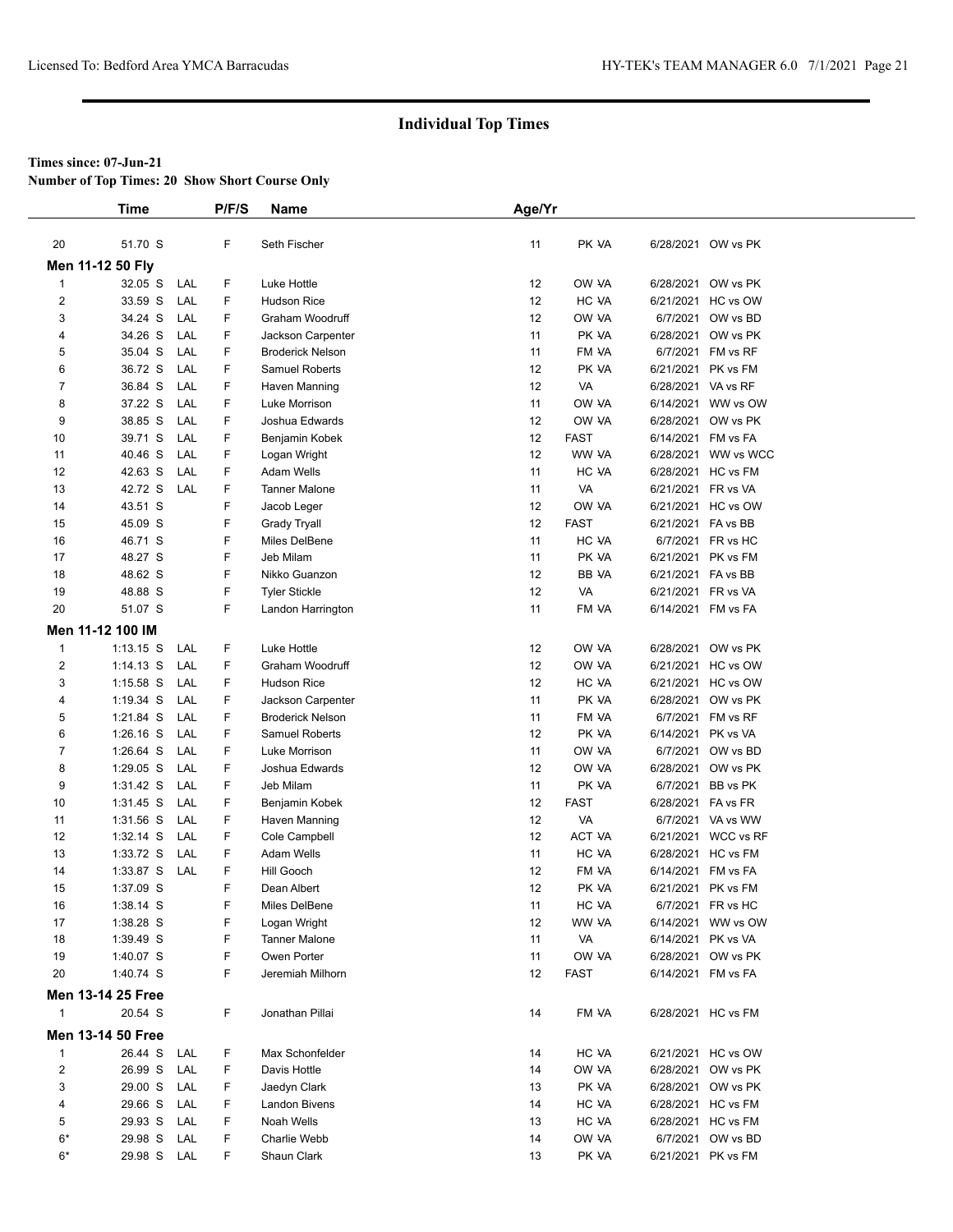## Individual Top Times

**Times since: 07-Jun-21**

**Number of Top Times: 20 Show Short Course Only**

| | Time | | P/F/S | Name | Age/Yr | | | |
|---|---|---|---|---|---|---|---|---|
| 20 | 51.70 S | | F | Seth Fischer | 11 | PK VA | 6/28/2021 | OW vs PK |
| **Men 11-12 50 Fly** | | | | | | | | |
| 1 | 32.05 S | LAL | F | Luke Hottle | 12 | OW VA | 6/28/2021 | OW vs PK |
| 2 | 33.59 S | LAL | F | Hudson Rice | 12 | HC VA | 6/21/2021 | HC vs OW |
| 3 | 34.24 S | LAL | F | Graham Woodruff | 12 | OW VA | 6/7/2021 | OW vs BD |
| 4 | 34.26 S | LAL | F | Jackson Carpenter | 11 | PK VA | 6/28/2021 | OW vs PK |
| 5 | 35.04 S | LAL | F | Broderick Nelson | 11 | FM VA | 6/7/2021 | FM vs RF |
| 6 | 36.72 S | LAL | F | Samuel Roberts | 12 | PK VA | 6/21/2021 | PK vs FM |
| 7 | 36.84 S | LAL | F | Haven Manning | 12 | VA | 6/28/2021 | VA vs RF |
| 8 | 37.22 S | LAL | F | Luke Morrison | 11 | OW VA | 6/14/2021 | WW vs OW |
| 9 | 38.85 S | LAL | F | Joshua Edwards | 12 | OW VA | 6/28/2021 | OW vs PK |
| 10 | 39.71 S | LAL | F | Benjamin Kobek | 12 | FAST | 6/14/2021 | FM vs FA |
| 11 | 40.46 S | LAL | F | Logan Wright | 12 | WW VA | 6/28/2021 | WW vs WCC |
| 12 | 42.63 S | LAL | F | Adam Wells | 11 | HC VA | 6/28/2021 | HC vs FM |
| 13 | 42.72 S | LAL | F | Tanner Malone | 11 | VA | 6/21/2021 | FR vs VA |
| 14 | 43.51 S | | F | Jacob Leger | 12 | OW VA | 6/21/2021 | HC vs OW |
| 15 | 45.09 S | | F | Grady Tryall | 12 | FAST | 6/21/2021 | FA vs BB |
| 16 | 46.71 S | | F | Miles DelBene | 11 | HC VA | 6/7/2021 | FR vs HC |
| 17 | 48.27 S | | F | Jeb Milam | 11 | PK VA | 6/21/2021 | PK vs FM |
| 18 | 48.62 S | | F | Nikko Guanzon | 12 | BB VA | 6/21/2021 | FA vs BB |
| 19 | 48.88 S | | F | Tyler Stickle | 12 | VA | 6/21/2021 | FR vs VA |
| 20 | 51.07 S | | F | Landon Harrington | 11 | FM VA | 6/14/2021 | FM vs FA |
| **Men 11-12 100 IM** | | | | | | | | |
| 1 | 1:13.15 S | LAL | F | Luke Hottle | 12 | OW VA | 6/28/2021 | OW vs PK |
| 2 | 1:14.13 S | LAL | F | Graham Woodruff | 12 | OW VA | 6/21/2021 | HC vs OW |
| 3 | 1:15.58 S | LAL | F | Hudson Rice | 12 | HC VA | 6/21/2021 | HC vs OW |
| 4 | 1:19.34 S | LAL | F | Jackson Carpenter | 11 | PK VA | 6/28/2021 | OW vs PK |
| 5 | 1:21.84 S | LAL | F | Broderick Nelson | 11 | FM VA | 6/7/2021 | FM vs RF |
| 6 | 1:26.16 S | LAL | F | Samuel Roberts | 12 | PK VA | 6/14/2021 | PK vs VA |
| 7 | 1:26.64 S | LAL | F | Luke Morrison | 11 | OW VA | 6/7/2021 | OW vs BD |
| 8 | 1:29.05 S | LAL | F | Joshua Edwards | 12 | OW VA | 6/28/2021 | OW vs PK |
| 9 | 1:31.42 S | LAL | F | Jeb Milam | 11 | PK VA | 6/7/2021 | BB vs PK |
| 10 | 1:31.45 S | LAL | F | Benjamin Kobek | 12 | FAST | 6/28/2021 | FA vs FR |
| 11 | 1:31.56 S | LAL | F | Haven Manning | 12 | VA | 6/7/2021 | VA vs WW |
| 12 | 1:32.14 S | LAL | F | Cole Campbell | 12 | ACT VA | 6/21/2021 | WCC vs RF |
| 13 | 1:33.72 S | LAL | F | Adam Wells | 11 | HC VA | 6/28/2021 | HC vs FM |
| 14 | 1:33.87 S | LAL | F | Hill Gooch | 12 | FM VA | 6/14/2021 | FM vs FA |
| 15 | 1:37.09 S | | F | Dean Albert | 12 | PK VA | 6/21/2021 | PK vs FM |
| 16 | 1:38.14 S | | F | Miles DelBene | 11 | HC VA | 6/7/2021 | FR vs HC |
| 17 | 1:38.28 S | | F | Logan Wright | 12 | WW VA | 6/14/2021 | WW vs OW |
| 18 | 1:39.49 S | | F | Tanner Malone | 11 | VA | 6/14/2021 | PK vs VA |
| 19 | 1:40.07 S | | F | Owen Porter | 11 | OW VA | 6/28/2021 | OW vs PK |
| 20 | 1:40.74 S | | F | Jeremiah Milhorn | 12 | FAST | 6/14/2021 | FM vs FA |
| **Men 13-14 25 Free** | | | | | | | | |
| 1 | 20.54 S | | F | Jonathan Pillai | 14 | FM VA | 6/28/2021 | HC vs FM |
| **Men 13-14 50 Free** | | | | | | | | |
| 1 | 26.44 S | LAL | F | Max Schonfelder | 14 | HC VA | 6/21/2021 | HC vs OW |
| 2 | 26.99 S | LAL | F | Davis Hottle | 14 | OW VA | 6/28/2021 | OW vs PK |
| 3 | 29.00 S | LAL | F | Jaedyn Clark | 13 | PK VA | 6/28/2021 | OW vs PK |
| 4 | 29.66 S | LAL | F | Landon Bivens | 14 | HC VA | 6/28/2021 | HC vs FM |
| 5 | 29.93 S | LAL | F | Noah Wells | 13 | HC VA | 6/28/2021 | HC vs FM |
| 6* | 29.98 S | LAL | F | Charlie Webb | 14 | OW VA | 6/7/2021 | OW vs BD |
| 6* | 29.98 S | LAL | F | Shaun Clark | 13 | PK VA | 6/21/2021 | PK vs FM |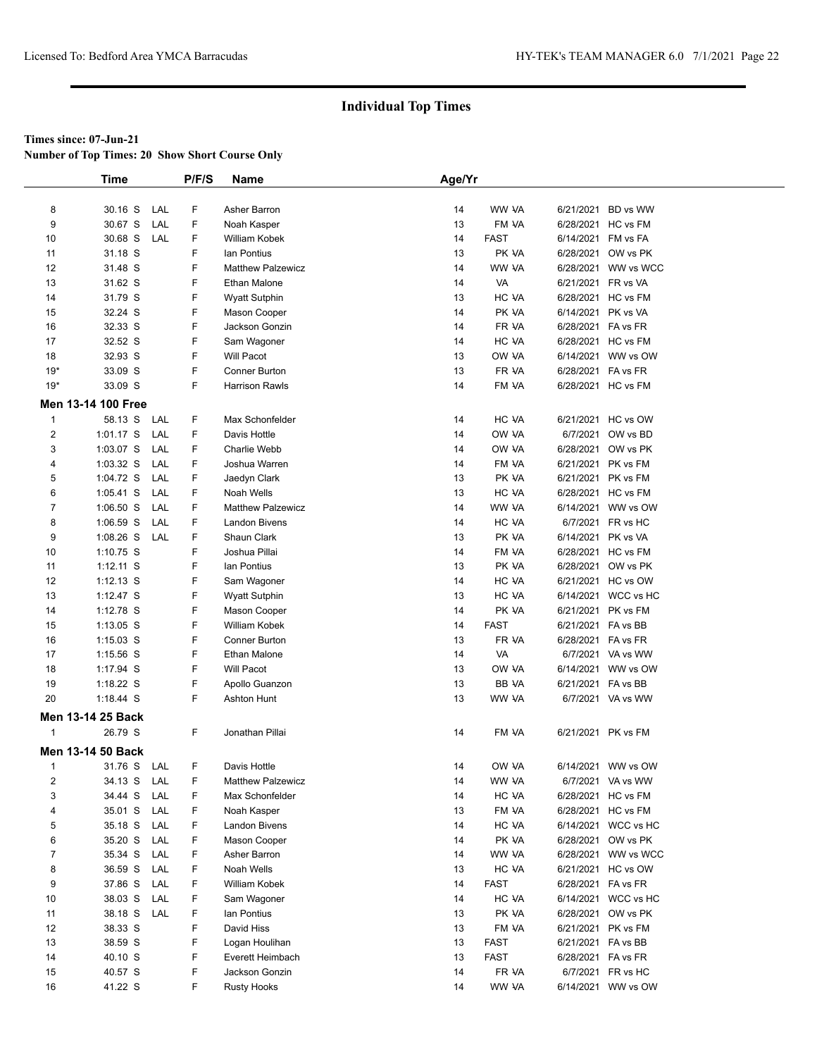## Individual Top Times

**Times since: 07-Jun-21**

**Number of Top Times: 20 Show Short Course Only**

| | Time | | P/F/S | Name | Age/Yr | | | |
|---|---|---|---|---|---|---|---|---|
| 8 | 30.16 S | LAL | F | Asher Barron | 14 | WW VA | 6/21/2021 | BD vs WW |
| 9 | 30.67 S | LAL | F | Noah Kasper | 13 | FM VA | 6/28/2021 | HC vs FM |
| 10 | 30.68 S | LAL | F | William Kobek | 14 | FAST | 6/14/2021 | FM vs FA |
| 11 | 31.18 S | | F | Ian Pontius | 13 | PK VA | 6/28/2021 | OW vs PK |
| 12 | 31.48 S | | F | Matthew Palzewicz | 14 | WW VA | 6/28/2021 | WW vs WCC |
| 13 | 31.62 S | | F | Ethan Malone | 14 | VA | 6/21/2021 | FR vs VA |
| 14 | 31.79 S | | F | Wyatt Sutphin | 13 | HC VA | 6/28/2021 | HC vs FM |
| 15 | 32.24 S | | F | Mason Cooper | 14 | PK VA | 6/14/2021 | PK vs VA |
| 16 | 32.33 S | | F | Jackson Gonzin | 14 | FR VA | 6/28/2021 | FA vs FR |
| 17 | 32.52 S | | F | Sam Wagoner | 14 | HC VA | 6/28/2021 | HC vs FM |
| 18 | 32.93 S | | F | Will Pacot | 13 | OW VA | 6/14/2021 | WW vs OW |
| 19* | 33.09 S | | F | Conner Burton | 13 | FR VA | 6/28/2021 | FA vs FR |
| 19* | 33.09 S | | F | Harrison Rawls | 14 | FM VA | 6/28/2021 | HC vs FM |

**Men 13-14 100 Free**

| | Time | | P/F/S | Name | Age/Yr | | | |
|---|---|---|---|---|---|---|---|---|
| 1 | 58.13 S | LAL | F | Max Schonfelder | 14 | HC VA | 6/21/2021 | HC vs OW |
| 2 | 1:01.17 S | LAL | F | Davis Hottle | 14 | OW VA | 6/7/2021 | OW vs BD |
| 3 | 1:03.07 S | LAL | F | Charlie Webb | 14 | OW VA | 6/28/2021 | OW vs PK |
| 4 | 1:03.32 S | LAL | F | Joshua Warren | 14 | FM VA | 6/21/2021 | PK vs FM |
| 5 | 1:04.72 S | LAL | F | Jaedyn Clark | 13 | PK VA | 6/21/2021 | PK vs FM |
| 6 | 1:05.41 S | LAL | F | Noah Wells | 13 | HC VA | 6/28/2021 | HC vs FM |
| 7 | 1:06.50 S | LAL | F | Matthew Palzewicz | 14 | WW VA | 6/14/2021 | WW vs OW |
| 8 | 1:06.59 S | LAL | F | Landon Bivens | 14 | HC VA | 6/7/2021 | FR vs HC |
| 9 | 1:08.26 S | LAL | F | Shaun Clark | 13 | PK VA | 6/14/2021 | PK vs VA |
| 10 | 1:10.75 S | | F | Joshua Pillai | 14 | FM VA | 6/28/2021 | HC vs FM |
| 11 | 1:12.11 S | | F | Ian Pontius | 13 | PK VA | 6/28/2021 | OW vs PK |
| 12 | 1:12.13 S | | F | Sam Wagoner | 14 | HC VA | 6/21/2021 | HC vs OW |
| 13 | 1:12.47 S | | F | Wyatt Sutphin | 13 | HC VA | 6/14/2021 | WCC vs HC |
| 14 | 1:12.78 S | | F | Mason Cooper | 14 | PK VA | 6/21/2021 | PK vs FM |
| 15 | 1:13.05 S | | F | William Kobek | 14 | FAST | 6/21/2021 | FA vs BB |
| 16 | 1:15.03 S | | F | Conner Burton | 13 | FR VA | 6/28/2021 | FA vs FR |
| 17 | 1:15.56 S | | F | Ethan Malone | 14 | VA | 6/7/2021 | VA vs WW |
| 18 | 1:17.94 S | | F | Will Pacot | 13 | OW VA | 6/14/2021 | WW vs OW |
| 19 | 1:18.22 S | | F | Apollo Guanzon | 13 | BB VA | 6/21/2021 | FA vs BB |
| 20 | 1:18.44 S | | F | Ashton Hunt | 13 | WW VA | 6/7/2021 | VA vs WW |

**Men 13-14 25 Back**

| | Time | | P/F/S | Name | Age/Yr | | | |
|---|---|---|---|---|---|---|---|---|
| 1 | 26.79 S | | F | Jonathan Pillai | 14 | FM VA | 6/21/2021 | PK vs FM |

**Men 13-14 50 Back**

| | Time | | P/F/S | Name | Age/Yr | | | |
|---|---|---|---|---|---|---|---|---|
| 1 | 31.76 S | LAL | F | Davis Hottle | 14 | OW VA | 6/14/2021 | WW vs OW |
| 2 | 34.13 S | LAL | F | Matthew Palzewicz | 14 | WW VA | 6/7/2021 | VA vs WW |
| 3 | 34.44 S | LAL | F | Max Schonfelder | 14 | HC VA | 6/28/2021 | HC vs FM |
| 4 | 35.01 S | LAL | F | Noah Kasper | 13 | FM VA | 6/28/2021 | HC vs FM |
| 5 | 35.18 S | LAL | F | Landon Bivens | 14 | HC VA | 6/14/2021 | WCC vs HC |
| 6 | 35.20 S | LAL | F | Mason Cooper | 14 | PK VA | 6/28/2021 | OW vs PK |
| 7 | 35.34 S | LAL | F | Asher Barron | 14 | WW VA | 6/28/2021 | WW vs WCC |
| 8 | 36.59 S | LAL | F | Noah Wells | 13 | HC VA | 6/21/2021 | HC vs OW |
| 9 | 37.86 S | LAL | F | William Kobek | 14 | FAST | 6/28/2021 | FA vs FR |
| 10 | 38.03 S | LAL | F | Sam Wagoner | 14 | HC VA | 6/14/2021 | WCC vs HC |
| 11 | 38.18 S | LAL | F | Ian Pontius | 13 | PK VA | 6/28/2021 | OW vs PK |
| 12 | 38.33 S | | F | David Hiss | 13 | FM VA | 6/21/2021 | PK vs FM |
| 13 | 38.59 S | | F | Logan Houlihan | 13 | FAST | 6/21/2021 | FA vs BB |
| 14 | 40.10 S | | F | Everett Heimbach | 13 | FAST | 6/28/2021 | FA vs FR |
| 15 | 40.57 S | | F | Jackson Gonzin | 14 | FR VA | 6/7/2021 | FR vs HC |
| 16 | 41.22 S | | F | Rusty Hooks | 14 | WW VA | 6/14/2021 | WW vs OW |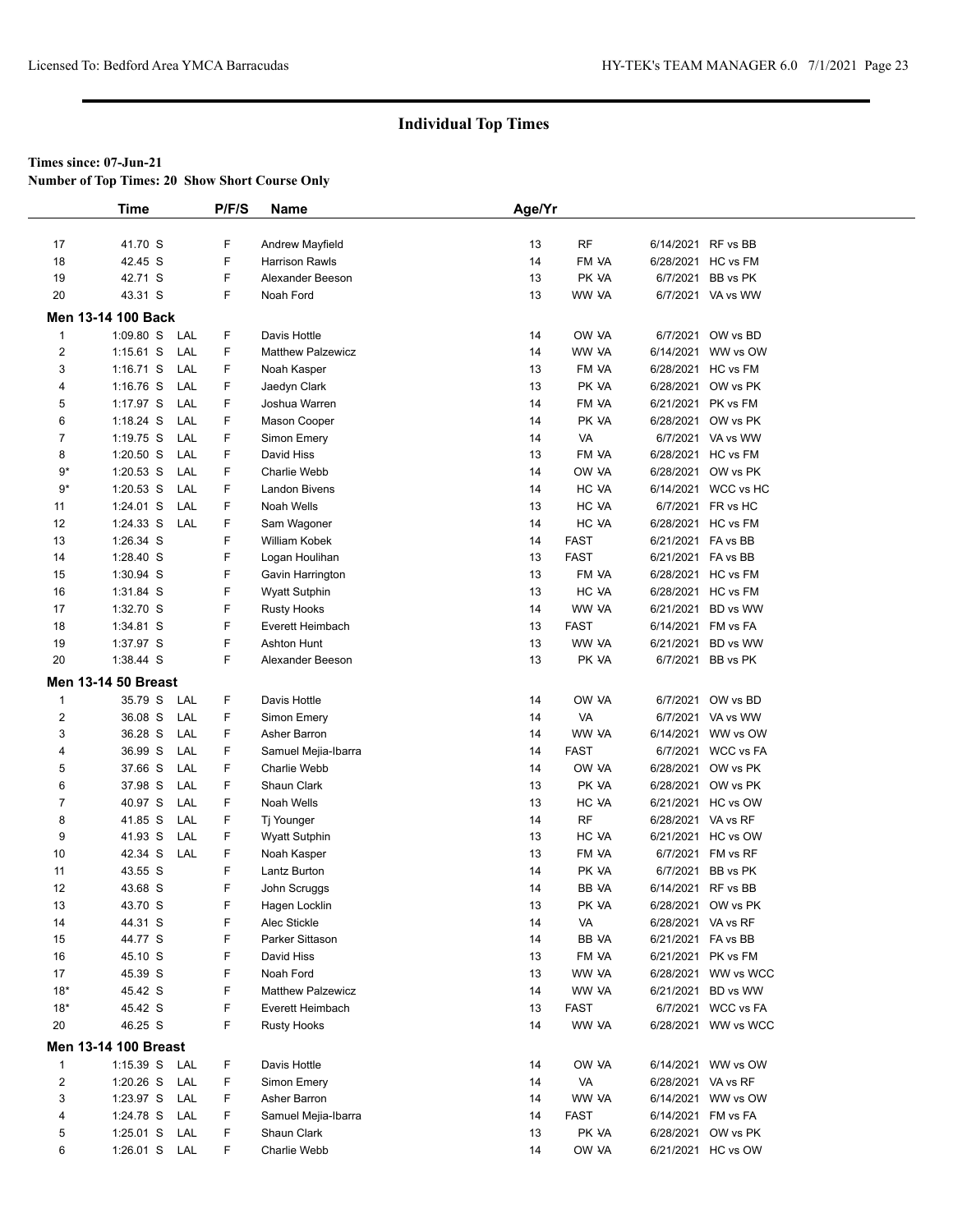# Individual Top Times

**Times since: 07-Jun-21**

**Number of Top Times: 20 Show Short Course Only**

| | Time | | P/F/S | Name | Age/Yr | | | |
|---|---|---|---|---|---|---|---|---|
| 17 | 41.70 S | | F | Andrew Mayfield | 13 | RF | 6/14/2021 | RF vs BB |
| 18 | 42.45 S | | F | Harrison Rawls | 14 | FM VA | 6/28/2021 | HC vs FM |
| 19 | 42.71 S | | F | Alexander Beeson | 13 | PK VA | 6/7/2021 | BB vs PK |
| 20 | 43.31 S | | F | Noah Ford | 13 | WW VA | 6/7/2021 | VA vs WW |
| **Men 13-14 100 Back** | | | | | | | | |
| 1 | 1:09.80 S | LAL | F | Davis Hottle | 14 | OW VA | 6/7/2021 | OW vs BD |
| 2 | 1:15.61 S | LAL | F | Matthew Palzewicz | 14 | WW VA | 6/14/2021 | WW vs OW |
| 3 | 1:16.71 S | LAL | F | Noah Kasper | 13 | FM VA | 6/28/2021 | HC vs FM |
| 4 | 1:16.76 S | LAL | F | Jaedyn Clark | 13 | PK VA | 6/28/2021 | OW vs PK |
| 5 | 1:17.97 S | LAL | F | Joshua Warren | 14 | FM VA | 6/21/2021 | PK vs FM |
| 6 | 1:18.24 S | LAL | F | Mason Cooper | 14 | PK VA | 6/28/2021 | OW vs PK |
| 7 | 1:19.75 S | LAL | F | Simon Emery | 14 | VA | 6/7/2021 | VA vs WW |
| 8 | 1:20.50 S | LAL | F | David Hiss | 13 | FM VA | 6/28/2021 | HC vs FM |
| 9* | 1:20.53 S | LAL | F | Charlie Webb | 14 | OW VA | 6/28/2021 | OW vs PK |
| 9* | 1:20.53 S | LAL | F | Landon Bivens | 14 | HC VA | 6/14/2021 | WCC vs HC |
| 11 | 1:24.01 S | LAL | F | Noah Wells | 13 | HC VA | 6/7/2021 | FR vs HC |
| 12 | 1:24.33 S | LAL | F | Sam Wagoner | 14 | HC VA | 6/28/2021 | HC vs FM |
| 13 | 1:26.34 S | | F | William Kobek | 14 | FAST | 6/21/2021 | FA vs BB |
| 14 | 1:28.40 S | | F | Logan Houlihan | 13 | FAST | 6/21/2021 | FA vs BB |
| 15 | 1:30.94 S | | F | Gavin Harrington | 13 | FM VA | 6/28/2021 | HC vs FM |
| 16 | 1:31.84 S | | F | Wyatt Sutphin | 13 | HC VA | 6/28/2021 | HC vs FM |
| 17 | 1:32.70 S | | F | Rusty Hooks | 14 | WW VA | 6/21/2021 | BD vs WW |
| 18 | 1:34.81 S | | F | Everett Heimbach | 13 | FAST | 6/14/2021 | FM vs FA |
| 19 | 1:37.97 S | | F | Ashton Hunt | 13 | WW VA | 6/21/2021 | BD vs WW |
| 20 | 1:38.44 S | | F | Alexander Beeson | 13 | PK VA | 6/7/2021 | BB vs PK |
| **Men 13-14 50 Breast** | | | | | | | | |
| 1 | 35.79 S | LAL | F | Davis Hottle | 14 | OW VA | 6/7/2021 | OW vs BD |
| 2 | 36.08 S | LAL | F | Simon Emery | 14 | VA | 6/7/2021 | VA vs WW |
| 3 | 36.28 S | LAL | F | Asher Barron | 14 | WW VA | 6/14/2021 | WW vs OW |
| 4 | 36.99 S | LAL | F | Samuel Mejia-Ibarra | 14 | FAST | 6/7/2021 | WCC vs FA |
| 5 | 37.66 S | LAL | F | Charlie Webb | 14 | OW VA | 6/28/2021 | OW vs PK |
| 6 | 37.98 S | LAL | F | Shaun Clark | 13 | PK VA | 6/28/2021 | OW vs PK |
| 7 | 40.97 S | LAL | F | Noah Wells | 13 | HC VA | 6/21/2021 | HC vs OW |
| 8 | 41.85 S | LAL | F | Tj Younger | 14 | RF | 6/28/2021 | VA vs RF |
| 9 | 41.93 S | LAL | F | Wyatt Sutphin | 13 | HC VA | 6/21/2021 | HC vs OW |
| 10 | 42.34 S | LAL | F | Noah Kasper | 13 | FM VA | 6/7/2021 | FM vs RF |
| 11 | 43.55 S | | F | Lantz Burton | 14 | PK VA | 6/7/2021 | BB vs PK |
| 12 | 43.68 S | | F | John Scruggs | 14 | BB VA | 6/14/2021 | RF vs BB |
| 13 | 43.70 S | | F | Hagen Locklin | 13 | PK VA | 6/28/2021 | OW vs PK |
| 14 | 44.31 S | | F | Alec Stickle | 14 | VA | 6/28/2021 | VA vs RF |
| 15 | 44.77 S | | F | Parker Sittason | 14 | BB VA | 6/21/2021 | FA vs BB |
| 16 | 45.10 S | | F | David Hiss | 13 | FM VA | 6/21/2021 | PK vs FM |
| 17 | 45.39 S | | F | Noah Ford | 13 | WW VA | 6/28/2021 | WW vs WCC |
| 18* | 45.42 S | | F | Matthew Palzewicz | 14 | WW VA | 6/21/2021 | BD vs WW |
| 18* | 45.42 S | | F | Everett Heimbach | 13 | FAST | 6/7/2021 | WCC vs FA |
| 20 | 46.25 S | | F | Rusty Hooks | 14 | WW VA | 6/28/2021 | WW vs WCC |
| **Men 13-14 100 Breast** | | | | | | | | |
| 1 | 1:15.39 S | LAL | F | Davis Hottle | 14 | OW VA | 6/14/2021 | WW vs OW |
| 2 | 1:20.26 S | LAL | F | Simon Emery | 14 | VA | 6/28/2021 | VA vs RF |
| 3 | 1:23.97 S | LAL | F | Asher Barron | 14 | WW VA | 6/14/2021 | WW vs OW |
| 4 | 1:24.78 S | LAL | F | Samuel Mejia-Ibarra | 14 | FAST | 6/14/2021 | FM vs FA |
| 5 | 1:25.01 S | LAL | F | Shaun Clark | 13 | PK VA | 6/28/2021 | OW vs PK |
| 6 | 1:26.01 S | LAL | F | Charlie Webb | 14 | OW VA | 6/21/2021 | HC vs OW |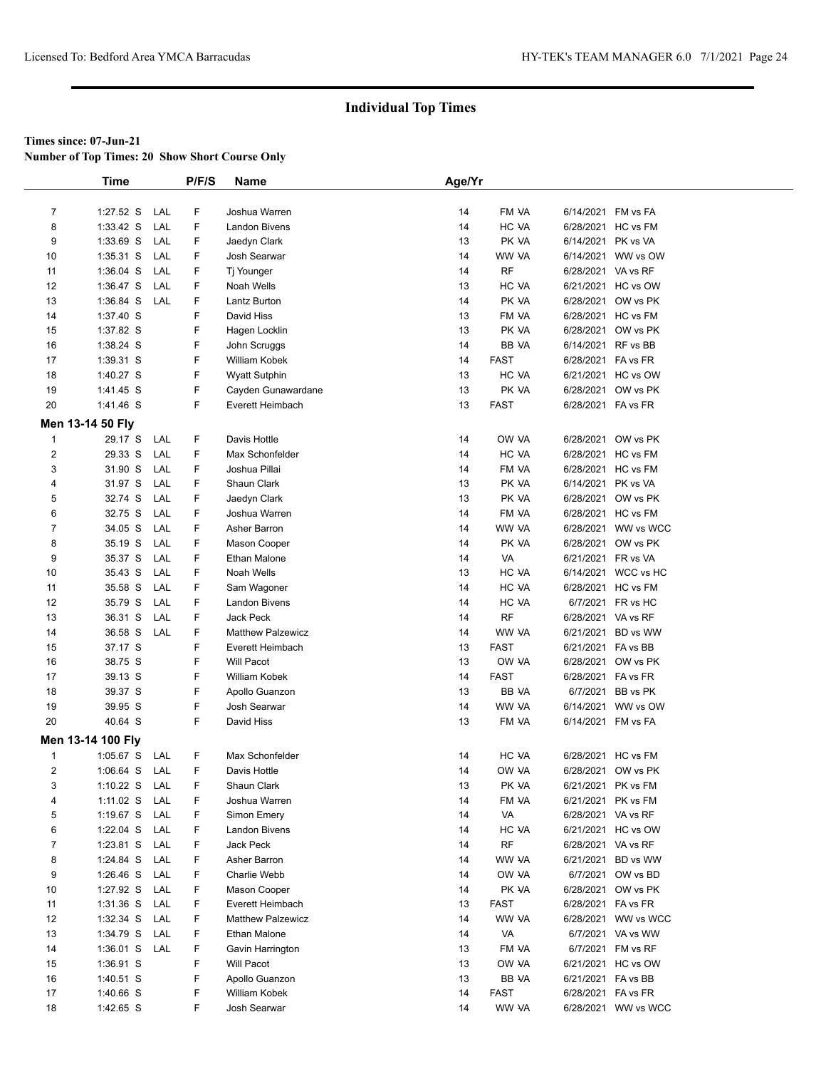## Individual Top Times

**Times since: 07-Jun-21**

**Number of Top Times: 20 Show Short Course Only**

| | Time | | P/F/S | Name | Age/Yr | | | |
|---|---|---|---|---|---|---|---|---|
| 7 | 1:27.52 S | LAL | F | Joshua Warren | 14 | FM VA | 6/14/2021 | FM vs FA |
| 8 | 1:33.42 S | LAL | F | Landon Bivens | 14 | HC VA | 6/28/2021 | HC vs FM |
| 9 | 1:33.69 S | LAL | F | Jaedyn Clark | 13 | PK VA | 6/14/2021 | PK vs VA |
| 10 | 1:35.31 S | LAL | F | Josh Searwar | 14 | WW VA | 6/14/2021 | WW vs OW |
| 11 | 1:36.04 S | LAL | F | Tj Younger | 14 | RF | 6/28/2021 | VA vs RF |
| 12 | 1:36.47 S | LAL | F | Noah Wells | 13 | HC VA | 6/21/2021 | HC vs OW |
| 13 | 1:36.84 S | LAL | F | Lantz Burton | 14 | PK VA | 6/28/2021 | OW vs PK |
| 14 | 1:37.40 S | | F | David Hiss | 13 | FM VA | 6/28/2021 | HC vs FM |
| 15 | 1:37.82 S | | F | Hagen Locklin | 13 | PK VA | 6/28/2021 | OW vs PK |
| 16 | 1:38.24 S | | F | John Scruggs | 14 | BB VA | 6/14/2021 | RF vs BB |
| 17 | 1:39.31 S | | F | William Kobek | 14 | FAST | 6/28/2021 | FA vs FR |
| 18 | 1:40.27 S | | F | Wyatt Sutphin | 13 | HC VA | 6/21/2021 | HC vs OW |
| 19 | 1:41.45 S | | F | Cayden Gunawardane | 13 | PK VA | 6/28/2021 | OW vs PK |
| 20 | 1:41.46 S | | F | Everett Heimbach | 13 | FAST | 6/28/2021 | FA vs FR |

### Men 13-14 50 Fly

| | Time | | P/F/S | Name | Age/Yr | | | |
|---|---|---|---|---|---|---|---|---|
| 1 | 29.17 S | LAL | F | Davis Hottle | 14 | OW VA | 6/28/2021 | OW vs PK |
| 2 | 29.33 S | LAL | F | Max Schonfelder | 14 | HC VA | 6/28/2021 | HC vs FM |
| 3 | 31.90 S | LAL | F | Joshua Pillai | 14 | FM VA | 6/28/2021 | HC vs FM |
| 4 | 31.97 S | LAL | F | Shaun Clark | 13 | PK VA | 6/14/2021 | PK vs VA |
| 5 | 32.74 S | LAL | F | Jaedyn Clark | 13 | PK VA | 6/28/2021 | OW vs PK |
| 6 | 32.75 S | LAL | F | Joshua Warren | 14 | FM VA | 6/28/2021 | HC vs FM |
| 7 | 34.05 S | LAL | F | Asher Barron | 14 | WW VA | 6/28/2021 | WW vs WCC |
| 8 | 35.19 S | LAL | F | Mason Cooper | 14 | PK VA | 6/28/2021 | OW vs PK |
| 9 | 35.37 S | LAL | F | Ethan Malone | 14 | VA | 6/21/2021 | FR vs VA |
| 10 | 35.43 S | LAL | F | Noah Wells | 13 | HC VA | 6/14/2021 | WCC vs HC |
| 11 | 35.58 S | LAL | F | Sam Wagoner | 14 | HC VA | 6/28/2021 | HC vs FM |
| 12 | 35.79 S | LAL | F | Landon Bivens | 14 | HC VA | 6/7/2021 | FR vs HC |
| 13 | 36.31 S | LAL | F | Jack Peck | 14 | RF | 6/28/2021 | VA vs RF |
| 14 | 36.58 S | LAL | F | Matthew Palzewicz | 14 | WW VA | 6/21/2021 | BD vs WW |
| 15 | 37.17 S | | F | Everett Heimbach | 13 | FAST | 6/21/2021 | FA vs BB |
| 16 | 38.75 S | | F | Will Pacot | 13 | OW VA | 6/28/2021 | OW vs PK |
| 17 | 39.13 S | | F | William Kobek | 14 | FAST | 6/28/2021 | FA vs FR |
| 18 | 39.37 S | | F | Apollo Guanzon | 13 | BB VA | 6/7/2021 | BB vs PK |
| 19 | 39.95 S | | F | Josh Searwar | 14 | WW VA | 6/14/2021 | WW vs OW |
| 20 | 40.64 S | | F | David Hiss | 13 | FM VA | 6/14/2021 | FM vs FA |

### Men 13-14 100 Fly

| | Time | | P/F/S | Name | Age/Yr | | | |
|---|---|---|---|---|---|---|---|---|
| 1 | 1:05.67 S | LAL | F | Max Schonfelder | 14 | HC VA | 6/28/2021 | HC vs FM |
| 2 | 1:06.64 S | LAL | F | Davis Hottle | 14 | OW VA | 6/28/2021 | OW vs PK |
| 3 | 1:10.22 S | LAL | F | Shaun Clark | 13 | PK VA | 6/21/2021 | PK vs FM |
| 4 | 1:11.02 S | LAL | F | Joshua Warren | 14 | FM VA | 6/21/2021 | PK vs FM |
| 5 | 1:19.67 S | LAL | F | Simon Emery | 14 | VA | 6/28/2021 | VA vs RF |
| 6 | 1:22.04 S | LAL | F | Landon Bivens | 14 | HC VA | 6/21/2021 | HC vs OW |
| 7 | 1:23.81 S | LAL | F | Jack Peck | 14 | RF | 6/28/2021 | VA vs RF |
| 8 | 1:24.84 S | LAL | F | Asher Barron | 14 | WW VA | 6/21/2021 | BD vs WW |
| 9 | 1:26.46 S | LAL | F | Charlie Webb | 14 | OW VA | 6/7/2021 | OW vs BD |
| 10 | 1:27.92 S | LAL | F | Mason Cooper | 14 | PK VA | 6/28/2021 | OW vs PK |
| 11 | 1:31.36 S | LAL | F | Everett Heimbach | 13 | FAST | 6/28/2021 | FA vs FR |
| 12 | 1:32.34 S | LAL | F | Matthew Palzewicz | 14 | WW VA | 6/28/2021 | WW vs WCC |
| 13 | 1:34.79 S | LAL | F | Ethan Malone | 14 | VA | 6/7/2021 | VA vs WW |
| 14 | 1:36.01 S | LAL | F | Gavin Harrington | 13 | FM VA | 6/7/2021 | FM vs RF |
| 15 | 1:36.91 S | | F | Will Pacot | 13 | OW VA | 6/21/2021 | HC vs OW |
| 16 | 1:40.51 S | | F | Apollo Guanzon | 13 | BB VA | 6/21/2021 | FA vs BB |
| 17 | 1:40.66 S | | F | William Kobek | 14 | FAST | 6/28/2021 | FA vs FR |
| 18 | 1:42.65 S | | F | Josh Searwar | 14 | WW VA | 6/28/2021 | WW vs WCC |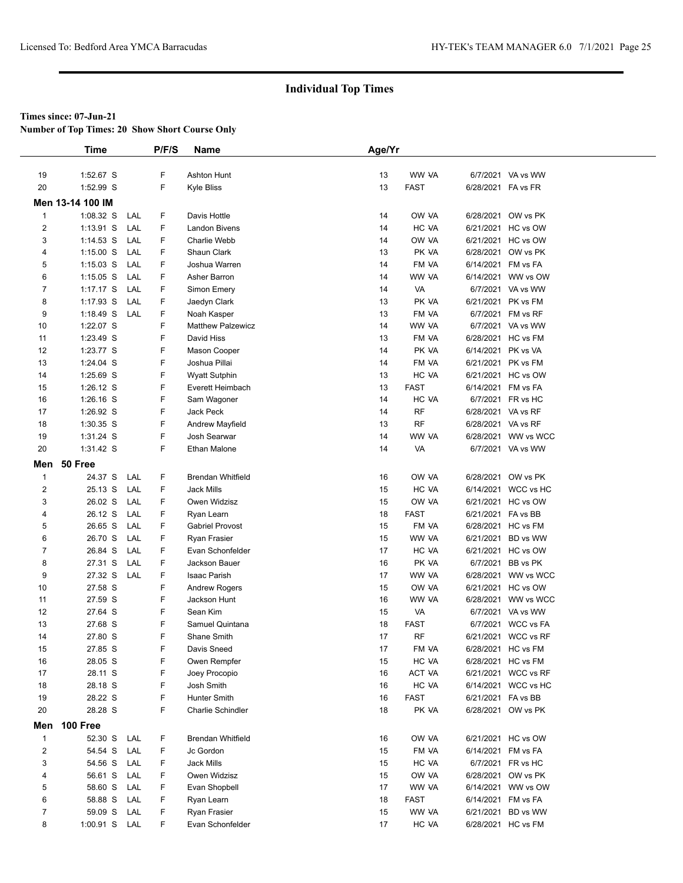## Individual Top Times

**Times since: 07-Jun-21**
**Number of Top Times: 20 Show Short Course Only**

| | Time | | P/F/S | Name | Age/Yr | | | |
|---|---|---|---|---|---|---|---|---|
| 19 | 1:52.67 S | | F | Ashton Hunt | 13 | WW VA | 6/7/2021 | VA vs WW |
| 20 | 1:52.99 S | | F | Kyle Bliss | 13 | FAST | 6/28/2021 | FA vs FR |
| **Men 13-14 100 IM** | | | | | | | | |
| 1 | 1:08.32 S | LAL | F | Davis Hottle | 14 | OW VA | 6/28/2021 | OW vs PK |
| 2 | 1:13.91 S | LAL | F | Landon Bivens | 14 | HC VA | 6/21/2021 | HC vs OW |
| 3 | 1:14.53 S | LAL | F | Charlie Webb | 14 | OW VA | 6/21/2021 | HC vs OW |
| 4 | 1:15.00 S | LAL | F | Shaun Clark | 13 | PK VA | 6/28/2021 | OW vs PK |
| 5 | 1:15.03 S | LAL | F | Joshua Warren | 14 | FM VA | 6/14/2021 | FM vs FA |
| 6 | 1:15.05 S | LAL | F | Asher Barron | 14 | WW VA | 6/14/2021 | WW vs OW |
| 7 | 1:17.17 S | LAL | F | Simon Emery | 14 | VA | 6/7/2021 | VA vs WW |
| 8 | 1:17.93 S | LAL | F | Jaedyn Clark | 13 | PK VA | 6/21/2021 | PK vs FM |
| 9 | 1:18.49 S | LAL | F | Noah Kasper | 13 | FM VA | 6/7/2021 | FM vs RF |
| 10 | 1:22.07 S | | F | Matthew Palzewicz | 14 | WW VA | 6/7/2021 | VA vs WW |
| 11 | 1:23.49 S | | F | David Hiss | 13 | FM VA | 6/28/2021 | HC vs FM |
| 12 | 1:23.77 S | | F | Mason Cooper | 14 | PK VA | 6/14/2021 | PK vs VA |
| 13 | 1:24.04 S | | F | Joshua Pillai | 14 | FM VA | 6/21/2021 | PK vs FM |
| 14 | 1:25.69 S | | F | Wyatt Sutphin | 13 | HC VA | 6/21/2021 | HC vs OW |
| 15 | 1:26.12 S | | F | Everett Heimbach | 13 | FAST | 6/14/2021 | FM vs FA |
| 16 | 1:26.16 S | | F | Sam Wagoner | 14 | HC VA | 6/7/2021 | FR vs HC |
| 17 | 1:26.92 S | | F | Jack Peck | 14 | RF | 6/28/2021 | VA vs RF |
| 18 | 1:30.35 S | | F | Andrew Mayfield | 13 | RF | 6/28/2021 | VA vs RF |
| 19 | 1:31.24 S | | F | Josh Searwar | 14 | WW VA | 6/28/2021 | WW vs WCC |
| 20 | 1:31.42 S | | F | Ethan Malone | 14 | VA | 6/7/2021 | VA vs WW |
| **Men 50 Free** | | | | | | | | |
| 1 | 24.37 S | LAL | F | Brendan Whitfield | 16 | OW VA | 6/28/2021 | OW vs PK |
| 2 | 25.13 S | LAL | F | Jack Mills | 15 | HC VA | 6/14/2021 | WCC vs HC |
| 3 | 26.02 S | LAL | F | Owen Widzisz | 15 | OW VA | 6/21/2021 | HC vs OW |
| 4 | 26.12 S | LAL | F | Ryan Learn | 18 | FAST | 6/21/2021 | FA vs BB |
| 5 | 26.65 S | LAL | F | Gabriel Provost | 15 | FM VA | 6/28/2021 | HC vs FM |
| 6 | 26.70 S | LAL | F | Ryan Frasier | 15 | WW VA | 6/21/2021 | BD vs WW |
| 7 | 26.84 S | LAL | F | Evan Schonfelder | 17 | HC VA | 6/21/2021 | HC vs OW |
| 8 | 27.31 S | LAL | F | Jackson Bauer | 16 | PK VA | 6/7/2021 | BB vs PK |
| 9 | 27.32 S | LAL | F | Isaac Parish | 17 | WW VA | 6/28/2021 | WW vs WCC |
| 10 | 27.58 S | | F | Andrew Rogers | 15 | OW VA | 6/21/2021 | HC vs OW |
| 11 | 27.59 S | | F | Jackson Hunt | 16 | WW VA | 6/28/2021 | WW vs WCC |
| 12 | 27.64 S | | F | Sean Kim | 15 | VA | 6/7/2021 | VA vs WW |
| 13 | 27.68 S | | F | Samuel Quintana | 18 | FAST | 6/7/2021 | WCC vs FA |
| 14 | 27.80 S | | F | Shane Smith | 17 | RF | 6/21/2021 | WCC vs RF |
| 15 | 27.85 S | | F | Davis Sneed | 17 | FM VA | 6/28/2021 | HC vs FM |
| 16 | 28.05 S | | F | Owen Rempfer | 15 | HC VA | 6/28/2021 | HC vs FM |
| 17 | 28.11 S | | F | Joey Procopio | 16 | ACT VA | 6/21/2021 | WCC vs RF |
| 18 | 28.18 S | | F | Josh Smith | 16 | HC VA | 6/14/2021 | WCC vs HC |
| 19 | 28.22 S | | F | Hunter Smith | 16 | FAST | 6/21/2021 | FA vs BB |
| 20 | 28.28 S | | F | Charlie Schindler | 18 | PK VA | 6/28/2021 | OW vs PK |
| **Men 100 Free** | | | | | | | | |
| 1 | 52.30 S | LAL | F | Brendan Whitfield | 16 | OW VA | 6/21/2021 | HC vs OW |
| 2 | 54.54 S | LAL | F | Jc Gordon | 15 | FM VA | 6/14/2021 | FM vs FA |
| 3 | 54.56 S | LAL | F | Jack Mills | 15 | HC VA | 6/7/2021 | FR vs HC |
| 4 | 56.61 S | LAL | F | Owen Widzisz | 15 | OW VA | 6/28/2021 | OW vs PK |
| 5 | 58.60 S | LAL | F | Evan Shopbell | 17 | WW VA | 6/14/2021 | WW vs OW |
| 6 | 58.88 S | LAL | F | Ryan Learn | 18 | FAST | 6/14/2021 | FM vs FA |
| 7 | 59.09 S | LAL | F | Ryan Frasier | 15 | WW VA | 6/21/2021 | BD vs WW |
| 8 | 1:00.91 S | LAL | F | Evan Schonfelder | 17 | HC VA | 6/28/2021 | HC vs FM |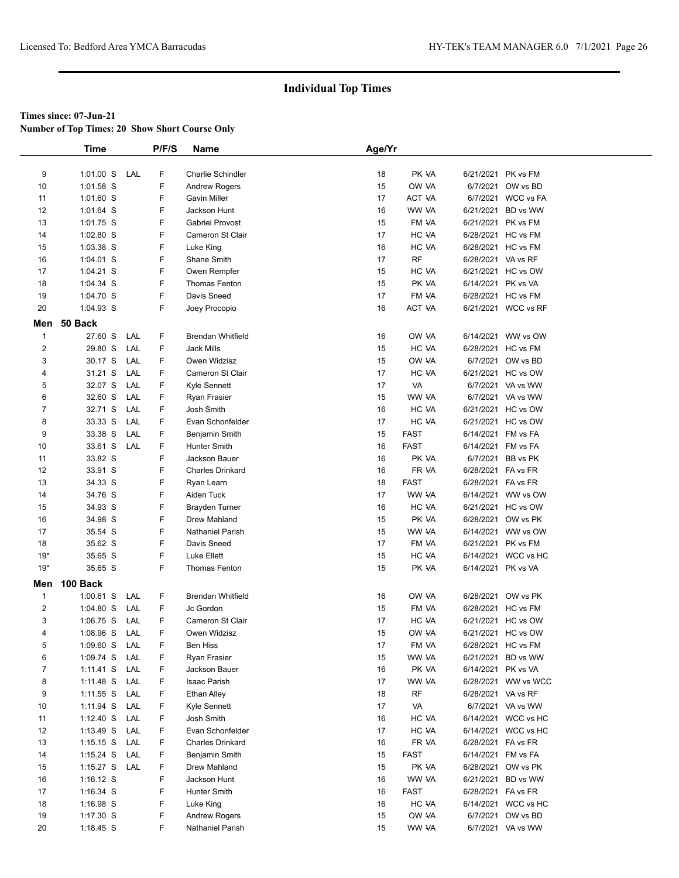## Individual Top Times

**Times since: 07-Jun-21**

**Number of Top Times: 20 Show Short Course Only**

| | Time | | P/F/S | Name | Age/Yr | | | |
|---|---|---|---|---|---|---|---|---|
| 9 | 1:01.00 S | LAL | F | Charlie Schindler | 18 | PK VA | 6/21/2021 | PK vs FM |
| 10 | 1:01.58 S | | F | Andrew Rogers | 15 | OW VA | 6/7/2021 | OW vs BD |
| 11 | 1:01.60 S | | F | Gavin Miller | 17 | ACT VA | 6/7/2021 | WCC vs FA |
| 12 | 1:01.64 S | | F | Jackson Hunt | 16 | WW VA | 6/21/2021 | BD vs WW |
| 13 | 1:01.75 S | | F | Gabriel Provost | 15 | FM VA | 6/21/2021 | PK vs FM |
| 14 | 1:02.80 S | | F | Cameron St Clair | 17 | HC VA | 6/28/2021 | HC vs FM |
| 15 | 1:03.38 S | | F | Luke King | 16 | HC VA | 6/28/2021 | HC vs FM |
| 16 | 1:04.01 S | | F | Shane Smith | 17 | RF | 6/28/2021 | VA vs RF |
| 17 | 1:04.21 S | | F | Owen Rempfer | 15 | HC VA | 6/21/2021 | HC vs OW |
| 18 | 1:04.34 S | | F | Thomas Fenton | 15 | PK VA | 6/14/2021 | PK vs VA |
| 19 | 1:04.70 S | | F | Davis Sneed | 17 | FM VA | 6/28/2021 | HC vs FM |
| 20 | 1:04.93 S | | F | Joey Procopio | 16 | ACT VA | 6/21/2021 | WCC vs RF |

### Men 50 Back

| | Time | | P/F/S | Name | Age/Yr | | | |
|---|---|---|---|---|---|---|---|---|
| 1 | 27.60 S | LAL | F | Brendan Whitfield | 16 | OW VA | 6/14/2021 | WW vs OW |
| 2 | 29.80 S | LAL | F | Jack Mills | 15 | HC VA | 6/28/2021 | HC vs FM |
| 3 | 30.17 S | LAL | F | Owen Widzisz | 15 | OW VA | 6/7/2021 | OW vs BD |
| 4 | 31.21 S | LAL | F | Cameron St Clair | 17 | HC VA | 6/21/2021 | HC vs OW |
| 5 | 32.07 S | LAL | F | Kyle Sennett | 17 | VA | 6/7/2021 | VA vs WW |
| 6 | 32.60 S | LAL | F | Ryan Frasier | 15 | WW VA | 6/7/2021 | VA vs WW |
| 7 | 32.71 S | LAL | F | Josh Smith | 16 | HC VA | 6/21/2021 | HC vs OW |
| 8 | 33.33 S | LAL | F | Evan Schonfelder | 17 | HC VA | 6/21/2021 | HC vs OW |
| 9 | 33.38 S | LAL | F | Benjamin Smith | 15 | FAST | 6/14/2021 | FM vs FA |
| 10 | 33.61 S | LAL | F | Hunter Smith | 16 | FAST | 6/14/2021 | FM vs FA |
| 11 | 33.82 S | | F | Jackson Bauer | 16 | PK VA | 6/7/2021 | BB vs PK |
| 12 | 33.91 S | | F | Charles Drinkard | 16 | FR VA | 6/28/2021 | FA vs FR |
| 13 | 34.33 S | | F | Ryan Learn | 18 | FAST | 6/28/2021 | FA vs FR |
| 14 | 34.76 S | | F | Aiden Tuck | 17 | WW VA | 6/14/2021 | WW vs OW |
| 15 | 34.93 S | | F | Brayden Turner | 16 | HC VA | 6/21/2021 | HC vs OW |
| 16 | 34.98 S | | F | Drew Mahland | 15 | PK VA | 6/28/2021 | OW vs PK |
| 17 | 35.54 S | | F | Nathaniel Parish | 15 | WW VA | 6/14/2021 | WW vs OW |
| 18 | 35.62 S | | F | Davis Sneed | 17 | FM VA | 6/21/2021 | PK vs FM |
| 19* | 35.65 S | | F | Luke Ellett | 15 | HC VA | 6/14/2021 | WCC vs HC |
| 19* | 35.65 S | | F | Thomas Fenton | 15 | PK VA | 6/14/2021 | PK vs VA |

### Men 100 Back

| | Time | | P/F/S | Name | Age/Yr | | | |
|---|---|---|---|---|---|---|---|---|
| 1 | 1:00.61 S | LAL | F | Brendan Whitfield | 16 | OW VA | 6/28/2021 | OW vs PK |
| 2 | 1:04.80 S | LAL | F | Jc Gordon | 15 | FM VA | 6/28/2021 | HC vs FM |
| 3 | 1:06.75 S | LAL | F | Cameron St Clair | 17 | HC VA | 6/21/2021 | HC vs OW |
| 4 | 1:08.96 S | LAL | F | Owen Widzisz | 15 | OW VA | 6/21/2021 | HC vs OW |
| 5 | 1:09.60 S | LAL | F | Ben Hiss | 17 | FM VA | 6/28/2021 | HC vs FM |
| 6 | 1:09.74 S | LAL | F | Ryan Frasier | 15 | WW VA | 6/21/2021 | BD vs WW |
| 7 | 1:11.41 S | LAL | F | Jackson Bauer | 16 | PK VA | 6/14/2021 | PK vs VA |
| 8 | 1:11.48 S | LAL | F | Isaac Parish | 17 | WW VA | 6/28/2021 | WW vs WCC |
| 9 | 1:11.55 S | LAL | F | Ethan Alley | 18 | RF | 6/28/2021 | VA vs RF |
| 10 | 1:11.94 S | LAL | F | Kyle Sennett | 17 | VA | 6/7/2021 | VA vs WW |
| 11 | 1:12.40 S | LAL | F | Josh Smith | 16 | HC VA | 6/14/2021 | WCC vs HC |
| 12 | 1:13.49 S | LAL | F | Evan Schonfelder | 17 | HC VA | 6/14/2021 | WCC vs HC |
| 13 | 1:15.15 S | LAL | F | Charles Drinkard | 16 | FR VA | 6/28/2021 | FA vs FR |
| 14 | 1:15.24 S | LAL | F | Benjamin Smith | 15 | FAST | 6/14/2021 | FM vs FA |
| 15 | 1:15.27 S | LAL | F | Drew Mahland | 15 | PK VA | 6/28/2021 | OW vs PK |
| 16 | 1:16.12 S | | F | Jackson Hunt | 16 | WW VA | 6/21/2021 | BD vs WW |
| 17 | 1:16.34 S | | F | Hunter Smith | 16 | FAST | 6/28/2021 | FA vs FR |
| 18 | 1:16.98 S | | F | Luke King | 16 | HC VA | 6/14/2021 | WCC vs HC |
| 19 | 1:17.30 S | | F | Andrew Rogers | 15 | OW VA | 6/7/2021 | OW vs BD |
| 20 | 1:18.45 S | | F | Nathaniel Parish | 15 | WW VA | 6/7/2021 | VA vs WW |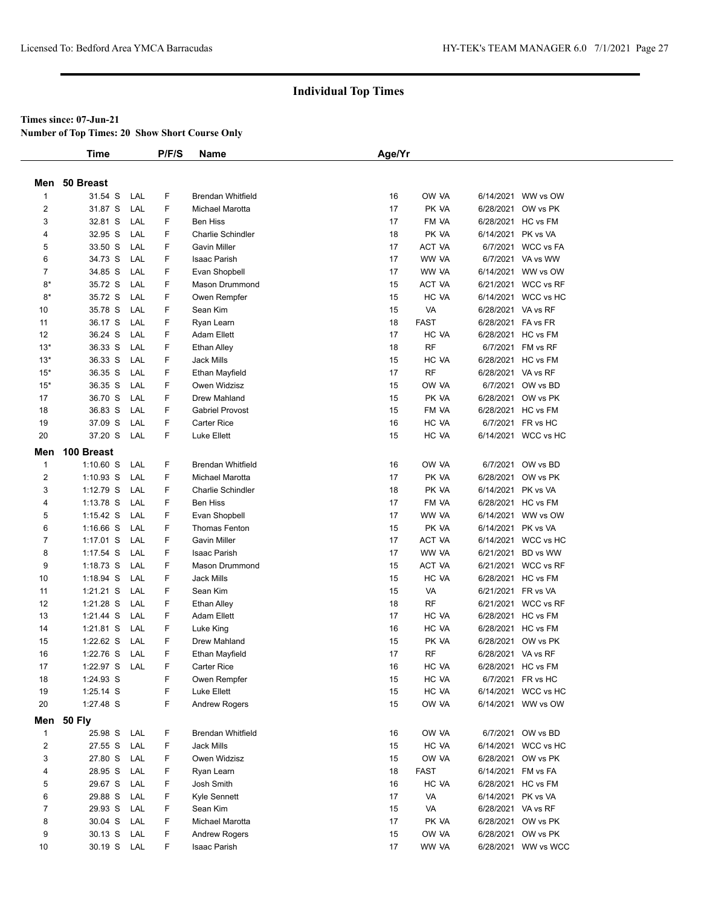## Individual Top Times

**Times since: 07-Jun-21**

**Number of Top Times: 20 Show Short Course Only**

| | Time | | P/F/S | Name | Age/Yr | | | |
|---|---|---|---|---|---|---|---|---|
| **Men 50 Breast** | | | | | | | | |
| 1 | 31.54 S | LAL | F | Brendan Whitfield | 16 | OW VA | 6/14/2021 | WW vs OW |
| 2 | 31.87 S | LAL | F | Michael Marotta | 17 | PK VA | 6/28/2021 | OW vs PK |
| 3 | 32.81 S | LAL | F | Ben Hiss | 17 | FM VA | 6/28/2021 | HC vs FM |
| 4 | 32.95 S | LAL | F | Charlie Schindler | 18 | PK VA | 6/14/2021 | PK vs VA |
| 5 | 33.50 S | LAL | F | Gavin Miller | 17 | ACT VA | 6/7/2021 | WCC vs FA |
| 6 | 34.73 S | LAL | F | Isaac Parish | 17 | WW VA | 6/7/2021 | VA vs WW |
| 7 | 34.85 S | LAL | F | Evan Shopbell | 17 | WW VA | 6/14/2021 | WW vs OW |
| 8* | 35.72 S | LAL | F | Mason Drummond | 15 | ACT VA | 6/21/2021 | WCC vs RF |
| 8* | 35.72 S | LAL | F | Owen Rempfer | 15 | HC VA | 6/14/2021 | WCC vs HC |
| 10 | 35.78 S | LAL | F | Sean Kim | 15 | VA | 6/28/2021 | VA vs RF |
| 11 | 36.17 S | LAL | F | Ryan Learn | 18 | FAST | 6/28/2021 | FA vs FR |
| 12 | 36.24 S | LAL | F | Adam Ellett | 17 | HC VA | 6/28/2021 | HC vs FM |
| 13* | 36.33 S | LAL | F | Ethan Alley | 18 | RF | 6/7/2021 | FM vs RF |
| 13* | 36.33 S | LAL | F | Jack Mills | 15 | HC VA | 6/28/2021 | HC vs FM |
| 15* | 36.35 S | LAL | F | Ethan Mayfield | 17 | RF | 6/28/2021 | VA vs RF |
| 15* | 36.35 S | LAL | F | Owen Widzisz | 15 | OW VA | 6/7/2021 | OW vs BD |
| 17 | 36.70 S | LAL | F | Drew Mahland | 15 | PK VA | 6/28/2021 | OW vs PK |
| 18 | 36.83 S | LAL | F | Gabriel Provost | 15 | FM VA | 6/28/2021 | HC vs FM |
| 19 | 37.09 S | LAL | F | Carter Rice | 16 | HC VA | 6/7/2021 | FR vs HC |
| 20 | 37.20 S | LAL | F | Luke Ellett | 15 | HC VA | 6/14/2021 | WCC vs HC |
| **Men 100 Breast** | | | | | | | | |
| 1 | 1:10.60 S | LAL | F | Brendan Whitfield | 16 | OW VA | 6/7/2021 | OW vs BD |
| 2 | 1:10.93 S | LAL | F | Michael Marotta | 17 | PK VA | 6/28/2021 | OW vs PK |
| 3 | 1:12.79 S | LAL | F | Charlie Schindler | 18 | PK VA | 6/14/2021 | PK vs VA |
| 4 | 1:13.78 S | LAL | F | Ben Hiss | 17 | FM VA | 6/28/2021 | HC vs FM |
| 5 | 1:15.42 S | LAL | F | Evan Shopbell | 17 | WW VA | 6/14/2021 | WW vs OW |
| 6 | 1:16.66 S | LAL | F | Thomas Fenton | 15 | PK VA | 6/14/2021 | PK vs VA |
| 7 | 1:17.01 S | LAL | F | Gavin Miller | 17 | ACT VA | 6/14/2021 | WCC vs HC |
| 8 | 1:17.54 S | LAL | F | Isaac Parish | 17 | WW VA | 6/21/2021 | BD vs WW |
| 9 | 1:18.73 S | LAL | F | Mason Drummond | 15 | ACT VA | 6/21/2021 | WCC vs RF |
| 10 | 1:18.94 S | LAL | F | Jack Mills | 15 | HC VA | 6/28/2021 | HC vs FM |
| 11 | 1:21.21 S | LAL | F | Sean Kim | 15 | VA | 6/21/2021 | FR vs VA |
| 12 | 1:21.28 S | LAL | F | Ethan Alley | 18 | RF | 6/21/2021 | WCC vs RF |
| 13 | 1:21.44 S | LAL | F | Adam Ellett | 17 | HC VA | 6/28/2021 | HC vs FM |
| 14 | 1:21.81 S | LAL | F | Luke King | 16 | HC VA | 6/28/2021 | HC vs FM |
| 15 | 1:22.62 S | LAL | F | Drew Mahland | 15 | PK VA | 6/28/2021 | OW vs PK |
| 16 | 1:22.76 S | LAL | F | Ethan Mayfield | 17 | RF | 6/28/2021 | VA vs RF |
| 17 | 1:22.97 S | LAL | F | Carter Rice | 16 | HC VA | 6/28/2021 | HC vs FM |
| 18 | 1:24.93 S | | F | Owen Rempfer | 15 | HC VA | 6/7/2021 | FR vs HC |
| 19 | 1:25.14 S | | F | Luke Ellett | 15 | HC VA | 6/14/2021 | WCC vs HC |
| 20 | 1:27.48 S | | F | Andrew Rogers | 15 | OW VA | 6/14/2021 | WW vs OW |
| **Men 50 Fly** | | | | | | | | |
| 1 | 25.98 S | LAL | F | Brendan Whitfield | 16 | OW VA | 6/7/2021 | OW vs BD |
| 2 | 27.55 S | LAL | F | Jack Mills | 15 | HC VA | 6/14/2021 | WCC vs HC |
| 3 | 27.80 S | LAL | F | Owen Widzisz | 15 | OW VA | 6/28/2021 | OW vs PK |
| 4 | 28.95 S | LAL | F | Ryan Learn | 18 | FAST | 6/14/2021 | FM vs FA |
| 5 | 29.67 S | LAL | F | Josh Smith | 16 | HC VA | 6/28/2021 | HC vs FM |
| 6 | 29.88 S | LAL | F | Kyle Sennett | 17 | VA | 6/14/2021 | PK vs VA |
| 7 | 29.93 S | LAL | F | Sean Kim | 15 | VA | 6/28/2021 | VA vs RF |
| 8 | 30.04 S | LAL | F | Michael Marotta | 17 | PK VA | 6/28/2021 | OW vs PK |
| 9 | 30.13 S | LAL | F | Andrew Rogers | 15 | OW VA | 6/28/2021 | OW vs PK |
| 10 | 30.19 S | LAL | F | Isaac Parish | 17 | WW VA | 6/28/2021 | WW vs WCC |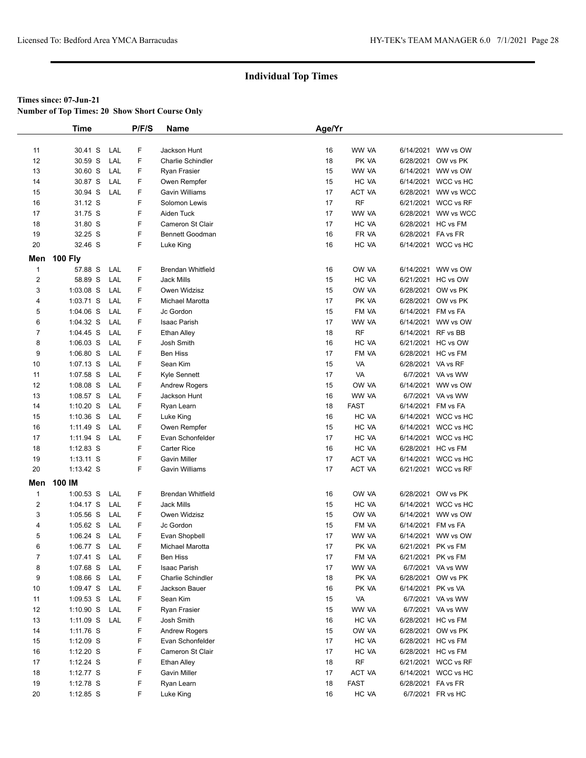## Individual Top Times

**Times since: 07-Jun-21**
**Number of Top Times: 20 Show Short Course Only**

| | Time | | P/F/S | Name | Age/Yr | | | |
|---|---|---|---|---|---|---|---|---|
| 11 | 30.41 S | LAL | F | Jackson Hunt | 16 | WW VA | 6/14/2021 | WW vs OW |
| 12 | 30.59 S | LAL | F | Charlie Schindler | 18 | PK VA | 6/28/2021 | OW vs PK |
| 13 | 30.60 S | LAL | F | Ryan Frasier | 15 | WW VA | 6/14/2021 | WW vs OW |
| 14 | 30.87 S | LAL | F | Owen Rempfer | 15 | HC VA | 6/14/2021 | WCC vs HC |
| 15 | 30.94 S | LAL | F | Gavin Williams | 17 | ACT VA | 6/28/2021 | WW vs WCC |
| 16 | 31.12 S | | F | Solomon Lewis | 17 | RF | 6/21/2021 | WCC vs RF |
| 17 | 31.75 S | | F | Aiden Tuck | 17 | WW VA | 6/28/2021 | WW vs WCC |
| 18 | 31.80 S | | F | Cameron St Clair | 17 | HC VA | 6/28/2021 | HC vs FM |
| 19 | 32.25 S | | F | Bennett Goodman | 16 | FR VA | 6/28/2021 | FA vs FR |
| 20 | 32.46 S | | F | Luke King | 16 | HC VA | 6/14/2021 | WCC vs HC |

### Men 100 Fly

| | Time | | P/F/S | Name | Age/Yr | | | |
|---|---|---|---|---|---|---|---|---|
| 1 | 57.88 S | LAL | F | Brendan Whitfield | 16 | OW VA | 6/14/2021 | WW vs OW |
| 2 | 58.89 S | LAL | F | Jack Mills | 15 | HC VA | 6/21/2021 | HC vs OW |
| 3 | 1:03.08 S | LAL | F | Owen Widzisz | 15 | OW VA | 6/28/2021 | OW vs PK |
| 4 | 1:03.71 S | LAL | F | Michael Marotta | 17 | PK VA | 6/28/2021 | OW vs PK |
| 5 | 1:04.06 S | LAL | F | Jc Gordon | 15 | FM VA | 6/14/2021 | FM vs FA |
| 6 | 1:04.32 S | LAL | F | Isaac Parish | 17 | WW VA | 6/14/2021 | WW vs OW |
| 7 | 1:04.45 S | LAL | F | Ethan Alley | 18 | RF | 6/14/2021 | RF vs BB |
| 8 | 1:06.03 S | LAL | F | Josh Smith | 16 | HC VA | 6/21/2021 | HC vs OW |
| 9 | 1:06.80 S | LAL | F | Ben Hiss | 17 | FM VA | 6/28/2021 | HC vs FM |
| 10 | 1:07.13 S | LAL | F | Sean Kim | 15 | VA | 6/28/2021 | VA vs RF |
| 11 | 1:07.58 S | LAL | F | Kyle Sennett | 17 | VA | 6/7/2021 | VA vs WW |
| 12 | 1:08.08 S | LAL | F | Andrew Rogers | 15 | OW VA | 6/14/2021 | WW vs OW |
| 13 | 1:08.57 S | LAL | F | Jackson Hunt | 16 | WW VA | 6/7/2021 | VA vs WW |
| 14 | 1:10.20 S | LAL | F | Ryan Learn | 18 | FAST | 6/14/2021 | FM vs FA |
| 15 | 1:10.36 S | LAL | F | Luke King | 16 | HC VA | 6/14/2021 | WCC vs HC |
| 16 | 1:11.49 S | LAL | F | Owen Rempfer | 15 | HC VA | 6/14/2021 | WCC vs HC |
| 17 | 1:11.94 S | LAL | F | Evan Schonfelder | 17 | HC VA | 6/14/2021 | WCC vs HC |
| 18 | 1:12.83 S | | F | Carter Rice | 16 | HC VA | 6/28/2021 | HC vs FM |
| 19 | 1:13.11 S | | F | Gavin Miller | 17 | ACT VA | 6/14/2021 | WCC vs HC |
| 20 | 1:13.42 S | | F | Gavin Williams | 17 | ACT VA | 6/21/2021 | WCC vs RF |

### Men 100 IM

| | Time | | P/F/S | Name | Age/Yr | | | |
|---|---|---|---|---|---|---|---|---|
| 1 | 1:00.53 S | LAL | F | Brendan Whitfield | 16 | OW VA | 6/28/2021 | OW vs PK |
| 2 | 1:04.17 S | LAL | F | Jack Mills | 15 | HC VA | 6/14/2021 | WCC vs HC |
| 3 | 1:05.56 S | LAL | F | Owen Widzisz | 15 | OW VA | 6/14/2021 | WW vs OW |
| 4 | 1:05.62 S | LAL | F | Jc Gordon | 15 | FM VA | 6/14/2021 | FM vs FA |
| 5 | 1:06.24 S | LAL | F | Evan Shopbell | 17 | WW VA | 6/14/2021 | WW vs OW |
| 6 | 1:06.77 S | LAL | F | Michael Marotta | 17 | PK VA | 6/21/2021 | PK vs FM |
| 7 | 1:07.41 S | LAL | F | Ben Hiss | 17 | FM VA | 6/21/2021 | PK vs FM |
| 8 | 1:07.68 S | LAL | F | Isaac Parish | 17 | WW VA | 6/7/2021 | VA vs WW |
| 9 | 1:08.66 S | LAL | F | Charlie Schindler | 18 | PK VA | 6/28/2021 | OW vs PK |
| 10 | 1:09.47 S | LAL | F | Jackson Bauer | 16 | PK VA | 6/14/2021 | PK vs VA |
| 11 | 1:09.53 S | LAL | F | Sean Kim | 15 | VA | 6/7/2021 | VA vs WW |
| 12 | 1:10.90 S | LAL | F | Ryan Frasier | 15 | WW VA | 6/7/2021 | VA vs WW |
| 13 | 1:11.09 S | LAL | F | Josh Smith | 16 | HC VA | 6/28/2021 | HC vs FM |
| 14 | 1:11.76 S | | F | Andrew Rogers | 15 | OW VA | 6/28/2021 | OW vs PK |
| 15 | 1:12.09 S | | F | Evan Schonfelder | 17 | HC VA | 6/28/2021 | HC vs FM |
| 16 | 1:12.20 S | | F | Cameron St Clair | 17 | HC VA | 6/28/2021 | HC vs FM |
| 17 | 1:12.24 S | | F | Ethan Alley | 18 | RF | 6/21/2021 | WCC vs RF |
| 18 | 1:12.77 S | | F | Gavin Miller | 17 | ACT VA | 6/14/2021 | WCC vs HC |
| 19 | 1:12.78 S | | F | Ryan Learn | 18 | FAST | 6/28/2021 | FA vs FR |
| 20 | 1:12.85 S | | F | Luke King | 16 | HC VA | 6/7/2021 | FR vs HC |